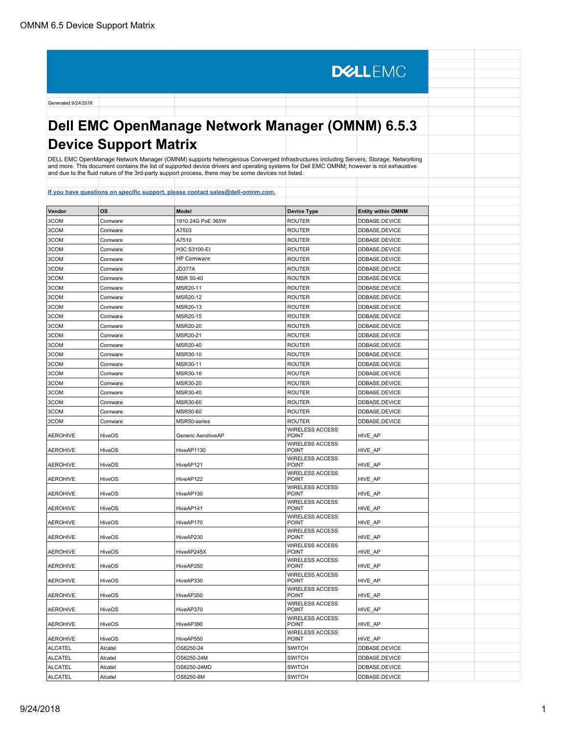DELLEMC

Generated 9/24/2018

# Dell EMC OpenManage Network Manager (OMNM) 6.5.3 Device Support Matrix

DELL EMC OpenManage Network Manager (OMNM) supports heterogenous Converged Infrastructures including Servers, Storage, Networking and more. This document contains the list of supported device drivers and operating systems for Dell EMC OMNM; however is not exhaustive and due to the fluid nature of the 3rd-party support process, there may be some devices not listed.

[If you have questions on specific support, please contact sales@dell-omnm.com.](mailto:sales@dell-omnm.com)

| Vendor | OS | Model | Device Type | Entity within OMNM |
|---|---|---|---|---|
| 3COM | Comware | 1910 24G PoE 365W | ROUTER | DDBASE.DEVICE |
| 3COM | Comware | A7503 | ROUTER | DDBASE.DEVICE |
| 3COM | Comware | A7510 | ROUTER | DDBASE.DEVICE |
| 3COM | Comware | H3C S3100-EI | ROUTER | DDBASE.DEVICE |
| 3COM | Comware | HP Comware | ROUTER | DDBASE.DEVICE |
| 3COM | Comware | JD377A | ROUTER | DDBASE.DEVICE |
| 3COM | Comware | MSR 50-40 | ROUTER | DDBASE.DEVICE |
| 3COM | Comware | MSR20-11 | ROUTER | DDBASE.DEVICE |
| 3COM | Comware | MSR20-12 | ROUTER | DDBASE.DEVICE |
| 3COM | Comware | MSR20-13 | ROUTER | DDBASE.DEVICE |
| 3COM | Comware | MSR20-15 | ROUTER | DDBASE.DEVICE |
| 3COM | Comware | MSR20-20 | ROUTER | DDBASE.DEVICE |
| 3COM | Comware | MSR20-21 | ROUTER | DDBASE.DEVICE |
| 3COM | Comware | MSR20-40 | ROUTER | DDBASE.DEVICE |
| 3COM | Comware | MSR30-10 | ROUTER | DDBASE.DEVICE |
| 3COM | Comware | MSR30-11 | ROUTER | DDBASE.DEVICE |
| 3COM | Comware | MSR30-16 | ROUTER | DDBASE.DEVICE |
| 3COM | Comware | MSR30-20 | ROUTER | DDBASE.DEVICE |
| 3COM | Comware | MSR30-40 | ROUTER | DDBASE.DEVICE |
| 3COM | Comware | MSR30-60 | ROUTER | DDBASE.DEVICE |
| 3COM | Comware | MSR50-60 | ROUTER | DDBASE.DEVICE |
| 3COM | Comware | MSR50-series | ROUTER | DDBASE.DEVICE |
| AEROHIVE | HiveOS | Generic AerohiveAP | WIRELESS ACCESS POINT | HIVE_AP |
| AEROHIVE | HiveOS | HiveAP1130 | WIRELESS ACCESS POINT | HIVE_AP |
| AEROHIVE | HiveOS | HiveAP121 | WIRELESS ACCESS POINT | HIVE_AP |
| AEROHIVE | HiveOS | HiveAP122 | WIRELESS ACCESS POINT | HIVE_AP |
| AEROHIVE | HiveOS | HiveAP130 | WIRELESS ACCESS POINT | HIVE_AP |
| AEROHIVE | HiveOS | HiveAP141 | WIRELESS ACCESS POINT | HIVE_AP |
| AEROHIVE | HiveOS | HiveAP170 | WIRELESS ACCESS POINT | HIVE_AP |
| AEROHIVE | HiveOS | HiveAP230 | WIRELESS ACCESS POINT | HIVE_AP |
| AEROHIVE | HiveOS | HiveAP245X | WIRELESS ACCESS POINT | HIVE_AP |
| AEROHIVE | HiveOS | HiveAP250 | WIRELESS ACCESS POINT | HIVE_AP |
| AEROHIVE | HiveOS | HiveAP330 | WIRELESS ACCESS POINT | HIVE_AP |
| AEROHIVE | HiveOS | HiveAP350 | WIRELESS ACCESS POINT | HIVE_AP |
| AEROHIVE | HiveOS | HiveAP370 | WIRELESS ACCESS POINT | HIVE_AP |
| AEROHIVE | HiveOS | HiveAP390 | WIRELESS ACCESS POINT | HIVE_AP |
| AEROHIVE | HiveOS | HiveAP550 | WIRELESS ACCESS POINT | HIVE_AP |
| ALCATEL | Alcatel | OS6250-24 | SWITCH | DDBASE.DEVICE |
| ALCATEL | Alcatel | OS6250-24M | SWITCH | DDBASE.DEVICE |
| ALCATEL | Alcatel | OS6250-24MD | SWITCH | DDBASE.DEVICE |
| ALCATEL | Alcatel | OS6250-8M | SWITCH | DDBASE.DEVICE |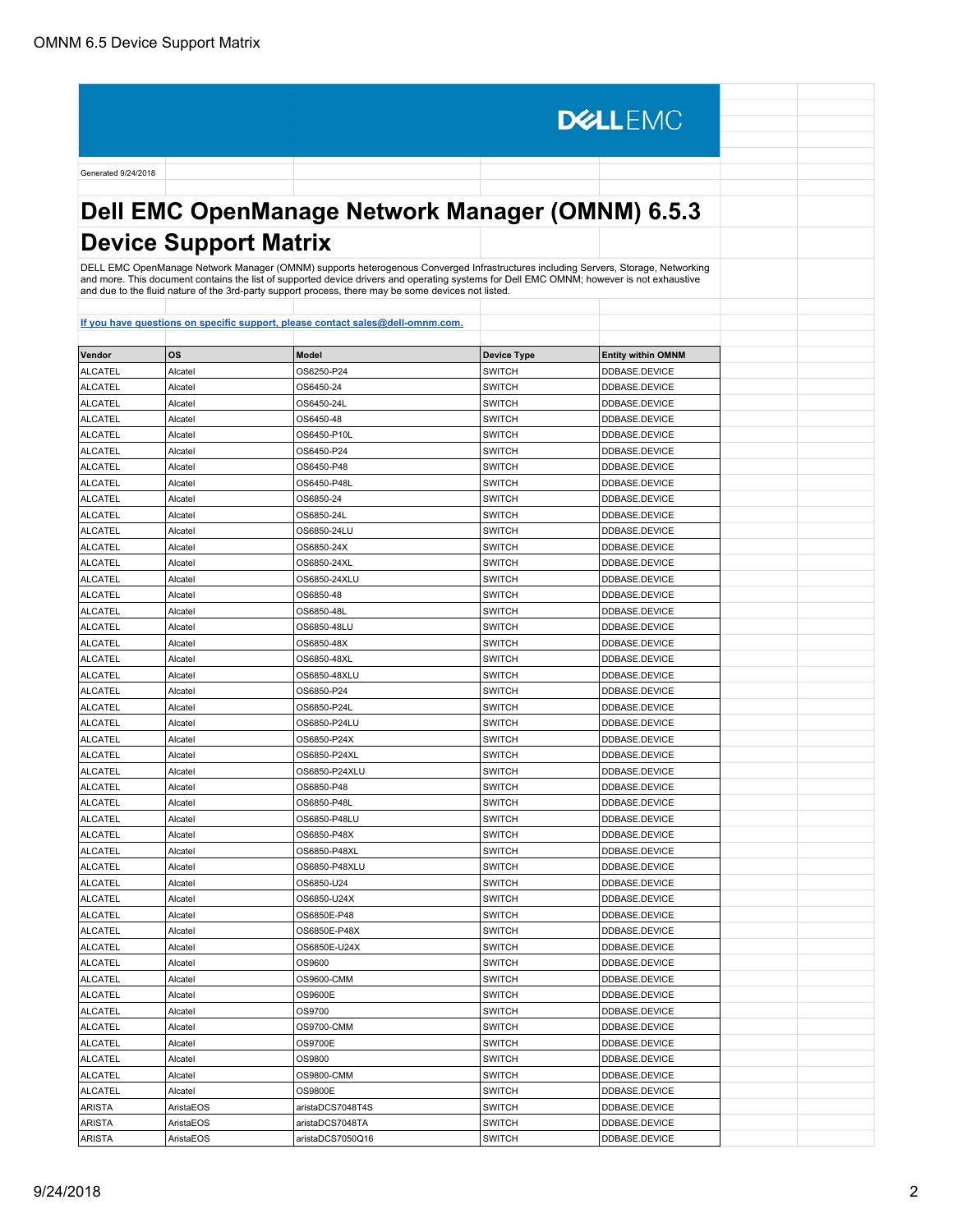DELL EMC

Generated 9/24/2018

# Dell EMC OpenManage Network Manager (OMNM) 6.5.3 Device Support Matrix

DELL EMC OpenManage Network Manager (OMNM) supports heterogenous Converged Infrastructures including Servers, Storage, Networking and more. This document contains the list of supported device drivers and operating systems for Dell EMC OMNM; however is not exhaustive and due to the fluid nature of the 3rd-party support process, there may be some devices not listed.

[If you have questions on specific support, please contact sales@dell-omnm.com.](mailto:sales@dell-omnm.com)

| Vendor | OS | Model | Device Type | Entity within OMNM |
|---|---|---|---|---|
| ALCATEL | Alcatel | OS6250-P24 | SWITCH | DDBASE.DEVICE |
| ALCATEL | Alcatel | OS6450-24 | SWITCH | DDBASE.DEVICE |
| ALCATEL | Alcatel | OS6450-24L | SWITCH | DDBASE.DEVICE |
| ALCATEL | Alcatel | OS6450-48 | SWITCH | DDBASE.DEVICE |
| ALCATEL | Alcatel | OS6450-P10L | SWITCH | DDBASE.DEVICE |
| ALCATEL | Alcatel | OS6450-P24 | SWITCH | DDBASE.DEVICE |
| ALCATEL | Alcatel | OS6450-P48 | SWITCH | DDBASE.DEVICE |
| ALCATEL | Alcatel | OS6450-P48L | SWITCH | DDBASE.DEVICE |
| ALCATEL | Alcatel | OS6850-24 | SWITCH | DDBASE.DEVICE |
| ALCATEL | Alcatel | OS6850-24L | SWITCH | DDBASE.DEVICE |
| ALCATEL | Alcatel | OS6850-24LU | SWITCH | DDBASE.DEVICE |
| ALCATEL | Alcatel | OS6850-24X | SWITCH | DDBASE.DEVICE |
| ALCATEL | Alcatel | OS6850-24XL | SWITCH | DDBASE.DEVICE |
| ALCATEL | Alcatel | OS6850-24XLU | SWITCH | DDBASE.DEVICE |
| ALCATEL | Alcatel | OS6850-48 | SWITCH | DDBASE.DEVICE |
| ALCATEL | Alcatel | OS6850-48L | SWITCH | DDBASE.DEVICE |
| ALCATEL | Alcatel | OS6850-48LU | SWITCH | DDBASE.DEVICE |
| ALCATEL | Alcatel | OS6850-48X | SWITCH | DDBASE.DEVICE |
| ALCATEL | Alcatel | OS6850-48XL | SWITCH | DDBASE.DEVICE |
| ALCATEL | Alcatel | OS6850-48XLU | SWITCH | DDBASE.DEVICE |
| ALCATEL | Alcatel | OS6850-P24 | SWITCH | DDBASE.DEVICE |
| ALCATEL | Alcatel | OS6850-P24L | SWITCH | DDBASE.DEVICE |
| ALCATEL | Alcatel | OS6850-P24LU | SWITCH | DDBASE.DEVICE |
| ALCATEL | Alcatel | OS6850-P24X | SWITCH | DDBASE.DEVICE |
| ALCATEL | Alcatel | OS6850-P24XL | SWITCH | DDBASE.DEVICE |
| ALCATEL | Alcatel | OS6850-P24XLU | SWITCH | DDBASE.DEVICE |
| ALCATEL | Alcatel | OS6850-P48 | SWITCH | DDBASE.DEVICE |
| ALCATEL | Alcatel | OS6850-P48L | SWITCH | DDBASE.DEVICE |
| ALCATEL | Alcatel | OS6850-P48LU | SWITCH | DDBASE.DEVICE |
| ALCATEL | Alcatel | OS6850-P48X | SWITCH | DDBASE.DEVICE |
| ALCATEL | Alcatel | OS6850-P48XL | SWITCH | DDBASE.DEVICE |
| ALCATEL | Alcatel | OS6850-P48XLU | SWITCH | DDBASE.DEVICE |
| ALCATEL | Alcatel | OS6850-U24 | SWITCH | DDBASE.DEVICE |
| ALCATEL | Alcatel | OS6850-U24X | SWITCH | DDBASE.DEVICE |
| ALCATEL | Alcatel | OS6850E-P48 | SWITCH | DDBASE.DEVICE |
| ALCATEL | Alcatel | OS6850E-P48X | SWITCH | DDBASE.DEVICE |
| ALCATEL | Alcatel | OS6850E-U24X | SWITCH | DDBASE.DEVICE |
| ALCATEL | Alcatel | OS9600 | SWITCH | DDBASE.DEVICE |
| ALCATEL | Alcatel | OS9600-CMM | SWITCH | DDBASE.DEVICE |
| ALCATEL | Alcatel | OS9600E | SWITCH | DDBASE.DEVICE |
| ALCATEL | Alcatel | OS9700 | SWITCH | DDBASE.DEVICE |
| ALCATEL | Alcatel | OS9700-CMM | SWITCH | DDBASE.DEVICE |
| ALCATEL | Alcatel | OS9700E | SWITCH | DDBASE.DEVICE |
| ALCATEL | Alcatel | OS9800 | SWITCH | DDBASE.DEVICE |
| ALCATEL | Alcatel | OS9800-CMM | SWITCH | DDBASE.DEVICE |
| ALCATEL | Alcatel | OS9800E | SWITCH | DDBASE.DEVICE |
| ARISTA | AristaEOS | aristaDCS7048T4S | SWITCH | DDBASE.DEVICE |
| ARISTA | AristaEOS | aristaDCS7048TA | SWITCH | DDBASE.DEVICE |
| ARISTA | AristaEOS | aristaDCS7050Q16 | SWITCH | DDBASE.DEVICE |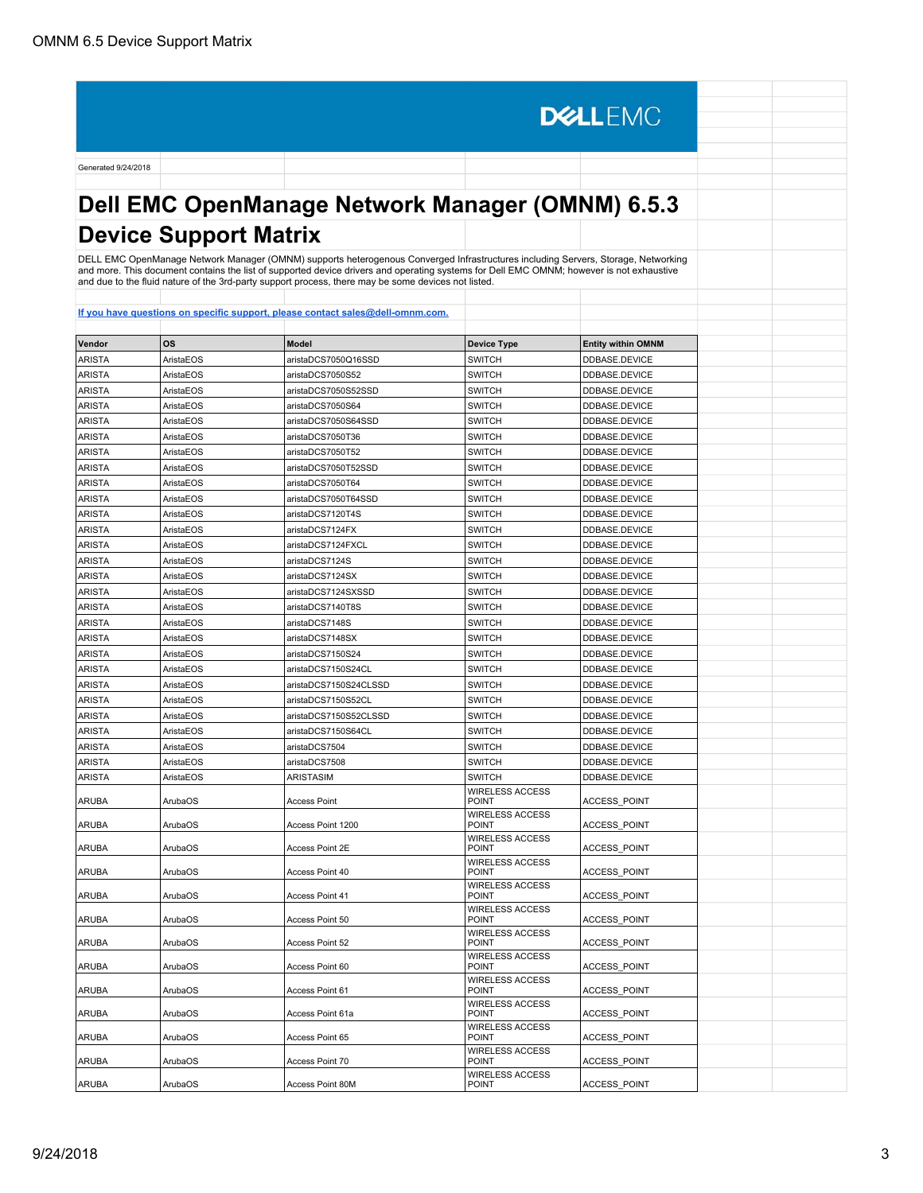DELLEMC

Generated 9/24/2018

# Dell EMC OpenManage Network Manager (OMNM) 6.5.3 Device Support Matrix

DELL EMC OpenManage Network Manager (OMNM) supports heterogenous Converged Infrastructures including Servers, Storage, Networking and more. This document contains the list of supported device drivers and operating systems for Dell EMC OMNM; however is not exhaustive and due to the fluid nature of the 3rd-party support process, there may be some devices not listed.

[If you have questions on specific support, please contact sales@dell-omnm.com.](mailto:sales@dell-omnm.com)

| Vendor | OS | Model | Device Type | Entity within OMNM |
|---|---|---|---|---|
| ARISTA | AristaEOS | aristaDCS7050Q16SSD | SWITCH | DDBASE.DEVICE |
| ARISTA | AristaEOS | aristaDCS7050S52 | SWITCH | DDBASE.DEVICE |
| ARISTA | AristaEOS | aristaDCS7050S52SSD | SWITCH | DDBASE.DEVICE |
| ARISTA | AristaEOS | aristaDCS7050S64 | SWITCH | DDBASE.DEVICE |
| ARISTA | AristaEOS | aristaDCS7050S64SSD | SWITCH | DDBASE.DEVICE |
| ARISTA | AristaEOS | aristaDCS7050T36 | SWITCH | DDBASE.DEVICE |
| ARISTA | AristaEOS | aristaDCS7050T52 | SWITCH | DDBASE.DEVICE |
| ARISTA | AristaEOS | aristaDCS7050T52SSD | SWITCH | DDBASE.DEVICE |
| ARISTA | AristaEOS | aristaDCS7050T64 | SWITCH | DDBASE.DEVICE |
| ARISTA | AristaEOS | aristaDCS7050T64SSD | SWITCH | DDBASE.DEVICE |
| ARISTA | AristaEOS | aristaDCS7120T4S | SWITCH | DDBASE.DEVICE |
| ARISTA | AristaEOS | aristaDCS7124FX | SWITCH | DDBASE.DEVICE |
| ARISTA | AristaEOS | aristaDCS7124FXCL | SWITCH | DDBASE.DEVICE |
| ARISTA | AristaEOS | aristaDCS7124S | SWITCH | DDBASE.DEVICE |
| ARISTA | AristaEOS | aristaDCS7124SX | SWITCH | DDBASE.DEVICE |
| ARISTA | AristaEOS | aristaDCS7124SXSSD | SWITCH | DDBASE.DEVICE |
| ARISTA | AristaEOS | aristaDCS7140T8S | SWITCH | DDBASE.DEVICE |
| ARISTA | AristaEOS | aristaDCS7148S | SWITCH | DDBASE.DEVICE |
| ARISTA | AristaEOS | aristaDCS7148SX | SWITCH | DDBASE.DEVICE |
| ARISTA | AristaEOS | aristaDCS7150S24 | SWITCH | DDBASE.DEVICE |
| ARISTA | AristaEOS | aristaDCS7150S24CL | SWITCH | DDBASE.DEVICE |
| ARISTA | AristaEOS | aristaDCS7150S24CLSSD | SWITCH | DDBASE.DEVICE |
| ARISTA | AristaEOS | aristaDCS7150S52CL | SWITCH | DDBASE.DEVICE |
| ARISTA | AristaEOS | aristaDCS7150S52CLSSD | SWITCH | DDBASE.DEVICE |
| ARISTA | AristaEOS | aristaDCS7150S64CL | SWITCH | DDBASE.DEVICE |
| ARISTA | AristaEOS | aristaDCS7504 | SWITCH | DDBASE.DEVICE |
| ARISTA | AristaEOS | aristaDCS7508 | SWITCH | DDBASE.DEVICE |
| ARISTA | AristaEOS | ARISTASIM | SWITCH | DDBASE.DEVICE |
| ARUBA | ArubaOS | Access Point | WIRELESS ACCESS POINT | ACCESS_POINT |
| ARUBA | ArubaOS | Access Point 1200 | WIRELESS ACCESS POINT | ACCESS_POINT |
| ARUBA | ArubaOS | Access Point 2E | WIRELESS ACCESS POINT | ACCESS_POINT |
| ARUBA | ArubaOS | Access Point 40 | WIRELESS ACCESS POINT | ACCESS_POINT |
| ARUBA | ArubaOS | Access Point 41 | WIRELESS ACCESS POINT | ACCESS_POINT |
| ARUBA | ArubaOS | Access Point 50 | WIRELESS ACCESS POINT | ACCESS_POINT |
| ARUBA | ArubaOS | Access Point 52 | WIRELESS ACCESS POINT | ACCESS_POINT |
| ARUBA | ArubaOS | Access Point 60 | WIRELESS ACCESS POINT | ACCESS_POINT |
| ARUBA | ArubaOS | Access Point 61 | WIRELESS ACCESS POINT | ACCESS_POINT |
| ARUBA | ArubaOS | Access Point 61a | WIRELESS ACCESS POINT | ACCESS_POINT |
| ARUBA | ArubaOS | Access Point 65 | WIRELESS ACCESS POINT | ACCESS_POINT |
| ARUBA | ArubaOS | Access Point 70 | WIRELESS ACCESS POINT | ACCESS_POINT |
| ARUBA | ArubaOS | Access Point 80M | WIRELESS ACCESS POINT | ACCESS_POINT |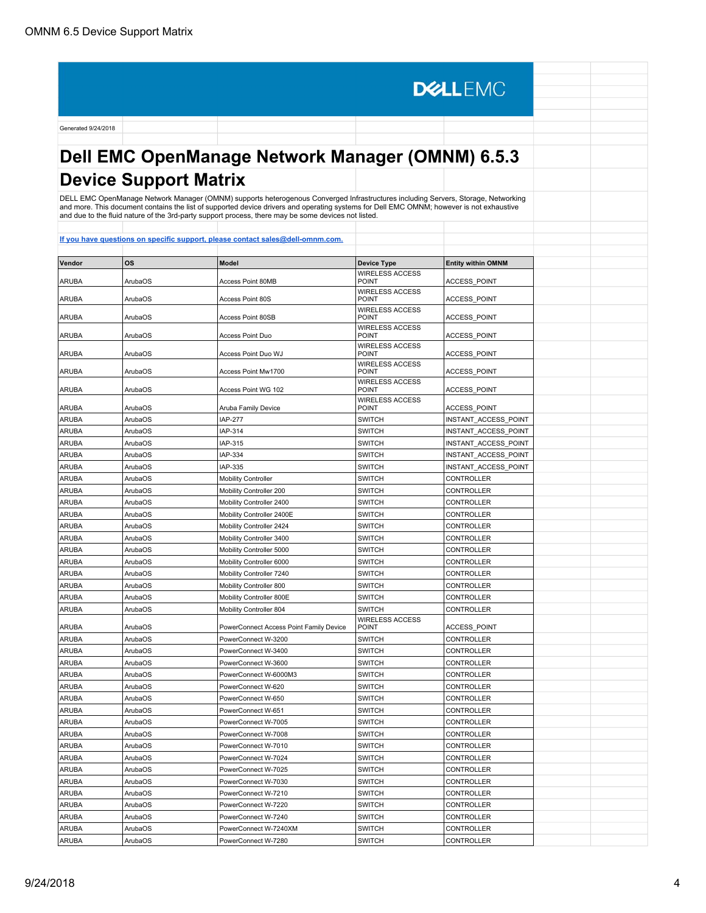Generated 9/24/2018

# Dell EMC OpenManage Network Manager (OMNM) 6.5.3 Device Support Matrix

DELL EMC OpenManage Network Manager (OMNM) supports heterogenous Converged Infrastructures including Servers, Storage, Networking and more. This document contains the list of supported device drivers and operating systems for Dell EMC OMNM; however is not exhaustive and due to the fluid nature of the 3rd-party support process, there may be some devices not listed.

[If you have questions on specific support, please contact sales@dell-omnm.com.](mailto:sales@dell-omnm.com)

| Vendor | OS | Model | Device Type | Entity within OMNM |
|---|---|---|---|---|
| ARUBA | ArubaOS | Access Point 80MB | WIRELESS ACCESS POINT | ACCESS_POINT |
| ARUBA | ArubaOS | Access Point 80S | WIRELESS ACCESS POINT | ACCESS_POINT |
| ARUBA | ArubaOS | Access Point 80SB | WIRELESS ACCESS POINT | ACCESS_POINT |
| ARUBA | ArubaOS | Access Point Duo | WIRELESS ACCESS POINT | ACCESS_POINT |
| ARUBA | ArubaOS | Access Point Duo WJ | WIRELESS ACCESS POINT | ACCESS_POINT |
| ARUBA | ArubaOS | Access Point Mw1700 | WIRELESS ACCESS POINT | ACCESS_POINT |
| ARUBA | ArubaOS | Access Point WG 102 | WIRELESS ACCESS POINT | ACCESS_POINT |
| ARUBA | ArubaOS | Aruba Family Device | WIRELESS ACCESS POINT | ACCESS_POINT |
| ARUBA | ArubaOS | IAP-277 | SWITCH | INSTANT_ACCESS_POINT |
| ARUBA | ArubaOS | IAP-314 | SWITCH | INSTANT_ACCESS_POINT |
| ARUBA | ArubaOS | IAP-315 | SWITCH | INSTANT_ACCESS_POINT |
| ARUBA | ArubaOS | IAP-334 | SWITCH | INSTANT_ACCESS_POINT |
| ARUBA | ArubaOS | IAP-335 | SWITCH | INSTANT_ACCESS_POINT |
| ARUBA | ArubaOS | Mobility Controller | SWITCH | CONTROLLER |
| ARUBA | ArubaOS | Mobility Controller 200 | SWITCH | CONTROLLER |
| ARUBA | ArubaOS | Mobility Controller 2400 | SWITCH | CONTROLLER |
| ARUBA | ArubaOS | Mobility Controller 2400E | SWITCH | CONTROLLER |
| ARUBA | ArubaOS | Mobility Controller 2424 | SWITCH | CONTROLLER |
| ARUBA | ArubaOS | Mobility Controller 3400 | SWITCH | CONTROLLER |
| ARUBA | ArubaOS | Mobility Controller 5000 | SWITCH | CONTROLLER |
| ARUBA | ArubaOS | Mobility Controller 6000 | SWITCH | CONTROLLER |
| ARUBA | ArubaOS | Mobility Controller 7240 | SWITCH | CONTROLLER |
| ARUBA | ArubaOS | Mobility Controller 800 | SWITCH | CONTROLLER |
| ARUBA | ArubaOS | Mobility Controller 800E | SWITCH | CONTROLLER |
| ARUBA | ArubaOS | Mobility Controller 804 | SWITCH | CONTROLLER |
| ARUBA | ArubaOS | PowerConnect Access Point Family Device | WIRELESS ACCESS POINT | ACCESS_POINT |
| ARUBA | ArubaOS | PowerConnect W-3200 | SWITCH | CONTROLLER |
| ARUBA | ArubaOS | PowerConnect W-3400 | SWITCH | CONTROLLER |
| ARUBA | ArubaOS | PowerConnect W-3600 | SWITCH | CONTROLLER |
| ARUBA | ArubaOS | PowerConnect W-6000M3 | SWITCH | CONTROLLER |
| ARUBA | ArubaOS | PowerConnect W-620 | SWITCH | CONTROLLER |
| ARUBA | ArubaOS | PowerConnect W-650 | SWITCH | CONTROLLER |
| ARUBA | ArubaOS | PowerConnect W-651 | SWITCH | CONTROLLER |
| ARUBA | ArubaOS | PowerConnect W-7005 | SWITCH | CONTROLLER |
| ARUBA | ArubaOS | PowerConnect W-7008 | SWITCH | CONTROLLER |
| ARUBA | ArubaOS | PowerConnect W-7010 | SWITCH | CONTROLLER |
| ARUBA | ArubaOS | PowerConnect W-7024 | SWITCH | CONTROLLER |
| ARUBA | ArubaOS | PowerConnect W-7025 | SWITCH | CONTROLLER |
| ARUBA | ArubaOS | PowerConnect W-7030 | SWITCH | CONTROLLER |
| ARUBA | ArubaOS | PowerConnect W-7210 | SWITCH | CONTROLLER |
| ARUBA | ArubaOS | PowerConnect W-7220 | SWITCH | CONTROLLER |
| ARUBA | ArubaOS | PowerConnect W-7240 | SWITCH | CONTROLLER |
| ARUBA | ArubaOS | PowerConnect W-7240XM | SWITCH | CONTROLLER |
| ARUBA | ArubaOS | PowerConnect W-7280 | SWITCH | CONTROLLER |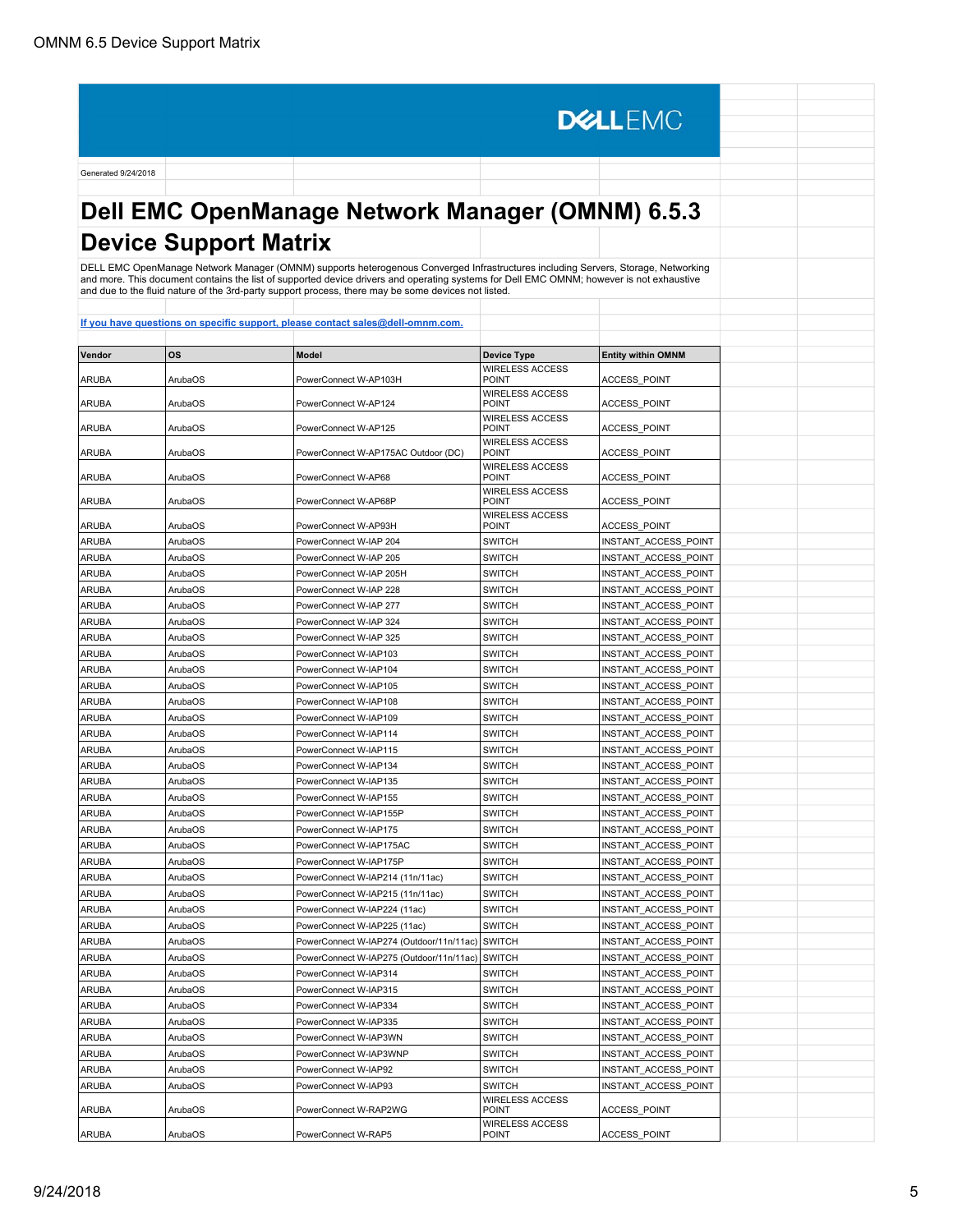Generated 9/24/2018

# Dell EMC OpenManage Network Manager (OMNM) 6.5.3 Device Support Matrix

DELL EMC OpenManage Network Manager (OMNM) supports heterogenous Converged Infrastructures including Servers, Storage, Networking and more. This document contains the list of supported device drivers and operating systems for Dell EMC OMNM; however is not exhaustive and due to the fluid nature of the 3rd-party support process, there may be some devices not listed.

[If you have questions on specific support, please contact sales@dell-omnm.com.](mailto:sales@dell-omnm.com)

| Vendor | OS | Model | Device Type | Entity within OMNM |
|---|---|---|---|---|
| ARUBA | ArubaOS | PowerConnect W-AP103H | WIRELESS ACCESS POINT | ACCESS_POINT |
| ARUBA | ArubaOS | PowerConnect W-AP124 | WIRELESS ACCESS POINT | ACCESS_POINT |
| ARUBA | ArubaOS | PowerConnect W-AP125 | WIRELESS ACCESS POINT | ACCESS_POINT |
| ARUBA | ArubaOS | PowerConnect W-AP175AC Outdoor (DC) | WIRELESS ACCESS POINT | ACCESS_POINT |
| ARUBA | ArubaOS | PowerConnect W-AP68 | WIRELESS ACCESS POINT | ACCESS_POINT |
| ARUBA | ArubaOS | PowerConnect W-AP68P | WIRELESS ACCESS POINT | ACCESS_POINT |
| ARUBA | ArubaOS | PowerConnect W-AP93H | WIRELESS ACCESS POINT | ACCESS_POINT |
| ARUBA | ArubaOS | PowerConnect W-IAP 204 | SWITCH | INSTANT_ACCESS_POINT |
| ARUBA | ArubaOS | PowerConnect W-IAP 205 | SWITCH | INSTANT_ACCESS_POINT |
| ARUBA | ArubaOS | PowerConnect W-IAP 205H | SWITCH | INSTANT_ACCESS_POINT |
| ARUBA | ArubaOS | PowerConnect W-IAP 228 | SWITCH | INSTANT_ACCESS_POINT |
| ARUBA | ArubaOS | PowerConnect W-IAP 277 | SWITCH | INSTANT_ACCESS_POINT |
| ARUBA | ArubaOS | PowerConnect W-IAP 324 | SWITCH | INSTANT_ACCESS_POINT |
| ARUBA | ArubaOS | PowerConnect W-IAP 325 | SWITCH | INSTANT_ACCESS_POINT |
| ARUBA | ArubaOS | PowerConnect W-IAP103 | SWITCH | INSTANT_ACCESS_POINT |
| ARUBA | ArubaOS | PowerConnect W-IAP104 | SWITCH | INSTANT_ACCESS_POINT |
| ARUBA | ArubaOS | PowerConnect W-IAP105 | SWITCH | INSTANT_ACCESS_POINT |
| ARUBA | ArubaOS | PowerConnect W-IAP108 | SWITCH | INSTANT_ACCESS_POINT |
| ARUBA | ArubaOS | PowerConnect W-IAP109 | SWITCH | INSTANT_ACCESS_POINT |
| ARUBA | ArubaOS | PowerConnect W-IAP114 | SWITCH | INSTANT_ACCESS_POINT |
| ARUBA | ArubaOS | PowerConnect W-IAP115 | SWITCH | INSTANT_ACCESS_POINT |
| ARUBA | ArubaOS | PowerConnect W-IAP134 | SWITCH | INSTANT_ACCESS_POINT |
| ARUBA | ArubaOS | PowerConnect W-IAP135 | SWITCH | INSTANT_ACCESS_POINT |
| ARUBA | ArubaOS | PowerConnect W-IAP155 | SWITCH | INSTANT_ACCESS_POINT |
| ARUBA | ArubaOS | PowerConnect W-IAP155P | SWITCH | INSTANT_ACCESS_POINT |
| ARUBA | ArubaOS | PowerConnect W-IAP175 | SWITCH | INSTANT_ACCESS_POINT |
| ARUBA | ArubaOS | PowerConnect W-IAP175AC | SWITCH | INSTANT_ACCESS_POINT |
| ARUBA | ArubaOS | PowerConnect W-IAP175P | SWITCH | INSTANT_ACCESS_POINT |
| ARUBA | ArubaOS | PowerConnect W-IAP214 (11n/11ac) | SWITCH | INSTANT_ACCESS_POINT |
| ARUBA | ArubaOS | PowerConnect W-IAP215 (11n/11ac) | SWITCH | INSTANT_ACCESS_POINT |
| ARUBA | ArubaOS | PowerConnect W-IAP224 (11ac) | SWITCH | INSTANT_ACCESS_POINT |
| ARUBA | ArubaOS | PowerConnect W-IAP225 (11ac) | SWITCH | INSTANT_ACCESS_POINT |
| ARUBA | ArubaOS | PowerConnect W-IAP274 (Outdoor/11n/11ac) | SWITCH | INSTANT_ACCESS_POINT |
| ARUBA | ArubaOS | PowerConnect W-IAP275 (Outdoor/11n/11ac) | SWITCH | INSTANT_ACCESS_POINT |
| ARUBA | ArubaOS | PowerConnect W-IAP314 | SWITCH | INSTANT_ACCESS_POINT |
| ARUBA | ArubaOS | PowerConnect W-IAP315 | SWITCH | INSTANT_ACCESS_POINT |
| ARUBA | ArubaOS | PowerConnect W-IAP334 | SWITCH | INSTANT_ACCESS_POINT |
| ARUBA | ArubaOS | PowerConnect W-IAP335 | SWITCH | INSTANT_ACCESS_POINT |
| ARUBA | ArubaOS | PowerConnect W-IAP3WN | SWITCH | INSTANT_ACCESS_POINT |
| ARUBA | ArubaOS | PowerConnect W-IAP3WNP | SWITCH | INSTANT_ACCESS_POINT |
| ARUBA | ArubaOS | PowerConnect W-IAP92 | SWITCH | INSTANT_ACCESS_POINT |
| ARUBA | ArubaOS | PowerConnect W-IAP93 | SWITCH | INSTANT_ACCESS_POINT |
| ARUBA | ArubaOS | PowerConnect W-RAP2WG | WIRELESS ACCESS POINT | ACCESS_POINT |
| ARUBA | ArubaOS | PowerConnect W-RAP5 | WIRELESS ACCESS POINT | ACCESS_POINT |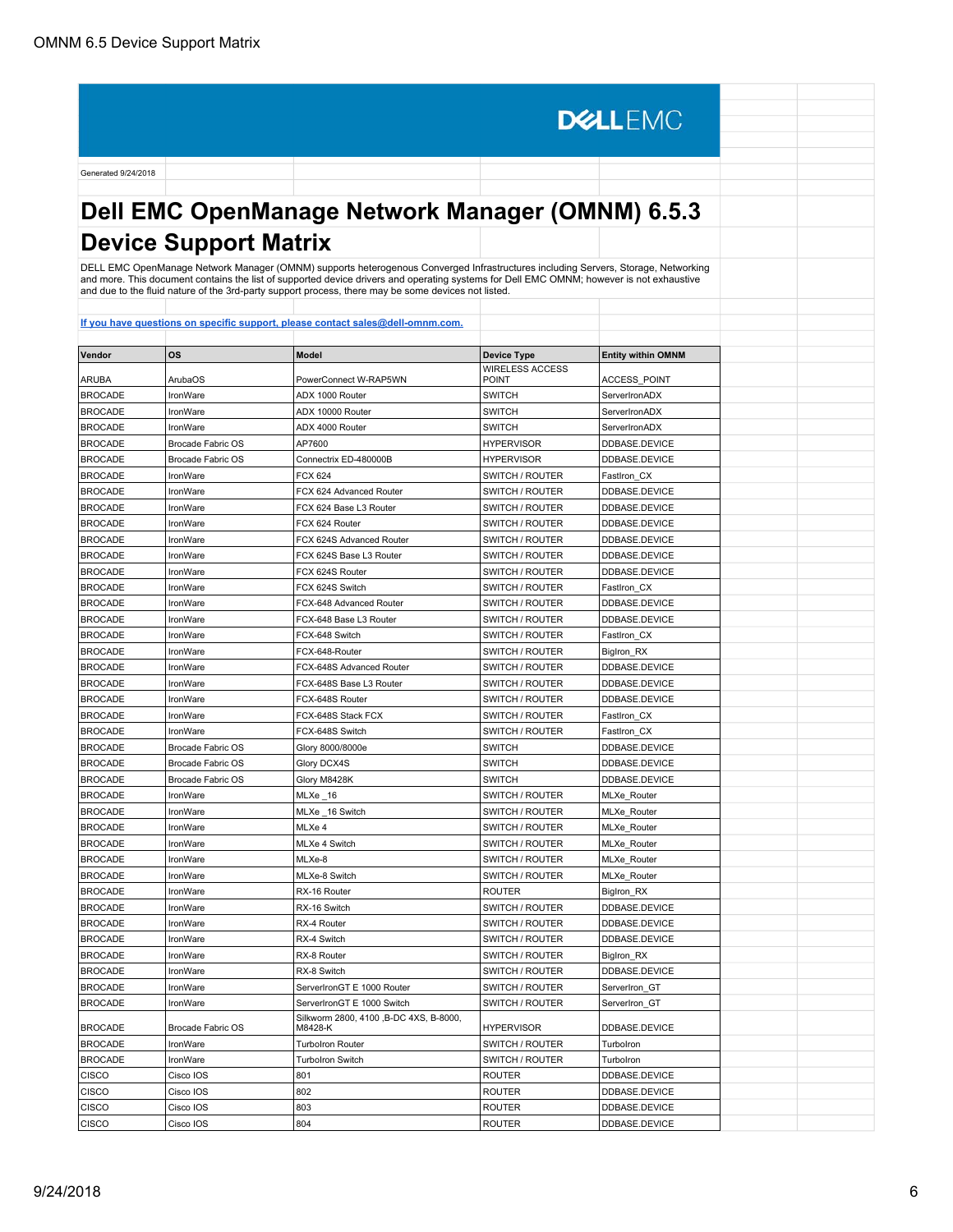DELLEMC

Generated 9/24/2018

# Dell EMC OpenManage Network Manager (OMNM) 6.5.3 Device Support Matrix

DELL EMC OpenManage Network Manager (OMNM) supports heterogenous Converged Infrastructures including Servers, Storage, Networking and more. This document contains the list of supported device drivers and operating systems for Dell EMC OMNM; however is not exhaustive and due to the fluid nature of the 3rd-party support process, there may be some devices not listed.

[If you have questions on specific support, please contact sales@dell-omnm.com.](mailto:sales@dell-omnm.com)

| Vendor | OS | Model | Device Type | Entity within OMNM |
|---|---|---|---|---|
| ARUBA | ArubaOS | PowerConnect W-RAP5WN | WIRELESS ACCESS POINT | ACCESS_POINT |
| BROCADE | IronWare | ADX 1000 Router | SWITCH | ServerIronADX |
| BROCADE | IronWare | ADX 10000 Router | SWITCH | ServerIronADX |
| BROCADE | IronWare | ADX 4000 Router | SWITCH | ServerIronADX |
| BROCADE | Brocade Fabric OS | AP7600 | HYPERVISOR | DDBASE.DEVICE |
| BROCADE | Brocade Fabric OS | Connectrix ED-480000B | HYPERVISOR | DDBASE.DEVICE |
| BROCADE | IronWare | FCX 624 | SWITCH / ROUTER | FastIron_CX |
| BROCADE | IronWare | FCX 624 Advanced Router | SWITCH / ROUTER | DDBASE.DEVICE |
| BROCADE | IronWare | FCX 624 Base L3 Router | SWITCH / ROUTER | DDBASE.DEVICE |
| BROCADE | IronWare | FCX 624 Router | SWITCH / ROUTER | DDBASE.DEVICE |
| BROCADE | IronWare | FCX 624S Advanced Router | SWITCH / ROUTER | DDBASE.DEVICE |
| BROCADE | IronWare | FCX 624S Base L3 Router | SWITCH / ROUTER | DDBASE.DEVICE |
| BROCADE | IronWare | FCX 624S Router | SWITCH / ROUTER | DDBASE.DEVICE |
| BROCADE | IronWare | FCX 624S Switch | SWITCH / ROUTER | FastIron_CX |
| BROCADE | IronWare | FCX-648 Advanced Router | SWITCH / ROUTER | DDBASE.DEVICE |
| BROCADE | IronWare | FCX-648 Base L3 Router | SWITCH / ROUTER | DDBASE.DEVICE |
| BROCADE | IronWare | FCX-648 Switch | SWITCH / ROUTER | FastIron_CX |
| BROCADE | IronWare | FCX-648-Router | SWITCH / ROUTER | BigIron_RX |
| BROCADE | IronWare | FCX-648S Advanced Router | SWITCH / ROUTER | DDBASE.DEVICE |
| BROCADE | IronWare | FCX-648S Base L3 Router | SWITCH / ROUTER | DDBASE.DEVICE |
| BROCADE | IronWare | FCX-648S Router | SWITCH / ROUTER | DDBASE.DEVICE |
| BROCADE | IronWare | FCX-648S Stack FCX | SWITCH / ROUTER | FastIron_CX |
| BROCADE | IronWare | FCX-648S Switch | SWITCH / ROUTER | FastIron_CX |
| BROCADE | Brocade Fabric OS | Glory 8000/8000e | SWITCH | DDBASE.DEVICE |
| BROCADE | Brocade Fabric OS | Glory DCX4S | SWITCH | DDBASE.DEVICE |
| BROCADE | Brocade Fabric OS | Glory M8428K | SWITCH | DDBASE.DEVICE |
| BROCADE | IronWare | MLXe _16 | SWITCH / ROUTER | MLXe_Router |
| BROCADE | IronWare | MLXe _16 Switch | SWITCH / ROUTER | MLXe_Router |
| BROCADE | IronWare | MLXe 4 | SWITCH / ROUTER | MLXe_Router |
| BROCADE | IronWare | MLXe 4 Switch | SWITCH / ROUTER | MLXe_Router |
| BROCADE | IronWare | MLXe-8 | SWITCH / ROUTER | MLXe_Router |
| BROCADE | IronWare | MLXe-8 Switch | SWITCH / ROUTER | MLXe_Router |
| BROCADE | IronWare | RX-16 Router | ROUTER | BigIron_RX |
| BROCADE | IronWare | RX-16 Switch | SWITCH / ROUTER | DDBASE.DEVICE |
| BROCADE | IronWare | RX-4 Router | SWITCH / ROUTER | DDBASE.DEVICE |
| BROCADE | IronWare | RX-4 Switch | SWITCH / ROUTER | DDBASE.DEVICE |
| BROCADE | IronWare | RX-8 Router | SWITCH / ROUTER | BigIron_RX |
| BROCADE | IronWare | RX-8 Switch | SWITCH / ROUTER | DDBASE.DEVICE |
| BROCADE | IronWare | ServerIronGT E 1000 Router | SWITCH / ROUTER | ServerIron_GT |
| BROCADE | IronWare | ServerIronGT E 1000 Switch | SWITCH / ROUTER | ServerIron_GT |
| BROCADE | Brocade Fabric OS | Silkworm 2800, 4100 ,B-DC 4XS, B-8000, M8428-K | HYPERVISOR | DDBASE.DEVICE |
| BROCADE | IronWare | TurboIron Router | SWITCH / ROUTER | TurboIron |
| BROCADE | IronWare | TurboIron Switch | SWITCH / ROUTER | TurboIron |
| CISCO | Cisco IOS | 801 | ROUTER | DDBASE.DEVICE |
| CISCO | Cisco IOS | 802 | ROUTER | DDBASE.DEVICE |
| CISCO | Cisco IOS | 803 | ROUTER | DDBASE.DEVICE |
| CISCO | Cisco IOS | 804 | ROUTER | DDBASE.DEVICE |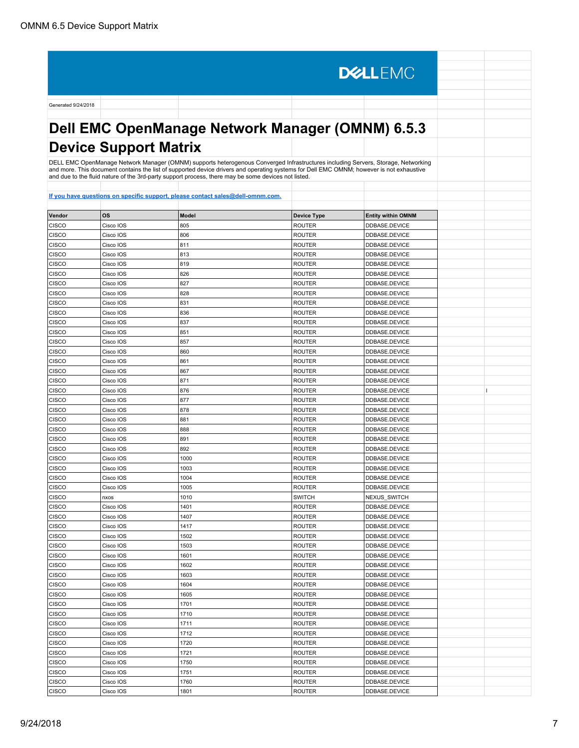Generated 9/24/2018

# Dell EMC OpenManage Network Manager (OMNM) 6.5.3 Device Support Matrix

DELL EMC OpenManage Network Manager (OMNM) supports heterogenous Converged Infrastructures including Servers, Storage, Networking and more. This document contains the list of supported device drivers and operating systems for Dell EMC OMNM; however is not exhaustive and due to the fluid nature of the 3rd-party support process, there may be some devices not listed.

[If you have questions on specific support, please contact sales@dell-omnm.com.](mailto:sales@dell-omnm.com)

| Vendor | OS | Model | Device Type | Entity within OMNM |
|---|---|---|---|---|
| CISCO | Cisco IOS | 805 | ROUTER | DDBASE.DEVICE |
| CISCO | Cisco IOS | 806 | ROUTER | DDBASE.DEVICE |
| CISCO | Cisco IOS | 811 | ROUTER | DDBASE.DEVICE |
| CISCO | Cisco IOS | 813 | ROUTER | DDBASE.DEVICE |
| CISCO | Cisco IOS | 819 | ROUTER | DDBASE.DEVICE |
| CISCO | Cisco IOS | 826 | ROUTER | DDBASE.DEVICE |
| CISCO | Cisco IOS | 827 | ROUTER | DDBASE.DEVICE |
| CISCO | Cisco IOS | 828 | ROUTER | DDBASE.DEVICE |
| CISCO | Cisco IOS | 831 | ROUTER | DDBASE.DEVICE |
| CISCO | Cisco IOS | 836 | ROUTER | DDBASE.DEVICE |
| CISCO | Cisco IOS | 837 | ROUTER | DDBASE.DEVICE |
| CISCO | Cisco IOS | 851 | ROUTER | DDBASE.DEVICE |
| CISCO | Cisco IOS | 857 | ROUTER | DDBASE.DEVICE |
| CISCO | Cisco IOS | 860 | ROUTER | DDBASE.DEVICE |
| CISCO | Cisco IOS | 861 | ROUTER | DDBASE.DEVICE |
| CISCO | Cisco IOS | 867 | ROUTER | DDBASE.DEVICE |
| CISCO | Cisco IOS | 871 | ROUTER | DDBASE.DEVICE |
| CISCO | Cisco IOS | 876 | ROUTER | DDBASE.DEVICE |
| CISCO | Cisco IOS | 877 | ROUTER | DDBASE.DEVICE |
| CISCO | Cisco IOS | 878 | ROUTER | DDBASE.DEVICE |
| CISCO | Cisco IOS | 881 | ROUTER | DDBASE.DEVICE |
| CISCO | Cisco IOS | 888 | ROUTER | DDBASE.DEVICE |
| CISCO | Cisco IOS | 891 | ROUTER | DDBASE.DEVICE |
| CISCO | Cisco IOS | 892 | ROUTER | DDBASE.DEVICE |
| CISCO | Cisco IOS | 1000 | ROUTER | DDBASE.DEVICE |
| CISCO | Cisco IOS | 1003 | ROUTER | DDBASE.DEVICE |
| CISCO | Cisco IOS | 1004 | ROUTER | DDBASE.DEVICE |
| CISCO | Cisco IOS | 1005 | ROUTER | DDBASE.DEVICE |
| CISCO | nxos | 1010 | SWITCH | NEXUS_SWITCH |
| CISCO | Cisco IOS | 1401 | ROUTER | DDBASE.DEVICE |
| CISCO | Cisco IOS | 1407 | ROUTER | DDBASE.DEVICE |
| CISCO | Cisco IOS | 1417 | ROUTER | DDBASE.DEVICE |
| CISCO | Cisco IOS | 1502 | ROUTER | DDBASE.DEVICE |
| CISCO | Cisco IOS | 1503 | ROUTER | DDBASE.DEVICE |
| CISCO | Cisco IOS | 1601 | ROUTER | DDBASE.DEVICE |
| CISCO | Cisco IOS | 1602 | ROUTER | DDBASE.DEVICE |
| CISCO | Cisco IOS | 1603 | ROUTER | DDBASE.DEVICE |
| CISCO | Cisco IOS | 1604 | ROUTER | DDBASE.DEVICE |
| CISCO | Cisco IOS | 1605 | ROUTER | DDBASE.DEVICE |
| CISCO | Cisco IOS | 1701 | ROUTER | DDBASE.DEVICE |
| CISCO | Cisco IOS | 1710 | ROUTER | DDBASE.DEVICE |
| CISCO | Cisco IOS | 1711 | ROUTER | DDBASE.DEVICE |
| CISCO | Cisco IOS | 1712 | ROUTER | DDBASE.DEVICE |
| CISCO | Cisco IOS | 1720 | ROUTER | DDBASE.DEVICE |
| CISCO | Cisco IOS | 1721 | ROUTER | DDBASE.DEVICE |
| CISCO | Cisco IOS | 1750 | ROUTER | DDBASE.DEVICE |
| CISCO | Cisco IOS | 1751 | ROUTER | DDBASE.DEVICE |
| CISCO | Cisco IOS | 1760 | ROUTER | DDBASE.DEVICE |
| CISCO | Cisco IOS | 1801 | ROUTER | DDBASE.DEVICE |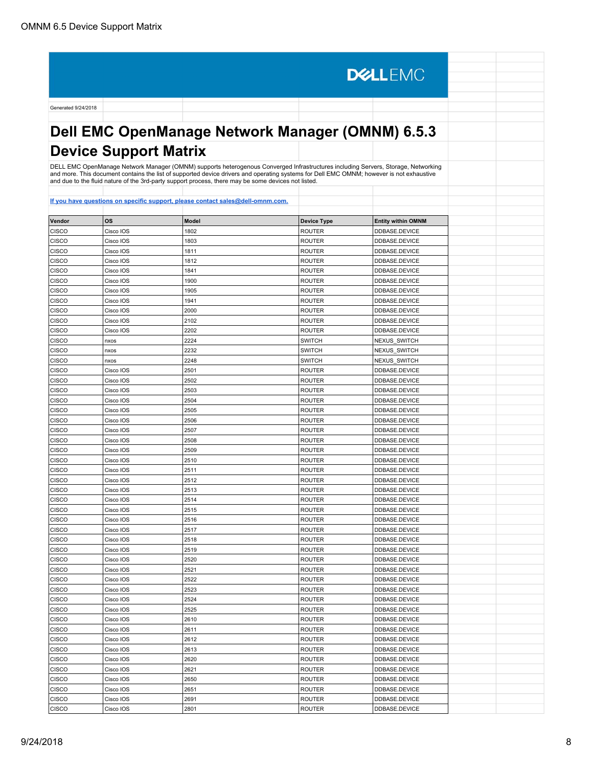DELLEMC

Generated 9/24/2018

# Dell EMC OpenManage Network Manager (OMNM) 6.5.3 Device Support Matrix

DELL EMC OpenManage Network Manager (OMNM) supports heterogenous Converged Infrastructures including Servers, Storage, Networking and more. This document contains the list of supported device drivers and operating systems for Dell EMC OMNM; however is not exhaustive and due to the fluid nature of the 3rd-party support process, there may be some devices not listed.

[If you have questions on specific support, please contact sales@dell-omnm.com.](mailto:sales@dell-omnm.com)

| Vendor | OS | Model | Device Type | Entity within OMNM |
|---|---|---|---|---|
| CISCO | Cisco IOS | 1802 | ROUTER | DDBASE.DEVICE |
| CISCO | Cisco IOS | 1803 | ROUTER | DDBASE.DEVICE |
| CISCO | Cisco IOS | 1811 | ROUTER | DDBASE.DEVICE |
| CISCO | Cisco IOS | 1812 | ROUTER | DDBASE.DEVICE |
| CISCO | Cisco IOS | 1841 | ROUTER | DDBASE.DEVICE |
| CISCO | Cisco IOS | 1900 | ROUTER | DDBASE.DEVICE |
| CISCO | Cisco IOS | 1905 | ROUTER | DDBASE.DEVICE |
| CISCO | Cisco IOS | 1941 | ROUTER | DDBASE.DEVICE |
| CISCO | Cisco IOS | 2000 | ROUTER | DDBASE.DEVICE |
| CISCO | Cisco IOS | 2102 | ROUTER | DDBASE.DEVICE |
| CISCO | Cisco IOS | 2202 | ROUTER | DDBASE.DEVICE |
| CISCO | nxos | 2224 | SWITCH | NEXUS_SWITCH |
| CISCO | nxos | 2232 | SWITCH | NEXUS_SWITCH |
| CISCO | nxos | 2248 | SWITCH | NEXUS_SWITCH |
| CISCO | Cisco IOS | 2501 | ROUTER | DDBASE.DEVICE |
| CISCO | Cisco IOS | 2502 | ROUTER | DDBASE.DEVICE |
| CISCO | Cisco IOS | 2503 | ROUTER | DDBASE.DEVICE |
| CISCO | Cisco IOS | 2504 | ROUTER | DDBASE.DEVICE |
| CISCO | Cisco IOS | 2505 | ROUTER | DDBASE.DEVICE |
| CISCO | Cisco IOS | 2506 | ROUTER | DDBASE.DEVICE |
| CISCO | Cisco IOS | 2507 | ROUTER | DDBASE.DEVICE |
| CISCO | Cisco IOS | 2508 | ROUTER | DDBASE.DEVICE |
| CISCO | Cisco IOS | 2509 | ROUTER | DDBASE.DEVICE |
| CISCO | Cisco IOS | 2510 | ROUTER | DDBASE.DEVICE |
| CISCO | Cisco IOS | 2511 | ROUTER | DDBASE.DEVICE |
| CISCO | Cisco IOS | 2512 | ROUTER | DDBASE.DEVICE |
| CISCO | Cisco IOS | 2513 | ROUTER | DDBASE.DEVICE |
| CISCO | Cisco IOS | 2514 | ROUTER | DDBASE.DEVICE |
| CISCO | Cisco IOS | 2515 | ROUTER | DDBASE.DEVICE |
| CISCO | Cisco IOS | 2516 | ROUTER | DDBASE.DEVICE |
| CISCO | Cisco IOS | 2517 | ROUTER | DDBASE.DEVICE |
| CISCO | Cisco IOS | 2518 | ROUTER | DDBASE.DEVICE |
| CISCO | Cisco IOS | 2519 | ROUTER | DDBASE.DEVICE |
| CISCO | Cisco IOS | 2520 | ROUTER | DDBASE.DEVICE |
| CISCO | Cisco IOS | 2521 | ROUTER | DDBASE.DEVICE |
| CISCO | Cisco IOS | 2522 | ROUTER | DDBASE.DEVICE |
| CISCO | Cisco IOS | 2523 | ROUTER | DDBASE.DEVICE |
| CISCO | Cisco IOS | 2524 | ROUTER | DDBASE.DEVICE |
| CISCO | Cisco IOS | 2525 | ROUTER | DDBASE.DEVICE |
| CISCO | Cisco IOS | 2610 | ROUTER | DDBASE.DEVICE |
| CISCO | Cisco IOS | 2611 | ROUTER | DDBASE.DEVICE |
| CISCO | Cisco IOS | 2612 | ROUTER | DDBASE.DEVICE |
| CISCO | Cisco IOS | 2613 | ROUTER | DDBASE.DEVICE |
| CISCO | Cisco IOS | 2620 | ROUTER | DDBASE.DEVICE |
| CISCO | Cisco IOS | 2621 | ROUTER | DDBASE.DEVICE |
| CISCO | Cisco IOS | 2650 | ROUTER | DDBASE.DEVICE |
| CISCO | Cisco IOS | 2651 | ROUTER | DDBASE.DEVICE |
| CISCO | Cisco IOS | 2691 | ROUTER | DDBASE.DEVICE |
| CISCO | Cisco IOS | 2801 | ROUTER | DDBASE.DEVICE |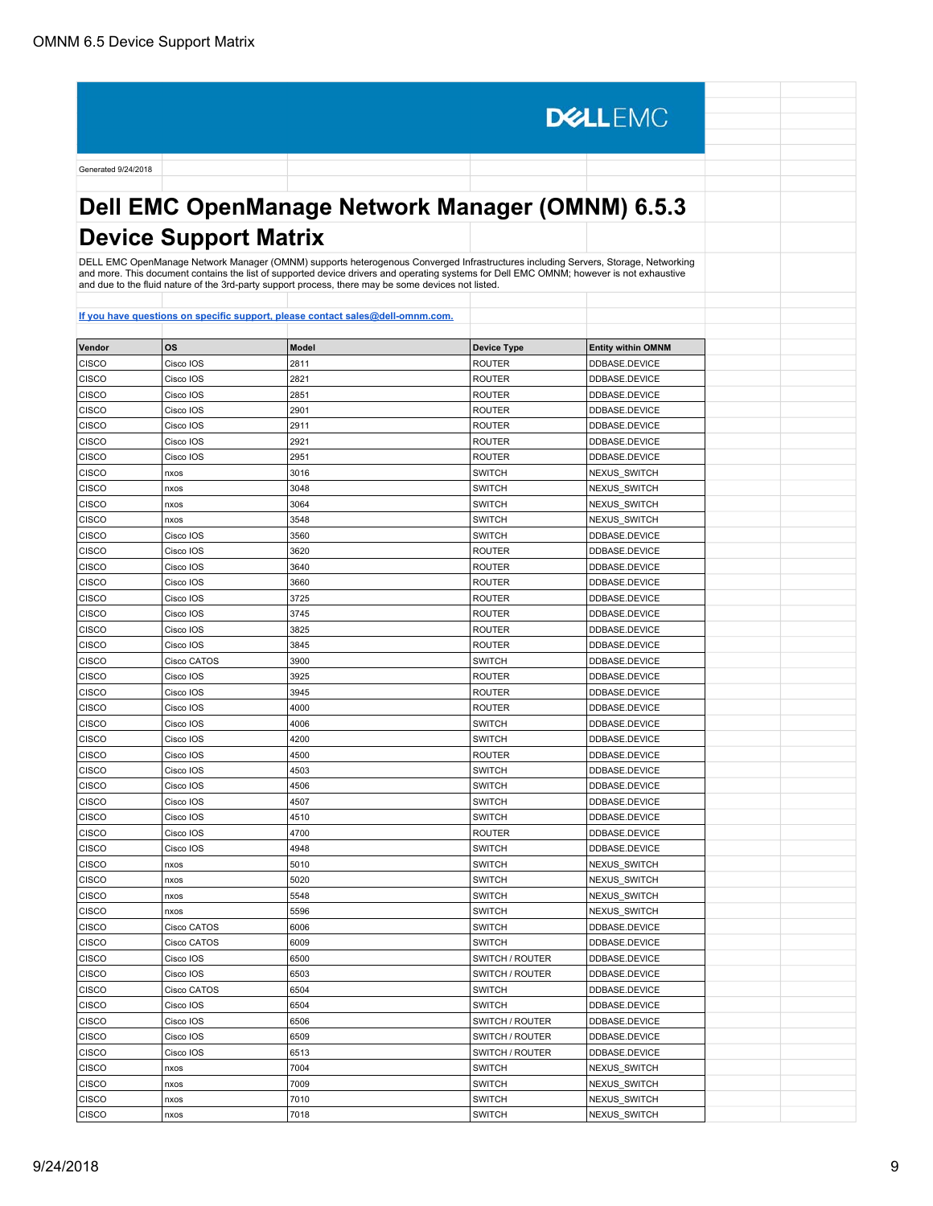DELL EMC

Generated 9/24/2018

# Dell EMC OpenManage Network Manager (OMNM) 6.5.3 Device Support Matrix

DELL EMC OpenManage Network Manager (OMNM) supports heterogenous Converged Infrastructures including Servers, Storage, Networking and more. This document contains the list of supported device drivers and operating systems for Dell EMC OMNM; however is not exhaustive and due to the fluid nature of the 3rd-party support process, there may be some devices not listed.

[If you have questions on specific support, please contact sales@dell-omnm.com.](mailto:sales@dell-omnm.com)

| Vendor | OS | Model | Device Type | Entity within OMNM |
|---|---|---|---|---|
| CISCO | Cisco IOS | 2811 | ROUTER | DDBASE.DEVICE |
| CISCO | Cisco IOS | 2821 | ROUTER | DDBASE.DEVICE |
| CISCO | Cisco IOS | 2851 | ROUTER | DDBASE.DEVICE |
| CISCO | Cisco IOS | 2901 | ROUTER | DDBASE.DEVICE |
| CISCO | Cisco IOS | 2911 | ROUTER | DDBASE.DEVICE |
| CISCO | Cisco IOS | 2921 | ROUTER | DDBASE.DEVICE |
| CISCO | Cisco IOS | 2951 | ROUTER | DDBASE.DEVICE |
| CISCO | nxos | 3016 | SWITCH | NEXUS_SWITCH |
| CISCO | nxos | 3048 | SWITCH | NEXUS_SWITCH |
| CISCO | nxos | 3064 | SWITCH | NEXUS_SWITCH |
| CISCO | nxos | 3548 | SWITCH | NEXUS_SWITCH |
| CISCO | Cisco IOS | 3560 | SWITCH | DDBASE.DEVICE |
| CISCO | Cisco IOS | 3620 | ROUTER | DDBASE.DEVICE |
| CISCO | Cisco IOS | 3640 | ROUTER | DDBASE.DEVICE |
| CISCO | Cisco IOS | 3660 | ROUTER | DDBASE.DEVICE |
| CISCO | Cisco IOS | 3725 | ROUTER | DDBASE.DEVICE |
| CISCO | Cisco IOS | 3745 | ROUTER | DDBASE.DEVICE |
| CISCO | Cisco IOS | 3825 | ROUTER | DDBASE.DEVICE |
| CISCO | Cisco IOS | 3845 | ROUTER | DDBASE.DEVICE |
| CISCO | Cisco CATOS | 3900 | SWITCH | DDBASE.DEVICE |
| CISCO | Cisco IOS | 3925 | ROUTER | DDBASE.DEVICE |
| CISCO | Cisco IOS | 3945 | ROUTER | DDBASE.DEVICE |
| CISCO | Cisco IOS | 4000 | ROUTER | DDBASE.DEVICE |
| CISCO | Cisco IOS | 4006 | SWITCH | DDBASE.DEVICE |
| CISCO | Cisco IOS | 4200 | SWITCH | DDBASE.DEVICE |
| CISCO | Cisco IOS | 4500 | ROUTER | DDBASE.DEVICE |
| CISCO | Cisco IOS | 4503 | SWITCH | DDBASE.DEVICE |
| CISCO | Cisco IOS | 4506 | SWITCH | DDBASE.DEVICE |
| CISCO | Cisco IOS | 4507 | SWITCH | DDBASE.DEVICE |
| CISCO | Cisco IOS | 4510 | SWITCH | DDBASE.DEVICE |
| CISCO | Cisco IOS | 4700 | ROUTER | DDBASE.DEVICE |
| CISCO | Cisco IOS | 4948 | SWITCH | DDBASE.DEVICE |
| CISCO | nxos | 5010 | SWITCH | NEXUS_SWITCH |
| CISCO | nxos | 5020 | SWITCH | NEXUS_SWITCH |
| CISCO | nxos | 5548 | SWITCH | NEXUS_SWITCH |
| CISCO | nxos | 5596 | SWITCH | NEXUS_SWITCH |
| CISCO | Cisco CATOS | 6006 | SWITCH | DDBASE.DEVICE |
| CISCO | Cisco CATOS | 6009 | SWITCH | DDBASE.DEVICE |
| CISCO | Cisco IOS | 6500 | SWITCH / ROUTER | DDBASE.DEVICE |
| CISCO | Cisco IOS | 6503 | SWITCH / ROUTER | DDBASE.DEVICE |
| CISCO | Cisco CATOS | 6504 | SWITCH | DDBASE.DEVICE |
| CISCO | Cisco IOS | 6504 | SWITCH | DDBASE.DEVICE |
| CISCO | Cisco IOS | 6506 | SWITCH / ROUTER | DDBASE.DEVICE |
| CISCO | Cisco IOS | 6509 | SWITCH / ROUTER | DDBASE.DEVICE |
| CISCO | Cisco IOS | 6513 | SWITCH / ROUTER | DDBASE.DEVICE |
| CISCO | nxos | 7004 | SWITCH | NEXUS_SWITCH |
| CISCO | nxos | 7009 | SWITCH | NEXUS_SWITCH |
| CISCO | nxos | 7010 | SWITCH | NEXUS_SWITCH |
| CISCO | nxos | 7018 | SWITCH | NEXUS_SWITCH |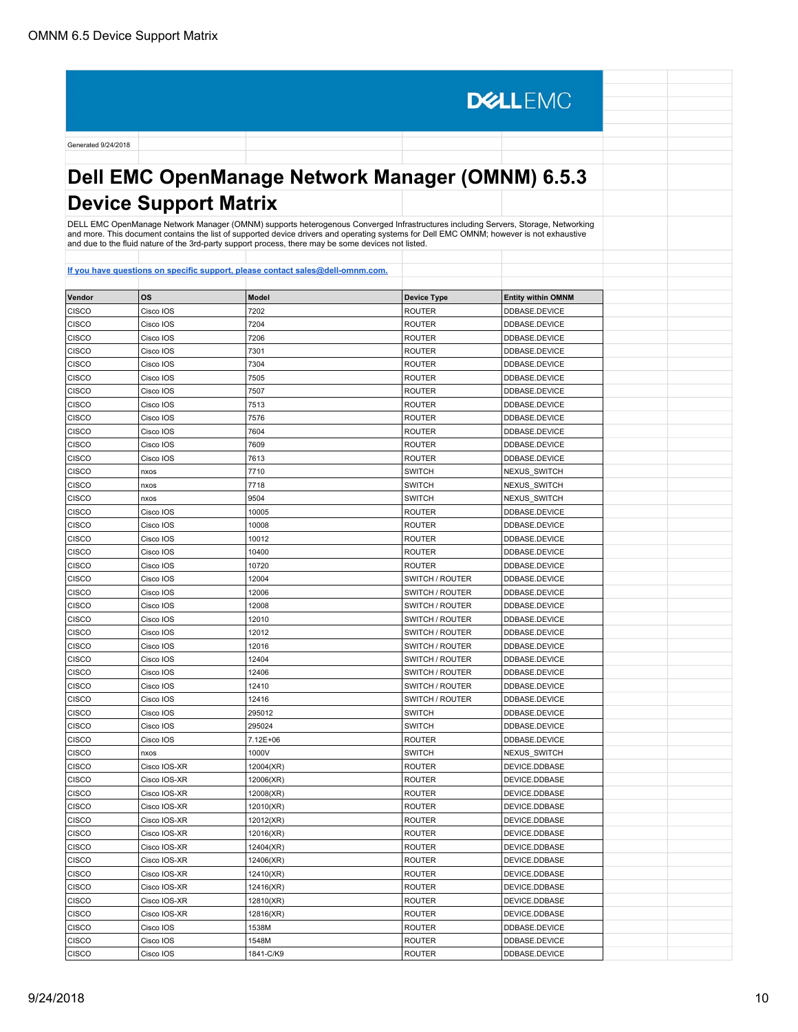DELLEMC

Generated 9/24/2018

# Dell EMC OpenManage Network Manager (OMNM) 6.5.3 Device Support Matrix

DELL EMC OpenManage Network Manager (OMNM) supports heterogenous Converged Infrastructures including Servers, Storage, Networking and more. This document contains the list of supported device drivers and operating systems for Dell EMC OMNM; however is not exhaustive and due to the fluid nature of the 3rd-party support process, there may be some devices not listed.

[If you have questions on specific support, please contact sales@dell-omnm.com.](mailto:sales@dell-omnm.com)

| Vendor | OS | Model | Device Type | Entity within OMNM |
|---|---|---|---|---|
| CISCO | Cisco IOS | 7202 | ROUTER | DDBASE.DEVICE |
| CISCO | Cisco IOS | 7204 | ROUTER | DDBASE.DEVICE |
| CISCO | Cisco IOS | 7206 | ROUTER | DDBASE.DEVICE |
| CISCO | Cisco IOS | 7301 | ROUTER | DDBASE.DEVICE |
| CISCO | Cisco IOS | 7304 | ROUTER | DDBASE.DEVICE |
| CISCO | Cisco IOS | 7505 | ROUTER | DDBASE.DEVICE |
| CISCO | Cisco IOS | 7507 | ROUTER | DDBASE.DEVICE |
| CISCO | Cisco IOS | 7513 | ROUTER | DDBASE.DEVICE |
| CISCO | Cisco IOS | 7576 | ROUTER | DDBASE.DEVICE |
| CISCO | Cisco IOS | 7604 | ROUTER | DDBASE.DEVICE |
| CISCO | Cisco IOS | 7609 | ROUTER | DDBASE.DEVICE |
| CISCO | Cisco IOS | 7613 | ROUTER | DDBASE.DEVICE |
| CISCO | nxos | 7710 | SWITCH | NEXUS_SWITCH |
| CISCO | nxos | 7718 | SWITCH | NEXUS_SWITCH |
| CISCO | nxos | 9504 | SWITCH | NEXUS_SWITCH |
| CISCO | Cisco IOS | 10005 | ROUTER | DDBASE.DEVICE |
| CISCO | Cisco IOS | 10008 | ROUTER | DDBASE.DEVICE |
| CISCO | Cisco IOS | 10012 | ROUTER | DDBASE.DEVICE |
| CISCO | Cisco IOS | 10400 | ROUTER | DDBASE.DEVICE |
| CISCO | Cisco IOS | 10720 | ROUTER | DDBASE.DEVICE |
| CISCO | Cisco IOS | 12004 | SWITCH / ROUTER | DDBASE.DEVICE |
| CISCO | Cisco IOS | 12006 | SWITCH / ROUTER | DDBASE.DEVICE |
| CISCO | Cisco IOS | 12008 | SWITCH / ROUTER | DDBASE.DEVICE |
| CISCO | Cisco IOS | 12010 | SWITCH / ROUTER | DDBASE.DEVICE |
| CISCO | Cisco IOS | 12012 | SWITCH / ROUTER | DDBASE.DEVICE |
| CISCO | Cisco IOS | 12016 | SWITCH / ROUTER | DDBASE.DEVICE |
| CISCO | Cisco IOS | 12404 | SWITCH / ROUTER | DDBASE.DEVICE |
| CISCO | Cisco IOS | 12406 | SWITCH / ROUTER | DDBASE.DEVICE |
| CISCO | Cisco IOS | 12410 | SWITCH / ROUTER | DDBASE.DEVICE |
| CISCO | Cisco IOS | 12416 | SWITCH / ROUTER | DDBASE.DEVICE |
| CISCO | Cisco IOS | 295012 | SWITCH | DDBASE.DEVICE |
| CISCO | Cisco IOS | 295024 | SWITCH | DDBASE.DEVICE |
| CISCO | Cisco IOS | 7.12E+06 | ROUTER | DDBASE.DEVICE |
| CISCO | nxos | 1000V | SWITCH | NEXUS_SWITCH |
| CISCO | Cisco IOS-XR | 12004(XR) | ROUTER | DEVICE.DDBASE |
| CISCO | Cisco IOS-XR | 12006(XR) | ROUTER | DEVICE.DDBASE |
| CISCO | Cisco IOS-XR | 12008(XR) | ROUTER | DEVICE.DDBASE |
| CISCO | Cisco IOS-XR | 12010(XR) | ROUTER | DEVICE.DDBASE |
| CISCO | Cisco IOS-XR | 12012(XR) | ROUTER | DEVICE.DDBASE |
| CISCO | Cisco IOS-XR | 12016(XR) | ROUTER | DEVICE.DDBASE |
| CISCO | Cisco IOS-XR | 12404(XR) | ROUTER | DEVICE.DDBASE |
| CISCO | Cisco IOS-XR | 12406(XR) | ROUTER | DEVICE.DDBASE |
| CISCO | Cisco IOS-XR | 12410(XR) | ROUTER | DEVICE.DDBASE |
| CISCO | Cisco IOS-XR | 12416(XR) | ROUTER | DEVICE.DDBASE |
| CISCO | Cisco IOS-XR | 12810(XR) | ROUTER | DEVICE.DDBASE |
| CISCO | Cisco IOS-XR | 12816(XR) | ROUTER | DEVICE.DDBASE |
| CISCO | Cisco IOS | 1538M | ROUTER | DDBASE.DEVICE |
| CISCO | Cisco IOS | 1548M | ROUTER | DDBASE.DEVICE |
| CISCO | Cisco IOS | 1841-C/K9 | ROUTER | DDBASE.DEVICE |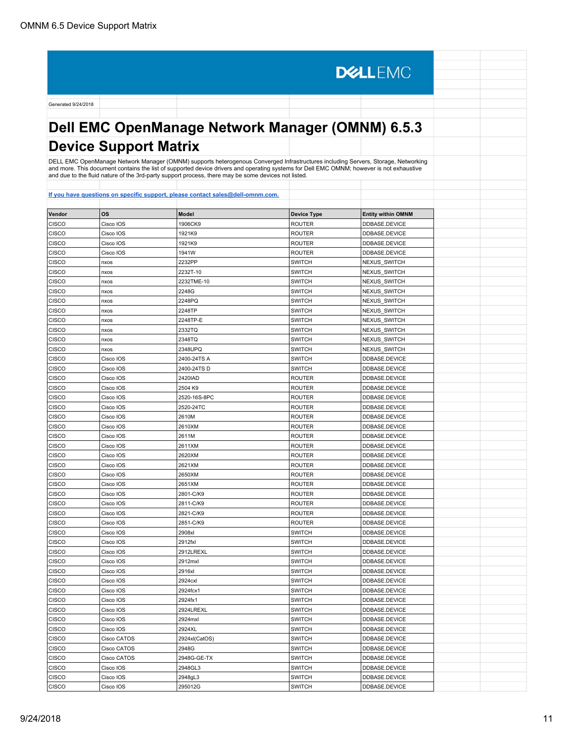DELL EMC

Generated 9/24/2018

# Dell EMC OpenManage Network Manager (OMNM) 6.5.3 Device Support Matrix

DELL EMC OpenManage Network Manager (OMNM) supports heterogenous Converged Infrastructures including Servers, Storage, Networking and more. This document contains the list of supported device drivers and operating systems for Dell EMC OMNM; however is not exhaustive and due to the fluid nature of the 3rd-party support process, there may be some devices not listed.

If you have questions on specific support, please contact sales@dell-omnm.com.

| Vendor | OS | Model | Device Type | Entity within OMNM |
|---|---|---|---|---|
| CISCO | Cisco IOS | 1906CK9 | ROUTER | DDBASE.DEVICE |
| CISCO | Cisco IOS | 1921K9 | ROUTER | DDBASE.DEVICE |
| CISCO | Cisco IOS | 1921K9 | ROUTER | DDBASE.DEVICE |
| CISCO | Cisco IOS | 1941W | ROUTER | DDBASE.DEVICE |
| CISCO | nxos | 2232PP | SWITCH | NEXUS_SWITCH |
| CISCO | nxos | 2232T-10 | SWITCH | NEXUS_SWITCH |
| CISCO | nxos | 2232TME-10 | SWITCH | NEXUS_SWITCH |
| CISCO | nxos | 2248G | SWITCH | NEXUS_SWITCH |
| CISCO | nxos | 2248PQ | SWITCH | NEXUS_SWITCH |
| CISCO | nxos | 2248TP | SWITCH | NEXUS_SWITCH |
| CISCO | nxos | 2248TP-E | SWITCH | NEXUS_SWITCH |
| CISCO | nxos | 2332TQ | SWITCH | NEXUS_SWITCH |
| CISCO | nxos | 2348TQ | SWITCH | NEXUS_SWITCH |
| CISCO | nxos | 2348UPQ | SWITCH | NEXUS_SWITCH |
| CISCO | Cisco IOS | 2400-24TS A | SWITCH | DDBASE.DEVICE |
| CISCO | Cisco IOS | 2400-24TS D | SWITCH | DDBASE.DEVICE |
| CISCO | Cisco IOS | 2420IAD | ROUTER | DDBASE.DEVICE |
| CISCO | Cisco IOS | 2504 K9 | ROUTER | DDBASE.DEVICE |
| CISCO | Cisco IOS | 2520-16S-8PC | ROUTER | DDBASE.DEVICE |
| CISCO | Cisco IOS | 2520-24TC | ROUTER | DDBASE.DEVICE |
| CISCO | Cisco IOS | 2610M | ROUTER | DDBASE.DEVICE |
| CISCO | Cisco IOS | 2610XM | ROUTER | DDBASE.DEVICE |
| CISCO | Cisco IOS | 2611M | ROUTER | DDBASE.DEVICE |
| CISCO | Cisco IOS | 2611XM | ROUTER | DDBASE.DEVICE |
| CISCO | Cisco IOS | 2620XM | ROUTER | DDBASE.DEVICE |
| CISCO | Cisco IOS | 2621XM | ROUTER | DDBASE.DEVICE |
| CISCO | Cisco IOS | 2650XM | ROUTER | DDBASE.DEVICE |
| CISCO | Cisco IOS | 2651XM | ROUTER | DDBASE.DEVICE |
| CISCO | Cisco IOS | 2801-C/K9 | ROUTER | DDBASE.DEVICE |
| CISCO | Cisco IOS | 2811-C/K9 | ROUTER | DDBASE.DEVICE |
| CISCO | Cisco IOS | 2821-C/K9 | ROUTER | DDBASE.DEVICE |
| CISCO | Cisco IOS | 2851-C/K9 | ROUTER | DDBASE.DEVICE |
| CISCO | Cisco IOS | 2908xl | SWITCH | DDBASE.DEVICE |
| CISCO | Cisco IOS | 2912fxl | SWITCH | DDBASE.DEVICE |
| CISCO | Cisco IOS | 2912LREXL | SWITCH | DDBASE.DEVICE |
| CISCO | Cisco IOS | 2912mxl | SWITCH | DDBASE.DEVICE |
| CISCO | Cisco IOS | 2916xl | SWITCH | DDBASE.DEVICE |
| CISCO | Cisco IOS | 2924cxl | SWITCH | DDBASE.DEVICE |
| CISCO | Cisco IOS | 2924fcx1 | SWITCH | DDBASE.DEVICE |
| CISCO | Cisco IOS | 2924fx1 | SWITCH | DDBASE.DEVICE |
| CISCO | Cisco IOS | 2924LREXL | SWITCH | DDBASE.DEVICE |
| CISCO | Cisco IOS | 2924mxl | SWITCH | DDBASE.DEVICE |
| CISCO | Cisco IOS | 2924XL | SWITCH | DDBASE.DEVICE |
| CISCO | Cisco CATOS | 2924xl(CatOS) | SWITCH | DDBASE.DEVICE |
| CISCO | Cisco CATOS | 2948G | SWITCH | DDBASE.DEVICE |
| CISCO | Cisco CATOS | 2948G-GE-TX | SWITCH | DDBASE.DEVICE |
| CISCO | Cisco IOS | 2948GL3 | SWITCH | DDBASE.DEVICE |
| CISCO | Cisco IOS | 2948gL3 | SWITCH | DDBASE.DEVICE |
| CISCO | Cisco IOS | 295012G | SWITCH | DDBASE.DEVICE |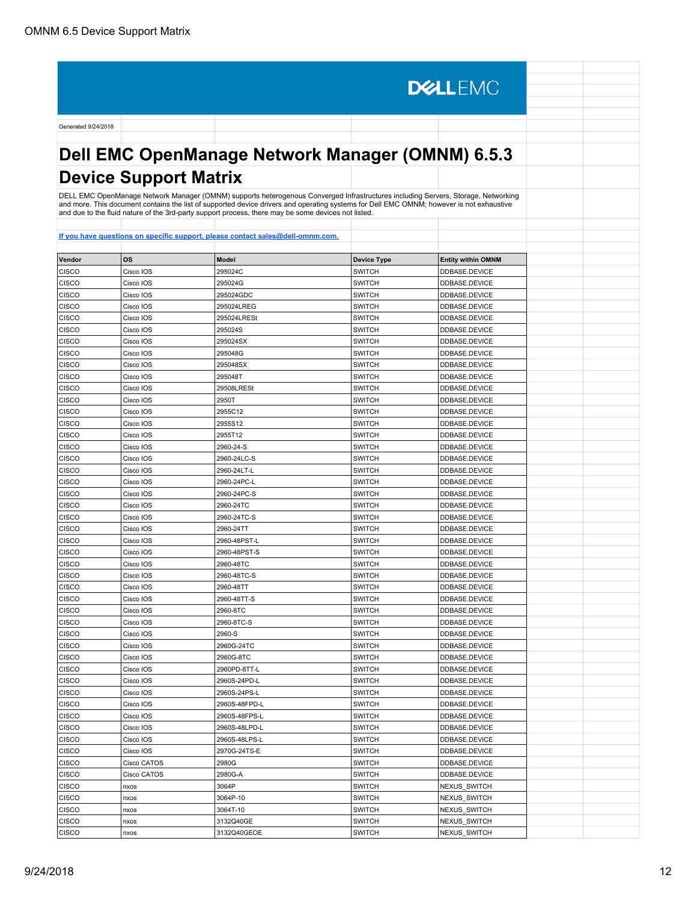Generated 9/24/2018

# Dell EMC OpenManage Network Manager (OMNM) 6.5.3 Device Support Matrix

DELL EMC OpenManage Network Manager (OMNM) supports heterogenous Converged Infrastructures including Servers, Storage, Networking and more. This document contains the list of supported device drivers and operating systems for Dell EMC OMNM; however is not exhaustive and due to the fluid nature of the 3rd-party support process, there may be some devices not listed.

[If you have questions on specific support, please contact sales@dell-omnm.com.](mailto:sales@dell-omnm.com)

| Vendor | OS | Model | Device Type | Entity within OMNM |
|---|---|---|---|---|
| CISCO | Cisco IOS | 295024C | SWITCH | DDBASE.DEVICE |
| CISCO | Cisco IOS | 295024G | SWITCH | DDBASE.DEVICE |
| CISCO | Cisco IOS | 295024GDC | SWITCH | DDBASE.DEVICE |
| CISCO | Cisco IOS | 295024LREG | SWITCH | DDBASE.DEVICE |
| CISCO | Cisco IOS | 295024LRESt | SWITCH | DDBASE.DEVICE |
| CISCO | Cisco IOS | 295024S | SWITCH | DDBASE.DEVICE |
| CISCO | Cisco IOS | 295024SX | SWITCH | DDBASE.DEVICE |
| CISCO | Cisco IOS | 295048G | SWITCH | DDBASE.DEVICE |
| CISCO | Cisco IOS | 295048SX | SWITCH | DDBASE.DEVICE |
| CISCO | Cisco IOS | 295048T | SWITCH | DDBASE.DEVICE |
| CISCO | Cisco IOS | 29508LRESt | SWITCH | DDBASE.DEVICE |
| CISCO | Cisco IOS | 2950T | SWITCH | DDBASE.DEVICE |
| CISCO | Cisco IOS | 2955C12 | SWITCH | DDBASE.DEVICE |
| CISCO | Cisco IOS | 2955S12 | SWITCH | DDBASE.DEVICE |
| CISCO | Cisco IOS | 2955T12 | SWITCH | DDBASE.DEVICE |
| CISCO | Cisco IOS | 2960-24-S | SWITCH | DDBASE.DEVICE |
| CISCO | Cisco IOS | 2960-24LC-S | SWITCH | DDBASE.DEVICE |
| CISCO | Cisco IOS | 2960-24LT-L | SWITCH | DDBASE.DEVICE |
| CISCO | Cisco IOS | 2960-24PC-L | SWITCH | DDBASE.DEVICE |
| CISCO | Cisco IOS | 2960-24PC-S | SWITCH | DDBASE.DEVICE |
| CISCO | Cisco IOS | 2960-24TC | SWITCH | DDBASE.DEVICE |
| CISCO | Cisco IOS | 2960-24TC-S | SWITCH | DDBASE.DEVICE |
| CISCO | Cisco IOS | 2960-24TT | SWITCH | DDBASE.DEVICE |
| CISCO | Cisco IOS | 2960-48PST-L | SWITCH | DDBASE.DEVICE |
| CISCO | Cisco IOS | 2960-48PST-S | SWITCH | DDBASE.DEVICE |
| CISCO | Cisco IOS | 2960-48TC | SWITCH | DDBASE.DEVICE |
| CISCO | Cisco IOS | 2960-48TC-S | SWITCH | DDBASE.DEVICE |
| CISCO | Cisco IOS | 2960-48TT | SWITCH | DDBASE.DEVICE |
| CISCO | Cisco IOS | 2960-48TT-S | SWITCH | DDBASE.DEVICE |
| CISCO | Cisco IOS | 2960-8TC | SWITCH | DDBASE.DEVICE |
| CISCO | Cisco IOS | 2960-8TC-S | SWITCH | DDBASE.DEVICE |
| CISCO | Cisco IOS | 2960-S | SWITCH | DDBASE.DEVICE |
| CISCO | Cisco IOS | 2960G-24TC | SWITCH | DDBASE.DEVICE |
| CISCO | Cisco IOS | 2960G-8TC | SWITCH | DDBASE.DEVICE |
| CISCO | Cisco IOS | 2960PD-8TT-L | SWITCH | DDBASE.DEVICE |
| CISCO | Cisco IOS | 2960S-24PD-L | SWITCH | DDBASE.DEVICE |
| CISCO | Cisco IOS | 2960S-24PS-L | SWITCH | DDBASE.DEVICE |
| CISCO | Cisco IOS | 2960S-48FPD-L | SWITCH | DDBASE.DEVICE |
| CISCO | Cisco IOS | 2960S-48FPS-L | SWITCH | DDBASE.DEVICE |
| CISCO | Cisco IOS | 2960S-48LPD-L | SWITCH | DDBASE.DEVICE |
| CISCO | Cisco IOS | 2960S-48LPS-L | SWITCH | DDBASE.DEVICE |
| CISCO | Cisco IOS | 2970G-24TS-E | SWITCH | DDBASE.DEVICE |
| CISCO | Cisco CATOS | 2980G | SWITCH | DDBASE.DEVICE |
| CISCO | Cisco CATOS | 2980G-A | SWITCH | DDBASE.DEVICE |
| CISCO | nxos | 3064P | SWITCH | NEXUS_SWITCH |
| CISCO | nxos | 3064P-10 | SWITCH | NEXUS_SWITCH |
| CISCO | nxos | 3064T-10 | SWITCH | NEXUS_SWITCH |
| CISCO | nxos | 3132Q40GE | SWITCH | NEXUS_SWITCH |
| CISCO | nxos | 3132Q40GEOE | SWITCH | NEXUS_SWITCH |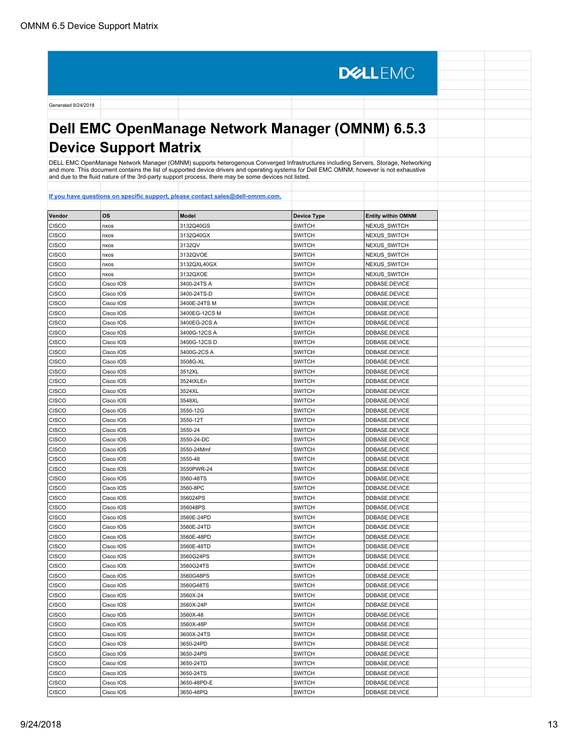DELLEMC

Generated 9/24/2018

# Dell EMC OpenManage Network Manager (OMNM) 6.5.3 Device Support Matrix

DELL EMC OpenManage Network Manager (OMNM) supports heterogenous Converged Infrastructures including Servers, Storage, Networking and more. This document contains the list of supported device drivers and operating systems for Dell EMC OMNM; however is not exhaustive and due to the fluid nature of the 3rd-party support process, there may be some devices not listed.

**If you have questions on specific support, please contact sales@dell-omnm.com.**

| Vendor | OS | Model | Device Type | Entity within OMNM |
|---|---|---|---|---|
| CISCO | nxos | 3132Q40GS | SWITCH | NEXUS_SWITCH |
| CISCO | nxos | 3132Q40GX | SWITCH | NEXUS_SWITCH |
| CISCO | nxos | 3132QV | SWITCH | NEXUS_SWITCH |
| CISCO | nxos | 3132QVOE | SWITCH | NEXUS_SWITCH |
| CISCO | nxos | 3132QXL40GX | SWITCH | NEXUS_SWITCH |
| CISCO | nxos | 3132QXOE | SWITCH | NEXUS_SWITCH |
| CISCO | Cisco IOS | 3400-24TS A | SWITCH | DDBASE.DEVICE |
| CISCO | Cisco IOS | 3400-24TS-D | SWITCH | DDBASE.DEVICE |
| CISCO | Cisco IOS | 3400E-24TS M | SWITCH | DDBASE.DEVICE |
| CISCO | Cisco IOS | 3400EG-12CS M | SWITCH | DDBASE.DEVICE |
| CISCO | Cisco IOS | 3400EG-2CS A | SWITCH | DDBASE.DEVICE |
| CISCO | Cisco IOS | 3400G-12CS A | SWITCH | DDBASE.DEVICE |
| CISCO | Cisco IOS | 3400G-12CS D | SWITCH | DDBASE.DEVICE |
| CISCO | Cisco IOS | 3400G-2CS A | SWITCH | DDBASE.DEVICE |
| CISCO | Cisco IOS | 3508G-XL | SWITCH | DDBASE.DEVICE |
| CISCO | Cisco IOS | 3512XL | SWITCH | DDBASE.DEVICE |
| CISCO | Cisco IOS | 3524tXLEn | SWITCH | DDBASE.DEVICE |
| CISCO | Cisco IOS | 3524XL | SWITCH | DDBASE.DEVICE |
| CISCO | Cisco IOS | 3548XL | SWITCH | DDBASE.DEVICE |
| CISCO | Cisco IOS | 3550-12G | SWITCH | DDBASE.DEVICE |
| CISCO | Cisco IOS | 3550-12T | SWITCH | DDBASE.DEVICE |
| CISCO | Cisco IOS | 3550-24 | SWITCH | DDBASE.DEVICE |
| CISCO | Cisco IOS | 3550-24-DC | SWITCH | DDBASE.DEVICE |
| CISCO | Cisco IOS | 3550-24Mmf | SWITCH | DDBASE.DEVICE |
| CISCO | Cisco IOS | 3550-48 | SWITCH | DDBASE.DEVICE |
| CISCO | Cisco IOS | 3550PWR-24 | SWITCH | DDBASE.DEVICE |
| CISCO | Cisco IOS | 3560-48TS | SWITCH | DDBASE.DEVICE |
| CISCO | Cisco IOS | 3560-8PC | SWITCH | DDBASE.DEVICE |
| CISCO | Cisco IOS | 356024PS | SWITCH | DDBASE.DEVICE |
| CISCO | Cisco IOS | 356048PS | SWITCH | DDBASE.DEVICE |
| CISCO | Cisco IOS | 3560E-24PD | SWITCH | DDBASE.DEVICE |
| CISCO | Cisco IOS | 3560E-24TD | SWITCH | DDBASE.DEVICE |
| CISCO | Cisco IOS | 3560E-48PD | SWITCH | DDBASE.DEVICE |
| CISCO | Cisco IOS | 3560E-48TD | SWITCH | DDBASE.DEVICE |
| CISCO | Cisco IOS | 3560G24PS | SWITCH | DDBASE.DEVICE |
| CISCO | Cisco IOS | 3560G24TS | SWITCH | DDBASE.DEVICE |
| CISCO | Cisco IOS | 3560G48PS | SWITCH | DDBASE.DEVICE |
| CISCO | Cisco IOS | 3560G48TS | SWITCH | DDBASE.DEVICE |
| CISCO | Cisco IOS | 3560X-24 | SWITCH | DDBASE.DEVICE |
| CISCO | Cisco IOS | 3560X-24P | SWITCH | DDBASE.DEVICE |
| CISCO | Cisco IOS | 3560X-48 | SWITCH | DDBASE.DEVICE |
| CISCO | Cisco IOS | 3560X-48P | SWITCH | DDBASE.DEVICE |
| CISCO | Cisco IOS | 3600X-24TS | SWITCH | DDBASE.DEVICE |
| CISCO | Cisco IOS | 3650-24PD | SWITCH | DDBASE.DEVICE |
| CISCO | Cisco IOS | 3650-24PS | SWITCH | DDBASE.DEVICE |
| CISCO | Cisco IOS | 3650-24TD | SWITCH | DDBASE.DEVICE |
| CISCO | Cisco IOS | 3650-24TS | SWITCH | DDBASE.DEVICE |
| CISCO | Cisco IOS | 3650-48PD-E | SWITCH | DDBASE.DEVICE |
| CISCO | Cisco IOS | 3650-48PQ | SWITCH | DDBASE.DEVICE |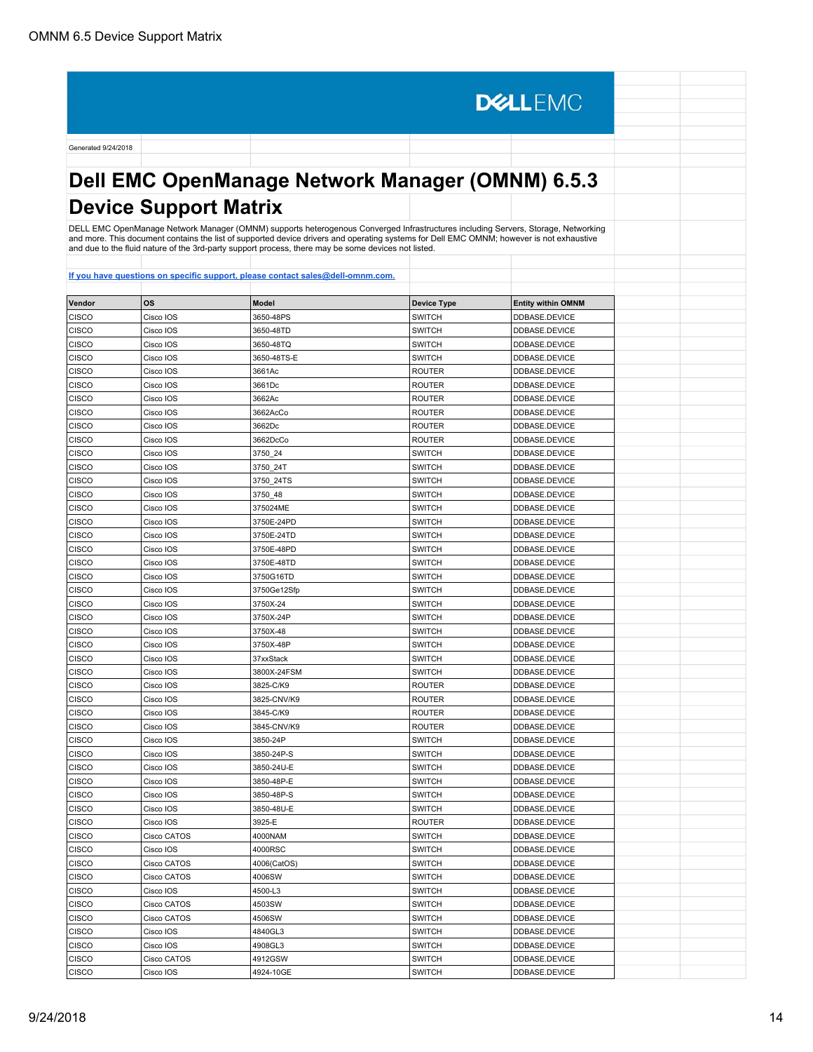DELLEMC

Generated 9/24/2018

# Dell EMC OpenManage Network Manager (OMNM) 6.5.3 Device Support Matrix

DELL EMC OpenManage Network Manager (OMNM) supports heterogenous Converged Infrastructures including Servers, Storage, Networking and more. This document contains the list of supported device drivers and operating systems for Dell EMC OMNM; however is not exhaustive and due to the fluid nature of the 3rd-party support process, there may be some devices not listed.

**If you have questions on specific support, please contact sales@dell-omnm.com.**

| Vendor | OS | Model | Device Type | Entity within OMNM |
|---|---|---|---|---|
| CISCO | Cisco IOS | 3650-48PS | SWITCH | DDBASE.DEVICE |
| CISCO | Cisco IOS | 3650-48TD | SWITCH | DDBASE.DEVICE |
| CISCO | Cisco IOS | 3650-48TQ | SWITCH | DDBASE.DEVICE |
| CISCO | Cisco IOS | 3650-48TS-E | SWITCH | DDBASE.DEVICE |
| CISCO | Cisco IOS | 3661Ac | ROUTER | DDBASE.DEVICE |
| CISCO | Cisco IOS | 3661Dc | ROUTER | DDBASE.DEVICE |
| CISCO | Cisco IOS | 3662Ac | ROUTER | DDBASE.DEVICE |
| CISCO | Cisco IOS | 3662AcCo | ROUTER | DDBASE.DEVICE |
| CISCO | Cisco IOS | 3662Dc | ROUTER | DDBASE.DEVICE |
| CISCO | Cisco IOS | 3662DcCo | ROUTER | DDBASE.DEVICE |
| CISCO | Cisco IOS | 3750_24 | SWITCH | DDBASE.DEVICE |
| CISCO | Cisco IOS | 3750_24T | SWITCH | DDBASE.DEVICE |
| CISCO | Cisco IOS | 3750_24TS | SWITCH | DDBASE.DEVICE |
| CISCO | Cisco IOS | 3750_48 | SWITCH | DDBASE.DEVICE |
| CISCO | Cisco IOS | 375024ME | SWITCH | DDBASE.DEVICE |
| CISCO | Cisco IOS | 3750E-24PD | SWITCH | DDBASE.DEVICE |
| CISCO | Cisco IOS | 3750E-24TD | SWITCH | DDBASE.DEVICE |
| CISCO | Cisco IOS | 3750E-48PD | SWITCH | DDBASE.DEVICE |
| CISCO | Cisco IOS | 3750E-48TD | SWITCH | DDBASE.DEVICE |
| CISCO | Cisco IOS | 3750G16TD | SWITCH | DDBASE.DEVICE |
| CISCO | Cisco IOS | 3750Ge12Sfp | SWITCH | DDBASE.DEVICE |
| CISCO | Cisco IOS | 3750X-24 | SWITCH | DDBASE.DEVICE |
| CISCO | Cisco IOS | 3750X-24P | SWITCH | DDBASE.DEVICE |
| CISCO | Cisco IOS | 3750X-48 | SWITCH | DDBASE.DEVICE |
| CISCO | Cisco IOS | 3750X-48P | SWITCH | DDBASE.DEVICE |
| CISCO | Cisco IOS | 37xxStack | SWITCH | DDBASE.DEVICE |
| CISCO | Cisco IOS | 3800X-24FSM | SWITCH | DDBASE.DEVICE |
| CISCO | Cisco IOS | 3825-C/K9 | ROUTER | DDBASE.DEVICE |
| CISCO | Cisco IOS | 3825-CNV/K9 | ROUTER | DDBASE.DEVICE |
| CISCO | Cisco IOS | 3845-C/K9 | ROUTER | DDBASE.DEVICE |
| CISCO | Cisco IOS | 3845-CNV/K9 | ROUTER | DDBASE.DEVICE |
| CISCO | Cisco IOS | 3850-24P | SWITCH | DDBASE.DEVICE |
| CISCO | Cisco IOS | 3850-24P-S | SWITCH | DDBASE.DEVICE |
| CISCO | Cisco IOS | 3850-24U-E | SWITCH | DDBASE.DEVICE |
| CISCO | Cisco IOS | 3850-48P-E | SWITCH | DDBASE.DEVICE |
| CISCO | Cisco IOS | 3850-48P-S | SWITCH | DDBASE.DEVICE |
| CISCO | Cisco IOS | 3850-48U-E | SWITCH | DDBASE.DEVICE |
| CISCO | Cisco IOS | 3925-E | ROUTER | DDBASE.DEVICE |
| CISCO | Cisco CATOS | 4000NAM | SWITCH | DDBASE.DEVICE |
| CISCO | Cisco IOS | 4000RSC | SWITCH | DDBASE.DEVICE |
| CISCO | Cisco CATOS | 4006(CatOS) | SWITCH | DDBASE.DEVICE |
| CISCO | Cisco CATOS | 4006SW | SWITCH | DDBASE.DEVICE |
| CISCO | Cisco IOS | 4500-L3 | SWITCH | DDBASE.DEVICE |
| CISCO | Cisco CATOS | 4503SW | SWITCH | DDBASE.DEVICE |
| CISCO | Cisco CATOS | 4506SW | SWITCH | DDBASE.DEVICE |
| CISCO | Cisco IOS | 4840GL3 | SWITCH | DDBASE.DEVICE |
| CISCO | Cisco IOS | 4908GL3 | SWITCH | DDBASE.DEVICE |
| CISCO | Cisco CATOS | 4912GSW | SWITCH | DDBASE.DEVICE |
| CISCO | Cisco IOS | 4924-10GE | SWITCH | DDBASE.DEVICE |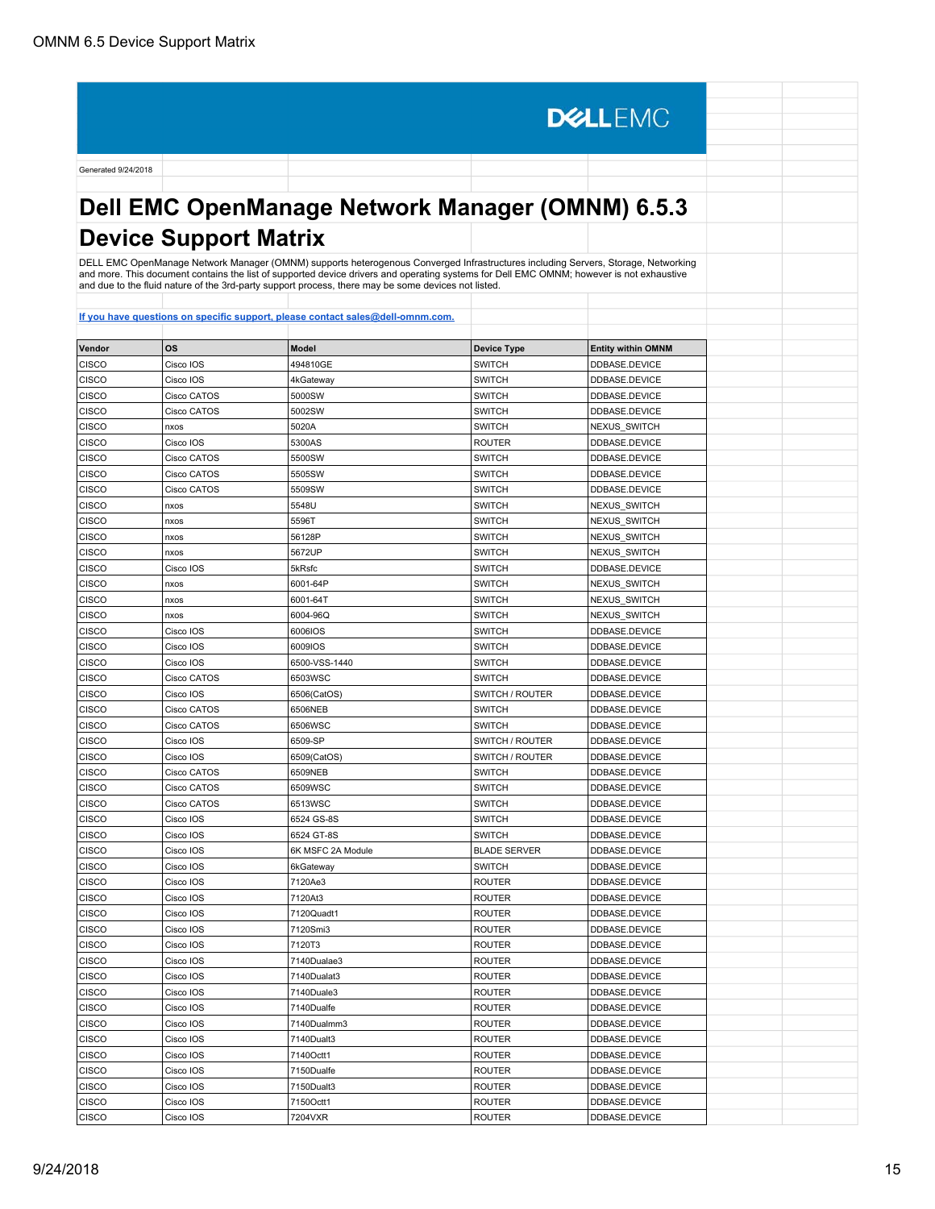DELL EMC

Generated 9/24/2018

# Dell EMC OpenManage Network Manager (OMNM) 6.5.3 Device Support Matrix

DELL EMC OpenManage Network Manager (OMNM) supports heterogenous Converged Infrastructures including Servers, Storage, Networking and more. This document contains the list of supported device drivers and operating systems for Dell EMC OMNM; however is not exhaustive and due to the fluid nature of the 3rd-party support process, there may be some devices not listed.

If you have questions on specific support, please contact sales@dell-omnm.com.

| Vendor | OS | Model | Device Type | Entity within OMNM |
|---|---|---|---|---|
| CISCO | Cisco IOS | 494810GE | SWITCH | DDBASE.DEVICE |
| CISCO | Cisco IOS | 4kGateway | SWITCH | DDBASE.DEVICE |
| CISCO | Cisco CATOS | 5000SW | SWITCH | DDBASE.DEVICE |
| CISCO | Cisco CATOS | 5002SW | SWITCH | DDBASE.DEVICE |
| CISCO | nxos | 5020A | SWITCH | NEXUS_SWITCH |
| CISCO | Cisco IOS | 5300AS | ROUTER | DDBASE.DEVICE |
| CISCO | Cisco CATOS | 5500SW | SWITCH | DDBASE.DEVICE |
| CISCO | Cisco CATOS | 5505SW | SWITCH | DDBASE.DEVICE |
| CISCO | Cisco CATOS | 5509SW | SWITCH | DDBASE.DEVICE |
| CISCO | nxos | 5548U | SWITCH | NEXUS_SWITCH |
| CISCO | nxos | 5596T | SWITCH | NEXUS_SWITCH |
| CISCO | nxos | 56128P | SWITCH | NEXUS_SWITCH |
| CISCO | nxos | 5672UP | SWITCH | NEXUS_SWITCH |
| CISCO | Cisco IOS | 5kRsfc | SWITCH | DDBASE.DEVICE |
| CISCO | nxos | 6001-64P | SWITCH | NEXUS_SWITCH |
| CISCO | nxos | 6001-64T | SWITCH | NEXUS_SWITCH |
| CISCO | nxos | 6004-96Q | SWITCH | NEXUS_SWITCH |
| CISCO | Cisco IOS | 6006IOS | SWITCH | DDBASE.DEVICE |
| CISCO | Cisco IOS | 6009IOS | SWITCH | DDBASE.DEVICE |
| CISCO | Cisco IOS | 6500-VSS-1440 | SWITCH | DDBASE.DEVICE |
| CISCO | Cisco CATOS | 6503WSC | SWITCH | DDBASE.DEVICE |
| CISCO | Cisco IOS | 6506(CatOS) | SWITCH / ROUTER | DDBASE.DEVICE |
| CISCO | Cisco CATOS | 6506NEB | SWITCH | DDBASE.DEVICE |
| CISCO | Cisco CATOS | 6506WSC | SWITCH | DDBASE.DEVICE |
| CISCO | Cisco IOS | 6509-SP | SWITCH / ROUTER | DDBASE.DEVICE |
| CISCO | Cisco IOS | 6509(CatOS) | SWITCH / ROUTER | DDBASE.DEVICE |
| CISCO | Cisco CATOS | 6509NEB | SWITCH | DDBASE.DEVICE |
| CISCO | Cisco CATOS | 6509WSC | SWITCH | DDBASE.DEVICE |
| CISCO | Cisco CATOS | 6513WSC | SWITCH | DDBASE.DEVICE |
| CISCO | Cisco IOS | 6524 GS-8S | SWITCH | DDBASE.DEVICE |
| CISCO | Cisco IOS | 6524 GT-8S | SWITCH | DDBASE.DEVICE |
| CISCO | Cisco IOS | 6K MSFC 2A Module | BLADE SERVER | DDBASE.DEVICE |
| CISCO | Cisco IOS | 6kGateway | SWITCH | DDBASE.DEVICE |
| CISCO | Cisco IOS | 7120Ae3 | ROUTER | DDBASE.DEVICE |
| CISCO | Cisco IOS | 7120At3 | ROUTER | DDBASE.DEVICE |
| CISCO | Cisco IOS | 7120Quadt1 | ROUTER | DDBASE.DEVICE |
| CISCO | Cisco IOS | 7120Smi3 | ROUTER | DDBASE.DEVICE |
| CISCO | Cisco IOS | 7120T3 | ROUTER | DDBASE.DEVICE |
| CISCO | Cisco IOS | 7140Dualae3 | ROUTER | DDBASE.DEVICE |
| CISCO | Cisco IOS | 7140Dualat3 | ROUTER | DDBASE.DEVICE |
| CISCO | Cisco IOS | 7140Duale3 | ROUTER | DDBASE.DEVICE |
| CISCO | Cisco IOS | 7140Dualfe | ROUTER | DDBASE.DEVICE |
| CISCO | Cisco IOS | 7140Dualmm3 | ROUTER | DDBASE.DEVICE |
| CISCO | Cisco IOS | 7140Dualt3 | ROUTER | DDBASE.DEVICE |
| CISCO | Cisco IOS | 7140Octt1 | ROUTER | DDBASE.DEVICE |
| CISCO | Cisco IOS | 7150Dualfe | ROUTER | DDBASE.DEVICE |
| CISCO | Cisco IOS | 7150Dualt3 | ROUTER | DDBASE.DEVICE |
| CISCO | Cisco IOS | 7150Octt1 | ROUTER | DDBASE.DEVICE |
| CISCO | Cisco IOS | 7204VXR | ROUTER | DDBASE.DEVICE |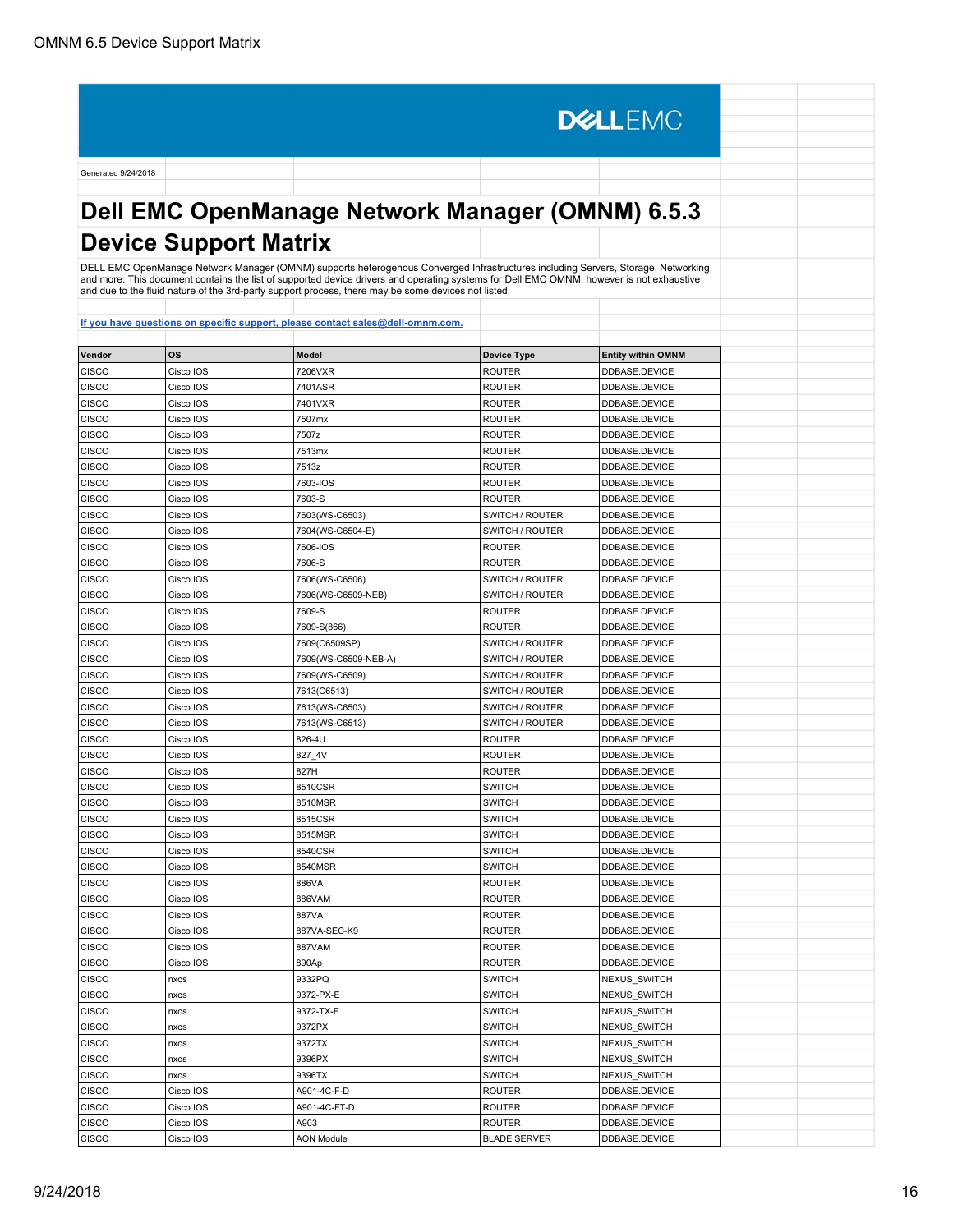DELLEMC

Generated 9/24/2018

# Dell EMC OpenManage Network Manager (OMNM) 6.5.3 Device Support Matrix

DELL EMC OpenManage Network Manager (OMNM) supports heterogenous Converged Infrastructures including Servers, Storage, Networking and more. This document contains the list of supported device drivers and operating systems for Dell EMC OMNM; however is not exhaustive and due to the fluid nature of the 3rd-party support process, there may be some devices not listed.

[If you have questions on specific support, please contact sales@dell-omnm.com.](mailto:sales@dell-omnm.com)

| Vendor | OS | Model | Device Type | Entity within OMNM |
|---|---|---|---|---|
| CISCO | Cisco IOS | 7206VXR | ROUTER | DDBASE.DEVICE |
| CISCO | Cisco IOS | 7401ASR | ROUTER | DDBASE.DEVICE |
| CISCO | Cisco IOS | 7401VXR | ROUTER | DDBASE.DEVICE |
| CISCO | Cisco IOS | 7507mx | ROUTER | DDBASE.DEVICE |
| CISCO | Cisco IOS | 7507z | ROUTER | DDBASE.DEVICE |
| CISCO | Cisco IOS | 7513mx | ROUTER | DDBASE.DEVICE |
| CISCO | Cisco IOS | 7513z | ROUTER | DDBASE.DEVICE |
| CISCO | Cisco IOS | 7603-IOS | ROUTER | DDBASE.DEVICE |
| CISCO | Cisco IOS | 7603-S | ROUTER | DDBASE.DEVICE |
| CISCO | Cisco IOS | 7603(WS-C6503) | SWITCH / ROUTER | DDBASE.DEVICE |
| CISCO | Cisco IOS | 7604(WS-C6504-E) | SWITCH / ROUTER | DDBASE.DEVICE |
| CISCO | Cisco IOS | 7606-IOS | ROUTER | DDBASE.DEVICE |
| CISCO | Cisco IOS | 7606-S | ROUTER | DDBASE.DEVICE |
| CISCO | Cisco IOS | 7606(WS-C6506) | SWITCH / ROUTER | DDBASE.DEVICE |
| CISCO | Cisco IOS | 7606(WS-C6509-NEB) | SWITCH / ROUTER | DDBASE.DEVICE |
| CISCO | Cisco IOS | 7609-S | ROUTER | DDBASE.DEVICE |
| CISCO | Cisco IOS | 7609-S(866) | ROUTER | DDBASE.DEVICE |
| CISCO | Cisco IOS | 7609(C6509SP) | SWITCH / ROUTER | DDBASE.DEVICE |
| CISCO | Cisco IOS | 7609(WS-C6509-NEB-A) | SWITCH / ROUTER | DDBASE.DEVICE |
| CISCO | Cisco IOS | 7609(WS-C6509) | SWITCH / ROUTER | DDBASE.DEVICE |
| CISCO | Cisco IOS | 7613(C6513) | SWITCH / ROUTER | DDBASE.DEVICE |
| CISCO | Cisco IOS | 7613(WS-C6503) | SWITCH / ROUTER | DDBASE.DEVICE |
| CISCO | Cisco IOS | 7613(WS-C6513) | SWITCH / ROUTER | DDBASE.DEVICE |
| CISCO | Cisco IOS | 826-4U | ROUTER | DDBASE.DEVICE |
| CISCO | Cisco IOS | 827_4V | ROUTER | DDBASE.DEVICE |
| CISCO | Cisco IOS | 827H | ROUTER | DDBASE.DEVICE |
| CISCO | Cisco IOS | 8510CSR | SWITCH | DDBASE.DEVICE |
| CISCO | Cisco IOS | 8510MSR | SWITCH | DDBASE.DEVICE |
| CISCO | Cisco IOS | 8515CSR | SWITCH | DDBASE.DEVICE |
| CISCO | Cisco IOS | 8515MSR | SWITCH | DDBASE.DEVICE |
| CISCO | Cisco IOS | 8540CSR | SWITCH | DDBASE.DEVICE |
| CISCO | Cisco IOS | 8540MSR | SWITCH | DDBASE.DEVICE |
| CISCO | Cisco IOS | 886VA | ROUTER | DDBASE.DEVICE |
| CISCO | Cisco IOS | 886VAM | ROUTER | DDBASE.DEVICE |
| CISCO | Cisco IOS | 887VA | ROUTER | DDBASE.DEVICE |
| CISCO | Cisco IOS | 887VA-SEC-K9 | ROUTER | DDBASE.DEVICE |
| CISCO | Cisco IOS | 887VAM | ROUTER | DDBASE.DEVICE |
| CISCO | Cisco IOS | 890Ap | ROUTER | DDBASE.DEVICE |
| CISCO | nxos | 9332PQ | SWITCH | NEXUS_SWITCH |
| CISCO | nxos | 9372-PX-E | SWITCH | NEXUS_SWITCH |
| CISCO | nxos | 9372-TX-E | SWITCH | NEXUS_SWITCH |
| CISCO | nxos | 9372PX | SWITCH | NEXUS_SWITCH |
| CISCO | nxos | 9372TX | SWITCH | NEXUS_SWITCH |
| CISCO | nxos | 9396PX | SWITCH | NEXUS_SWITCH |
| CISCO | nxos | 9396TX | SWITCH | NEXUS_SWITCH |
| CISCO | Cisco IOS | A901-4C-F-D | ROUTER | DDBASE.DEVICE |
| CISCO | Cisco IOS | A901-4C-FT-D | ROUTER | DDBASE.DEVICE |
| CISCO | Cisco IOS | A903 | ROUTER | DDBASE.DEVICE |
| CISCO | Cisco IOS | AON Module | BLADE SERVER | DDBASE.DEVICE |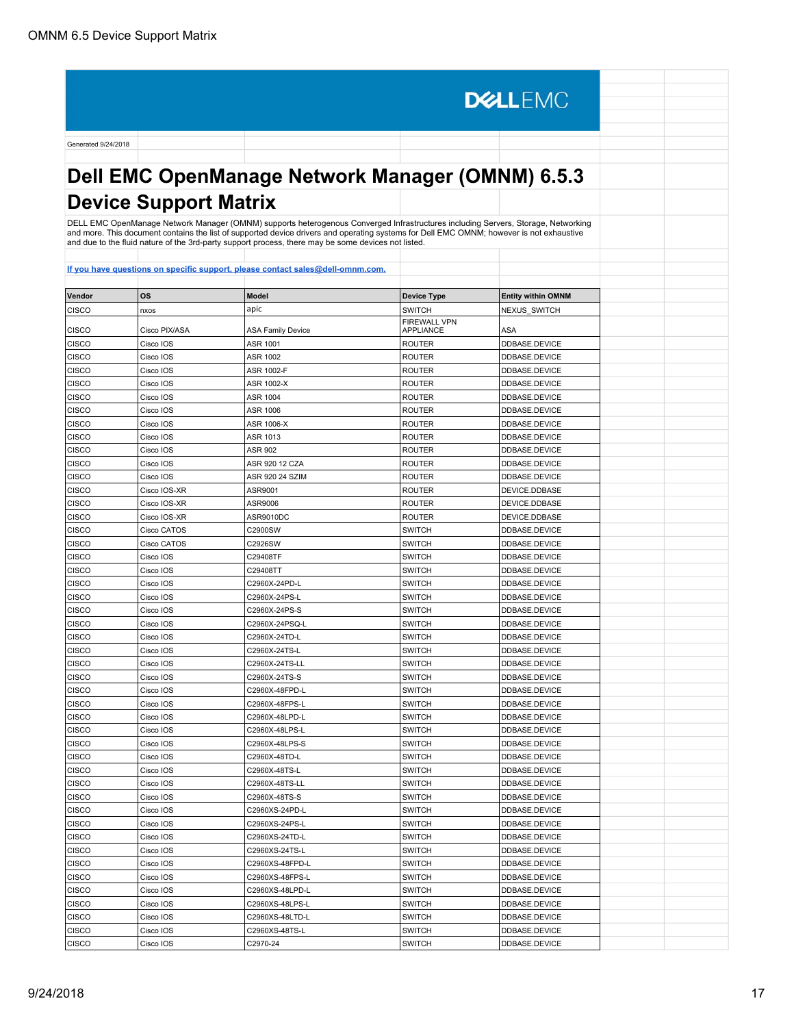Generated 9/24/2018

# Dell EMC OpenManage Network Manager (OMNM) 6.5.3 Device Support Matrix

DELL EMC OpenManage Network Manager (OMNM) supports heterogenous Converged Infrastructures including Servers, Storage, Networking and more. This document contains the list of supported device drivers and operating systems for Dell EMC OMNM; however is not exhaustive and due to the fluid nature of the 3rd-party support process, there may be some devices not listed.

**If you have questions on specific support, please contact sales@dell-omnm.com.**

| Vendor | OS | Model | Device Type | Entity within OMNM |
|---|---|---|---|---|
| CISCO | nxos | apic | SWITCH | NEXUS_SWITCH |
| CISCO | Cisco PIX/ASA | ASA Family Device | FIREWALL VPN APPLIANCE | ASA |
| CISCO | Cisco IOS | ASR 1001 | ROUTER | DDBASE.DEVICE |
| CISCO | Cisco IOS | ASR 1002 | ROUTER | DDBASE.DEVICE |
| CISCO | Cisco IOS | ASR 1002-F | ROUTER | DDBASE.DEVICE |
| CISCO | Cisco IOS | ASR 1002-X | ROUTER | DDBASE.DEVICE |
| CISCO | Cisco IOS | ASR 1004 | ROUTER | DDBASE.DEVICE |
| CISCO | Cisco IOS | ASR 1006 | ROUTER | DDBASE.DEVICE |
| CISCO | Cisco IOS | ASR 1006-X | ROUTER | DDBASE.DEVICE |
| CISCO | Cisco IOS | ASR 1013 | ROUTER | DDBASE.DEVICE |
| CISCO | Cisco IOS | ASR 902 | ROUTER | DDBASE.DEVICE |
| CISCO | Cisco IOS | ASR 920 12 CZA | ROUTER | DDBASE.DEVICE |
| CISCO | Cisco IOS | ASR 920 24 SZIM | ROUTER | DDBASE.DEVICE |
| CISCO | Cisco IOS-XR | ASR9001 | ROUTER | DEVICE.DDBASE |
| CISCO | Cisco IOS-XR | ASR9006 | ROUTER | DEVICE.DDBASE |
| CISCO | Cisco IOS-XR | ASR9010DC | ROUTER | DEVICE.DDBASE |
| CISCO | Cisco CATOS | C2900SW | SWITCH | DDBASE.DEVICE |
| CISCO | Cisco CATOS | C2926SW | SWITCH | DDBASE.DEVICE |
| CISCO | Cisco IOS | C29408TF | SWITCH | DDBASE.DEVICE |
| CISCO | Cisco IOS | C29408TT | SWITCH | DDBASE.DEVICE |
| CISCO | Cisco IOS | C2960X-24PD-L | SWITCH | DDBASE.DEVICE |
| CISCO | Cisco IOS | C2960X-24PS-L | SWITCH | DDBASE.DEVICE |
| CISCO | Cisco IOS | C2960X-24PS-S | SWITCH | DDBASE.DEVICE |
| CISCO | Cisco IOS | C2960X-24PSQ-L | SWITCH | DDBASE.DEVICE |
| CISCO | Cisco IOS | C2960X-24TD-L | SWITCH | DDBASE.DEVICE |
| CISCO | Cisco IOS | C2960X-24TS-L | SWITCH | DDBASE.DEVICE |
| CISCO | Cisco IOS | C2960X-24TS-LL | SWITCH | DDBASE.DEVICE |
| CISCO | Cisco IOS | C2960X-24TS-S | SWITCH | DDBASE.DEVICE |
| CISCO | Cisco IOS | C2960X-48FPD-L | SWITCH | DDBASE.DEVICE |
| CISCO | Cisco IOS | C2960X-48FPS-L | SWITCH | DDBASE.DEVICE |
| CISCO | Cisco IOS | C2960X-48LPD-L | SWITCH | DDBASE.DEVICE |
| CISCO | Cisco IOS | C2960X-48LPS-L | SWITCH | DDBASE.DEVICE |
| CISCO | Cisco IOS | C2960X-48LPS-S | SWITCH | DDBASE.DEVICE |
| CISCO | Cisco IOS | C2960X-48TD-L | SWITCH | DDBASE.DEVICE |
| CISCO | Cisco IOS | C2960X-48TS-L | SWITCH | DDBASE.DEVICE |
| CISCO | Cisco IOS | C2960X-48TS-LL | SWITCH | DDBASE.DEVICE |
| CISCO | Cisco IOS | C2960X-48TS-S | SWITCH | DDBASE.DEVICE |
| CISCO | Cisco IOS | C2960XS-24PD-L | SWITCH | DDBASE.DEVICE |
| CISCO | Cisco IOS | C2960XS-24PS-L | SWITCH | DDBASE.DEVICE |
| CISCO | Cisco IOS | C2960XS-24TD-L | SWITCH | DDBASE.DEVICE |
| CISCO | Cisco IOS | C2960XS-24TS-L | SWITCH | DDBASE.DEVICE |
| CISCO | Cisco IOS | C2960XS-48FPD-L | SWITCH | DDBASE.DEVICE |
| CISCO | Cisco IOS | C2960XS-48FPS-L | SWITCH | DDBASE.DEVICE |
| CISCO | Cisco IOS | C2960XS-48LPD-L | SWITCH | DDBASE.DEVICE |
| CISCO | Cisco IOS | C2960XS-48LPS-L | SWITCH | DDBASE.DEVICE |
| CISCO | Cisco IOS | C2960XS-48LTD-L | SWITCH | DDBASE.DEVICE |
| CISCO | Cisco IOS | C2960XS-48TS-L | SWITCH | DDBASE.DEVICE |
| CISCO | Cisco IOS | C2970-24 | SWITCH | DDBASE.DEVICE |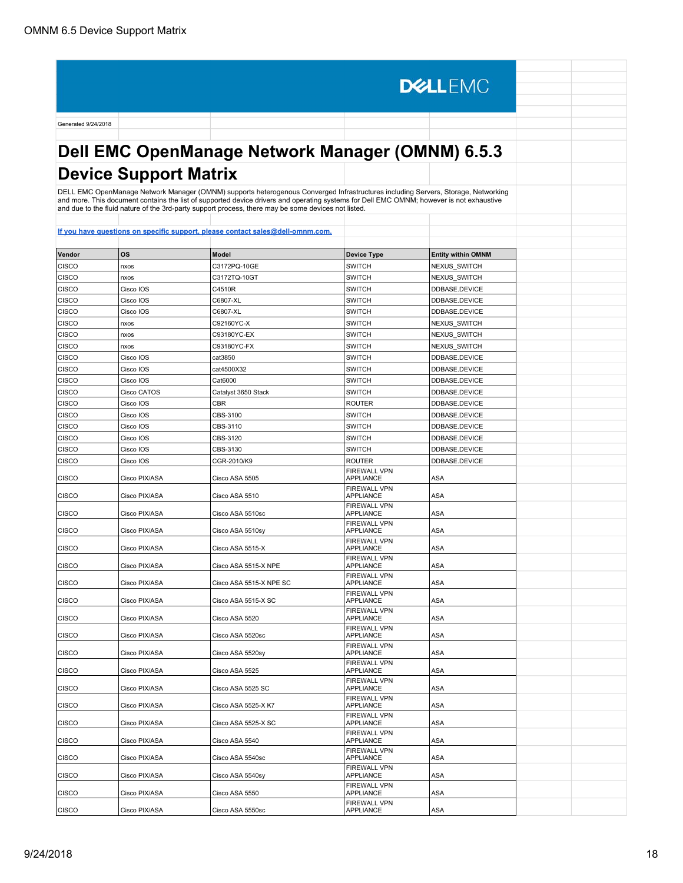DELL EMC

Generated 9/24/2018

# Dell EMC OpenManage Network Manager (OMNM) 6.5.3 Device Support Matrix

DELL EMC OpenManage Network Manager (OMNM) supports heterogenous Converged Infrastructures including Servers, Storage, Networking and more. This document contains the list of supported device drivers and operating systems for Dell EMC OMNM; however is not exhaustive and due to the fluid nature of the 3rd-party support process, there may be some devices not listed.

[If you have questions on specific support, please contact sales@dell-omnm.com.](mailto:sales@dell-omnm.com)

| Vendor | OS | Model | Device Type | Entity within OMNM |
|---|---|---|---|---|
| CISCO | nxos | C3172PQ-10GE | SWITCH | NEXUS_SWITCH |
| CISCO | nxos | C3172TQ-10GT | SWITCH | NEXUS_SWITCH |
| CISCO | Cisco IOS | C4510R | SWITCH | DDBASE.DEVICE |
| CISCO | Cisco IOS | C6807-XL | SWITCH | DDBASE.DEVICE |
| CISCO | Cisco IOS | C6807-XL | SWITCH | DDBASE.DEVICE |
| CISCO | nxos | C92160YC-X | SWITCH | NEXUS_SWITCH |
| CISCO | nxos | C93180YC-EX | SWITCH | NEXUS_SWITCH |
| CISCO | nxos | C93180YC-FX | SWITCH | NEXUS_SWITCH |
| CISCO | Cisco IOS | cat3850 | SWITCH | DDBASE.DEVICE |
| CISCO | Cisco IOS | cat4500X32 | SWITCH | DDBASE.DEVICE |
| CISCO | Cisco IOS | Cat6000 | SWITCH | DDBASE.DEVICE |
| CISCO | Cisco CATOS | Catalyst 3650 Stack | SWITCH | DDBASE.DEVICE |
| CISCO | Cisco IOS | CBR | ROUTER | DDBASE.DEVICE |
| CISCO | Cisco IOS | CBS-3100 | SWITCH | DDBASE.DEVICE |
| CISCO | Cisco IOS | CBS-3110 | SWITCH | DDBASE.DEVICE |
| CISCO | Cisco IOS | CBS-3120 | SWITCH | DDBASE.DEVICE |
| CISCO | Cisco IOS | CBS-3130 | SWITCH | DDBASE.DEVICE |
| CISCO | Cisco IOS | CGR-2010/K9 | ROUTER | DDBASE.DEVICE |
| CISCO | Cisco PIX/ASA | Cisco ASA 5505 | FIREWALL VPN APPLIANCE | ASA |
| CISCO | Cisco PIX/ASA | Cisco ASA 5510 | FIREWALL VPN APPLIANCE | ASA |
| CISCO | Cisco PIX/ASA | Cisco ASA 5510sc | FIREWALL VPN APPLIANCE | ASA |
| CISCO | Cisco PIX/ASA | Cisco ASA 5510sy | FIREWALL VPN APPLIANCE | ASA |
| CISCO | Cisco PIX/ASA | Cisco ASA 5515-X | FIREWALL VPN APPLIANCE | ASA |
| CISCO | Cisco PIX/ASA | Cisco ASA 5515-X NPE | FIREWALL VPN APPLIANCE | ASA |
| CISCO | Cisco PIX/ASA | Cisco ASA 5515-X NPE SC | FIREWALL VPN APPLIANCE | ASA |
| CISCO | Cisco PIX/ASA | Cisco ASA 5515-X SC | FIREWALL VPN APPLIANCE | ASA |
| CISCO | Cisco PIX/ASA | Cisco ASA 5520 | FIREWALL VPN APPLIANCE | ASA |
| CISCO | Cisco PIX/ASA | Cisco ASA 5520sc | FIREWALL VPN APPLIANCE | ASA |
| CISCO | Cisco PIX/ASA | Cisco ASA 5520sy | FIREWALL VPN APPLIANCE | ASA |
| CISCO | Cisco PIX/ASA | Cisco ASA 5525 | FIREWALL VPN APPLIANCE | ASA |
| CISCO | Cisco PIX/ASA | Cisco ASA 5525 SC | FIREWALL VPN APPLIANCE | ASA |
| CISCO | Cisco PIX/ASA | Cisco ASA 5525-X K7 | FIREWALL VPN APPLIANCE | ASA |
| CISCO | Cisco PIX/ASA | Cisco ASA 5525-X SC | FIREWALL VPN APPLIANCE | ASA |
| CISCO | Cisco PIX/ASA | Cisco ASA 5540 | FIREWALL VPN APPLIANCE | ASA |
| CISCO | Cisco PIX/ASA | Cisco ASA 5540sc | FIREWALL VPN APPLIANCE | ASA |
| CISCO | Cisco PIX/ASA | Cisco ASA 5540sy | FIREWALL VPN APPLIANCE | ASA |
| CISCO | Cisco PIX/ASA | Cisco ASA 5550 | FIREWALL VPN APPLIANCE | ASA |
| CISCO | Cisco PIX/ASA | Cisco ASA 5550sc | FIREWALL VPN APPLIANCE | ASA |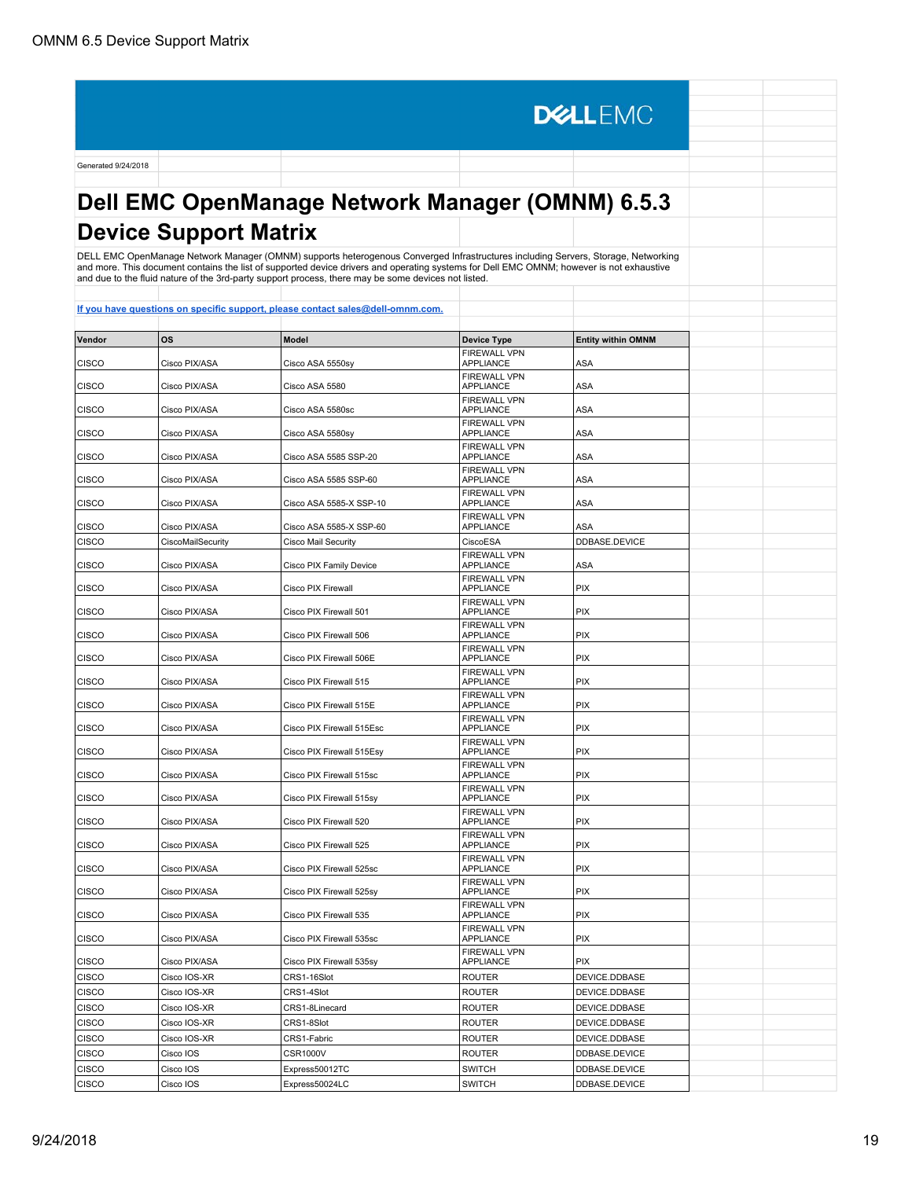DELLEMC

Generated 9/24/2018

# Dell EMC OpenManage Network Manager (OMNM) 6.5.3 Device Support Matrix

DELL EMC OpenManage Network Manager (OMNM) supports heterogenous Converged Infrastructures including Servers, Storage, Networking and more. This document contains the list of supported device drivers and operating systems for Dell EMC OMNM; however is not exhaustive and due to the fluid nature of the 3rd-party support process, there may be some devices not listed.

[If you have questions on specific support, please contact sales@dell-omnm.com.](mailto:sales@dell-omnm.com)

| Vendor | OS | Model | Device Type | Entity within OMNM |
|---|---|---|---|---|
| CISCO | Cisco PIX/ASA | Cisco ASA 5550sy | FIREWALL VPN APPLIANCE | ASA |
| CISCO | Cisco PIX/ASA | Cisco ASA 5580 | FIREWALL VPN APPLIANCE | ASA |
| CISCO | Cisco PIX/ASA | Cisco ASA 5580sc | FIREWALL VPN APPLIANCE | ASA |
| CISCO | Cisco PIX/ASA | Cisco ASA 5580sy | FIREWALL VPN APPLIANCE | ASA |
| CISCO | Cisco PIX/ASA | Cisco ASA 5585 SSP-20 | FIREWALL VPN APPLIANCE | ASA |
| CISCO | Cisco PIX/ASA | Cisco ASA 5585 SSP-60 | FIREWALL VPN APPLIANCE | ASA |
| CISCO | Cisco PIX/ASA | Cisco ASA 5585-X SSP-10 | FIREWALL VPN APPLIANCE | ASA |
| CISCO | Cisco PIX/ASA | Cisco ASA 5585-X SSP-60 | FIREWALL VPN APPLIANCE | ASA |
| CISCO | CiscoMailSecurity | Cisco Mail Security | CiscoESA | DDBASE.DEVICE |
| CISCO | Cisco PIX/ASA | Cisco PIX Family Device | FIREWALL VPN APPLIANCE | ASA |
| CISCO | Cisco PIX/ASA | Cisco PIX Firewall | FIREWALL VPN APPLIANCE | PIX |
| CISCO | Cisco PIX/ASA | Cisco PIX Firewall 501 | FIREWALL VPN APPLIANCE | PIX |
| CISCO | Cisco PIX/ASA | Cisco PIX Firewall 506 | FIREWALL VPN APPLIANCE | PIX |
| CISCO | Cisco PIX/ASA | Cisco PIX Firewall 506E | FIREWALL VPN APPLIANCE | PIX |
| CISCO | Cisco PIX/ASA | Cisco PIX Firewall 515 | FIREWALL VPN APPLIANCE | PIX |
| CISCO | Cisco PIX/ASA | Cisco PIX Firewall 515E | FIREWALL VPN APPLIANCE | PIX |
| CISCO | Cisco PIX/ASA | Cisco PIX Firewall 515Esc | FIREWALL VPN APPLIANCE | PIX |
| CISCO | Cisco PIX/ASA | Cisco PIX Firewall 515Esy | FIREWALL VPN APPLIANCE | PIX |
| CISCO | Cisco PIX/ASA | Cisco PIX Firewall 515sc | FIREWALL VPN APPLIANCE | PIX |
| CISCO | Cisco PIX/ASA | Cisco PIX Firewall 515sy | FIREWALL VPN APPLIANCE | PIX |
| CISCO | Cisco PIX/ASA | Cisco PIX Firewall 520 | FIREWALL VPN APPLIANCE | PIX |
| CISCO | Cisco PIX/ASA | Cisco PIX Firewall 525 | FIREWALL VPN APPLIANCE | PIX |
| CISCO | Cisco PIX/ASA | Cisco PIX Firewall 525sc | FIREWALL VPN APPLIANCE | PIX |
| CISCO | Cisco PIX/ASA | Cisco PIX Firewall 525sy | FIREWALL VPN APPLIANCE | PIX |
| CISCO | Cisco PIX/ASA | Cisco PIX Firewall 535 | FIREWALL VPN APPLIANCE | PIX |
| CISCO | Cisco PIX/ASA | Cisco PIX Firewall 535sc | FIREWALL VPN APPLIANCE | PIX |
| CISCO | Cisco PIX/ASA | Cisco PIX Firewall 535sy | FIREWALL VPN APPLIANCE | PIX |
| CISCO | Cisco IOS-XR | CRS1-16Slot | ROUTER | DEVICE.DDBASE |
| CISCO | Cisco IOS-XR | CRS1-4Slot | ROUTER | DEVICE.DDBASE |
| CISCO | Cisco IOS-XR | CRS1-8Linecard | ROUTER | DEVICE.DDBASE |
| CISCO | Cisco IOS-XR | CRS1-8Slot | ROUTER | DEVICE.DDBASE |
| CISCO | Cisco IOS-XR | CRS1-Fabric | ROUTER | DEVICE.DDBASE |
| CISCO | Cisco IOS | CSR1000V | ROUTER | DDBASE.DEVICE |
| CISCO | Cisco IOS | Express50012TC | SWITCH | DDBASE.DEVICE |
| CISCO | Cisco IOS | Express50024LC | SWITCH | DDBASE.DEVICE |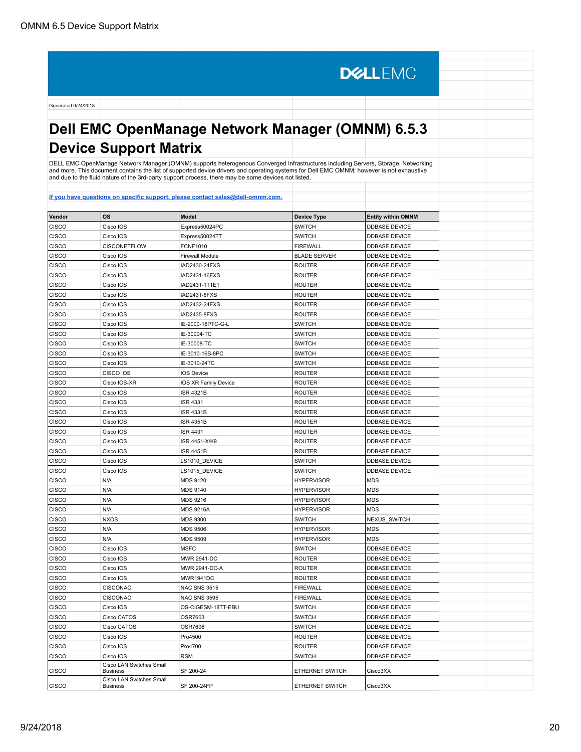Generated 9/24/2018

# Dell EMC OpenManage Network Manager (OMNM) 6.5.3 Device Support Matrix

DELL EMC OpenManage Network Manager (OMNM) supports heterogenous Converged Infrastructures including Servers, Storage, Networking and more. This document contains the list of supported device drivers and operating systems for Dell EMC OMNM; however is not exhaustive and due to the fluid nature of the 3rd-party support process, there may be some devices not listed.

[If you have questions on specific support, please contact sales@dell-omnm.com.](mailto:sales@dell-omnm.com)

| Vendor | OS | Model | Device Type | Entity within OMNM |
|---|---|---|---|---|
| CISCO | Cisco IOS | Express50024PC | SWITCH | DDBASE.DEVICE |
| CISCO | Cisco IOS | Express50024TT | SWITCH | DDBASE.DEVICE |
| CISCO | CISCONETFLOW | FCNF1010 | FIREWALL | DDBASE.DEVICE |
| CISCO | Cisco IOS | Firewall Module | BLADE SERVER | DDBASE.DEVICE |
| CISCO | Cisco IOS | IAD2430-24FXS | ROUTER | DDBASE.DEVICE |
| CISCO | Cisco IOS | IAD2431-16FXS | ROUTER | DDBASE.DEVICE |
| CISCO | Cisco IOS | IAD2431-1T1E1 | ROUTER | DDBASE.DEVICE |
| CISCO | Cisco IOS | IAD2431-8FXS | ROUTER | DDBASE.DEVICE |
| CISCO | Cisco IOS | IAD2432-24FXS | ROUTER | DDBASE.DEVICE |
| CISCO | Cisco IOS | IAD2435-8FXS | ROUTER | DDBASE.DEVICE |
| CISCO | Cisco IOS | IE-2000-16PTC-G-L | SWITCH | DDBASE.DEVICE |
| CISCO | Cisco IOS | IE-30004-TC | SWITCH | DDBASE.DEVICE |
| CISCO | Cisco IOS | IE-30008-TC | SWITCH | DDBASE.DEVICE |
| CISCO | Cisco IOS | IE-3010-16S-8PC | SWITCH | DDBASE.DEVICE |
| CISCO | Cisco IOS | IE-3010-24TC | SWITCH | DDBASE.DEVICE |
| CISCO | CISCO IOS | IOS Device | ROUTER | DDBASE.DEVICE |
| CISCO | Cisco IOS-XR | IOS XR Family Device | ROUTER | DDBASE.DEVICE |
| CISCO | Cisco IOS | ISR 4321B | ROUTER | DDBASE.DEVICE |
| CISCO | Cisco IOS | ISR 4331 | ROUTER | DDBASE.DEVICE |
| CISCO | Cisco IOS | ISR 4331B | ROUTER | DDBASE.DEVICE |
| CISCO | Cisco IOS | ISR 4351B | ROUTER | DDBASE.DEVICE |
| CISCO | Cisco IOS | ISR 4431 | ROUTER | DDBASE.DEVICE |
| CISCO | Cisco IOS | ISR 4451-X/K9 | ROUTER | DDBASE.DEVICE |
| CISCO | Cisco IOS | ISR 4451B | ROUTER | DDBASE.DEVICE |
| CISCO | Cisco IOS | LS1010_DEVICE | SWITCH | DDBASE.DEVICE |
| CISCO | Cisco IOS | LS1015_DEVICE | SWITCH | DDBASE.DEVICE |
| CISCO | N/A | MDS 9120 | HYPERVISOR | MDS |
| CISCO | N/A | MDS 9140 | HYPERVISOR | MDS |
| CISCO | N/A | MDS 9216 | HYPERVISOR | MDS |
| CISCO | N/A | MDS 9216A | HYPERVISOR | MDS |
| CISCO | NXOS | MDS 9300 | SWITCH | NEXUS_SWITCH |
| CISCO | N/A | MDS 9506 | HYPERVISOR | MDS |
| CISCO | N/A | MDS 9509 | HYPERVISOR | MDS |
| CISCO | Cisco IOS | MSFC | SWITCH | DDBASE.DEVICE |
| CISCO | Cisco IOS | MWR 2941-DC | ROUTER | DDBASE.DEVICE |
| CISCO | Cisco IOS | MWR 2941-DC-A | ROUTER | DDBASE.DEVICE |
| CISCO | Cisco IOS | MWR1941DC | ROUTER | DDBASE.DEVICE |
| CISCO | CISCONAC | NAC SNS 3515 | FIREWALL | DDBASE.DEVICE |
| CISCO | CISCONAC | NAC SNS 3595 | FIREWALL | DDBASE.DEVICE |
| CISCO | Cisco IOS | OS-CIGESM-18TT-EBU | SWITCH | DDBASE.DEVICE |
| CISCO | Cisco CATOS | OSR7603 | SWITCH | DDBASE.DEVICE |
| CISCO | Cisco CATOS | OSR7606 | SWITCH | DDBASE.DEVICE |
| CISCO | Cisco IOS | Pro4500 | ROUTER | DDBASE.DEVICE |
| CISCO | Cisco IOS | Pro4700 | ROUTER | DDBASE.DEVICE |
| CISCO | Cisco IOS | RSM | SWITCH | DDBASE.DEVICE |
| CISCO | Cisco LAN Switches Small Business | SF 200-24 | ETHERNET SWITCH | Cisco3XX |
| CISCO | Cisco LAN Switches Small Business | SF 200-24FP | ETHERNET SWITCH | Cisco3XX |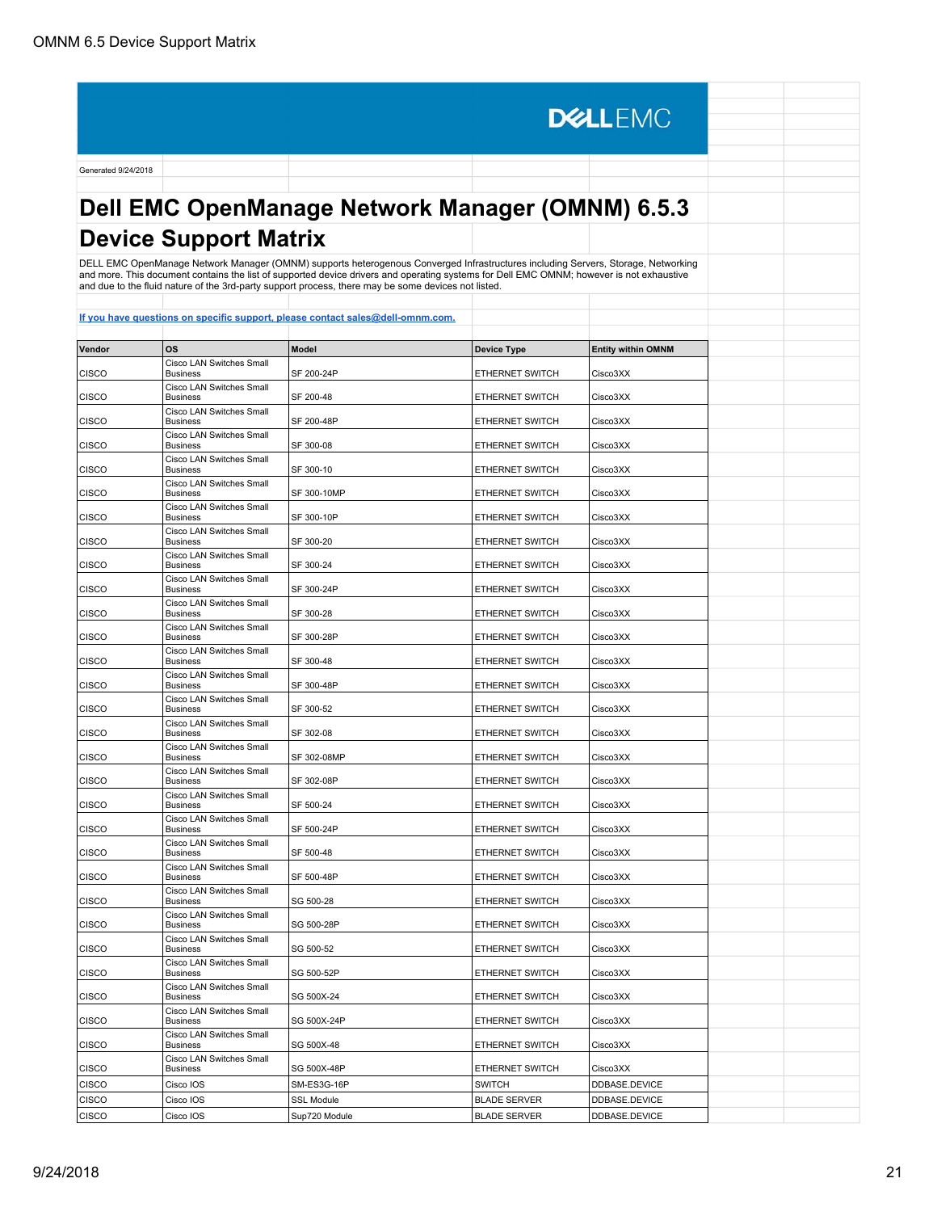Generated 9/24/2018

# Dell EMC OpenManage Network Manager (OMNM) 6.5.3 Device Support Matrix

DELL EMC OpenManage Network Manager (OMNM) supports heterogenous Converged Infrastructures including Servers, Storage, Networking and more. This document contains the list of supported device drivers and operating systems for Dell EMC OMNM; however is not exhaustive and due to the fluid nature of the 3rd-party support process, there may be some devices not listed.

[If you have questions on specific support, please contact sales@dell-omnm.com.](mailto:sales@dell-omnm.com)

| Vendor | OS | Model | Device Type | Entity within OMNM |
|---|---|---|---|---|
| CISCO | Cisco LAN Switches Small Business | SF 200-24P | ETHERNET SWITCH | Cisco3XX |
| CISCO | Cisco LAN Switches Small Business | SF 200-48 | ETHERNET SWITCH | Cisco3XX |
| CISCO | Cisco LAN Switches Small Business | SF 200-48P | ETHERNET SWITCH | Cisco3XX |
| CISCO | Cisco LAN Switches Small Business | SF 300-08 | ETHERNET SWITCH | Cisco3XX |
| CISCO | Cisco LAN Switches Small Business | SF 300-10 | ETHERNET SWITCH | Cisco3XX |
| CISCO | Cisco LAN Switches Small Business | SF 300-10MP | ETHERNET SWITCH | Cisco3XX |
| CISCO | Cisco LAN Switches Small Business | SF 300-10P | ETHERNET SWITCH | Cisco3XX |
| CISCO | Cisco LAN Switches Small Business | SF 300-20 | ETHERNET SWITCH | Cisco3XX |
| CISCO | Cisco LAN Switches Small Business | SF 300-24 | ETHERNET SWITCH | Cisco3XX |
| CISCO | Cisco LAN Switches Small Business | SF 300-24P | ETHERNET SWITCH | Cisco3XX |
| CISCO | Cisco LAN Switches Small Business | SF 300-28 | ETHERNET SWITCH | Cisco3XX |
| CISCO | Cisco LAN Switches Small Business | SF 300-28P | ETHERNET SWITCH | Cisco3XX |
| CISCO | Cisco LAN Switches Small Business | SF 300-48 | ETHERNET SWITCH | Cisco3XX |
| CISCO | Cisco LAN Switches Small Business | SF 300-48P | ETHERNET SWITCH | Cisco3XX |
| CISCO | Cisco LAN Switches Small Business | SF 300-52 | ETHERNET SWITCH | Cisco3XX |
| CISCO | Cisco LAN Switches Small Business | SF 302-08 | ETHERNET SWITCH | Cisco3XX |
| CISCO | Cisco LAN Switches Small Business | SF 302-08MP | ETHERNET SWITCH | Cisco3XX |
| CISCO | Cisco LAN Switches Small Business | SF 302-08P | ETHERNET SWITCH | Cisco3XX |
| CISCO | Cisco LAN Switches Small Business | SF 500-24 | ETHERNET SWITCH | Cisco3XX |
| CISCO | Cisco LAN Switches Small Business | SF 500-24P | ETHERNET SWITCH | Cisco3XX |
| CISCO | Cisco LAN Switches Small Business | SF 500-48 | ETHERNET SWITCH | Cisco3XX |
| CISCO | Cisco LAN Switches Small Business | SF 500-48P | ETHERNET SWITCH | Cisco3XX |
| CISCO | Cisco LAN Switches Small Business | SG 500-28 | ETHERNET SWITCH | Cisco3XX |
| CISCO | Cisco LAN Switches Small Business | SG 500-28P | ETHERNET SWITCH | Cisco3XX |
| CISCO | Cisco LAN Switches Small Business | SG 500-52 | ETHERNET SWITCH | Cisco3XX |
| CISCO | Cisco LAN Switches Small Business | SG 500-52P | ETHERNET SWITCH | Cisco3XX |
| CISCO | Cisco LAN Switches Small Business | SG 500X-24 | ETHERNET SWITCH | Cisco3XX |
| CISCO | Cisco LAN Switches Small Business | SG 500X-24P | ETHERNET SWITCH | Cisco3XX |
| CISCO | Cisco LAN Switches Small Business | SG 500X-48 | ETHERNET SWITCH | Cisco3XX |
| CISCO | Cisco LAN Switches Small Business | SG 500X-48P | ETHERNET SWITCH | Cisco3XX |
| CISCO | Cisco IOS | SM-ES3G-16P | SWITCH | DDBASE.DEVICE |
| CISCO | Cisco IOS | SSL Module | BLADE SERVER | DDBASE.DEVICE |
| CISCO | Cisco IOS | Sup720 Module | BLADE SERVER | DDBASE.DEVICE |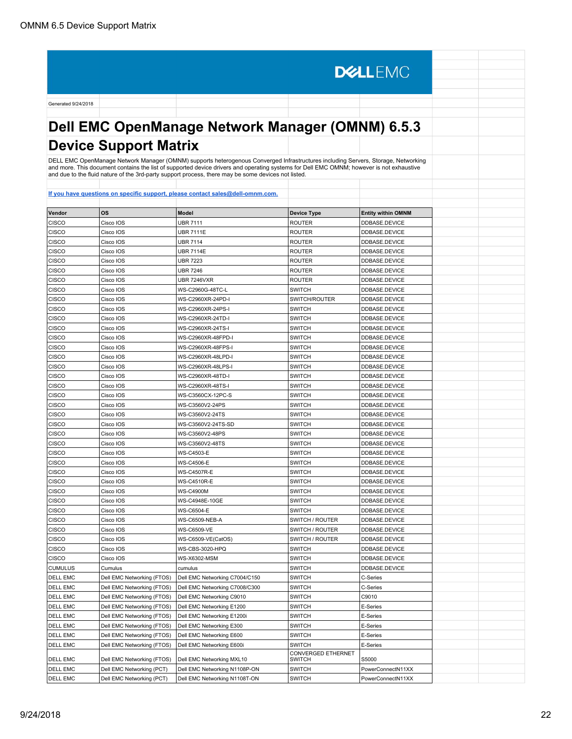Generated 9/24/2018

# Dell EMC OpenManage Network Manager (OMNM) 6.5.3 Device Support Matrix

DELL EMC OpenManage Network Manager (OMNM) supports heterogenous Converged Infrastructures including Servers, Storage, Networking and more. This document contains the list of supported device drivers and operating systems for Dell EMC OMNM; however is not exhaustive and due to the fluid nature of the 3rd-party support process, there may be some devices not listed.

[If you have questions on specific support, please contact sales@dell-omnm.com.](mailto:sales@dell-omnm.com)

| Vendor | OS | Model | Device Type | Entity within OMNM |
|---|---|---|---|---|
| CISCO | Cisco IOS | UBR 7111 | ROUTER | DDBASE.DEVICE |
| CISCO | Cisco IOS | UBR 7111E | ROUTER | DDBASE.DEVICE |
| CISCO | Cisco IOS | UBR 7114 | ROUTER | DDBASE.DEVICE |
| CISCO | Cisco IOS | UBR 7114E | ROUTER | DDBASE.DEVICE |
| CISCO | Cisco IOS | UBR 7223 | ROUTER | DDBASE.DEVICE |
| CISCO | Cisco IOS | UBR 7246 | ROUTER | DDBASE.DEVICE |
| CISCO | Cisco IOS | UBR 7246VXR | ROUTER | DDBASE.DEVICE |
| CISCO | Cisco IOS | WS-C2960G-48TC-L | SWITCH | DDBASE.DEVICE |
| CISCO | Cisco IOS | WS-C2960XR-24PD-I | SWITCH/ROUTER | DDBASE.DEVICE |
| CISCO | Cisco IOS | WS-C2960XR-24PS-I | SWITCH | DDBASE.DEVICE |
| CISCO | Cisco IOS | WS-C2960XR-24TD-I | SWITCH | DDBASE.DEVICE |
| CISCO | Cisco IOS | WS-C2960XR-24TS-I | SWITCH | DDBASE.DEVICE |
| CISCO | Cisco IOS | WS-C2960XR-48FPD-I | SWITCH | DDBASE.DEVICE |
| CISCO | Cisco IOS | WS-C2960XR-48FPS-I | SWITCH | DDBASE.DEVICE |
| CISCO | Cisco IOS | WS-C2960XR-48LPD-I | SWITCH | DDBASE.DEVICE |
| CISCO | Cisco IOS | WS-C2960XR-48LPS-I | SWITCH | DDBASE.DEVICE |
| CISCO | Cisco IOS | WS-C2960XR-48TD-I | SWITCH | DDBASE.DEVICE |
| CISCO | Cisco IOS | WS-C2960XR-48TS-I | SWITCH | DDBASE.DEVICE |
| CISCO | Cisco IOS | WS-C3560CX-12PC-S | SWITCH | DDBASE.DEVICE |
| CISCO | Cisco IOS | WS-C3560V2-24PS | SWITCH | DDBASE.DEVICE |
| CISCO | Cisco IOS | WS-C3560V2-24TS | SWITCH | DDBASE.DEVICE |
| CISCO | Cisco IOS | WS-C3560V2-24TS-SD | SWITCH | DDBASE.DEVICE |
| CISCO | Cisco IOS | WS-C3560V2-48PS | SWITCH | DDBASE.DEVICE |
| CISCO | Cisco IOS | WS-C3560V2-48TS | SWITCH | DDBASE.DEVICE |
| CISCO | Cisco IOS | WS-C4503-E | SWITCH | DDBASE.DEVICE |
| CISCO | Cisco IOS | WS-C4506-E | SWITCH | DDBASE.DEVICE |
| CISCO | Cisco IOS | WS-C4507R-E | SWITCH | DDBASE.DEVICE |
| CISCO | Cisco IOS | WS-C4510R-E | SWITCH | DDBASE.DEVICE |
| CISCO | Cisco IOS | WS-C4900M | SWITCH | DDBASE.DEVICE |
| CISCO | Cisco IOS | WS-C4948E-10GE | SWITCH | DDBASE.DEVICE |
| CISCO | Cisco IOS | WS-C6504-E | SWITCH | DDBASE.DEVICE |
| CISCO | Cisco IOS | WS-C6509-NEB-A | SWITCH / ROUTER | DDBASE.DEVICE |
| CISCO | Cisco IOS | WS-C6509-VE | SWITCH / ROUTER | DDBASE.DEVICE |
| CISCO | Cisco IOS | WS-C6509-VE(CatOS) | SWITCH / ROUTER | DDBASE.DEVICE |
| CISCO | Cisco IOS | WS-CBS-3020-HPQ | SWITCH | DDBASE.DEVICE |
| CISCO | Cisco IOS | WS-X6302-MSM | SWITCH | DDBASE.DEVICE |
| CUMULUS | Cumulus | cumulus | SWITCH | DDBASE.DEVICE |
| DELL EMC | Dell EMC Networking (FTOS) | Dell EMC Networking C7004/C150 | SWITCH | C-Series |
| DELL EMC | Dell EMC Networking (FTOS) | Dell EMC Networking C7008/C300 | SWITCH | C-Series |
| DELL EMC | Dell EMC Networking (FTOS) | Dell EMC Networking C9010 | SWITCH | C9010 |
| DELL EMC | Dell EMC Networking (FTOS) | Dell EMC Networking E1200 | SWITCH | E-Series |
| DELL EMC | Dell EMC Networking (FTOS) | Dell EMC Networking E1200i | SWITCH | E-Series |
| DELL EMC | Dell EMC Networking (FTOS) | Dell EMC Networking E300 | SWITCH | E-Series |
| DELL EMC | Dell EMC Networking (FTOS) | Dell EMC Networking E600 | SWITCH | E-Series |
| DELL EMC | Dell EMC Networking (FTOS) | Dell EMC Networking E600i | SWITCH | E-Series |
| DELL EMC | Dell EMC Networking (FTOS) | Dell EMC Networking MXL10 | CONVERGED ETHERNET SWITCH | S5000 |
| DELL EMC | Dell EMC Networking (PCT) | Dell EMC Networking N1108P-ON | SWITCH | PowerConnectN11XX |
| DELL EMC | Dell EMC Networking (PCT) | Dell EMC Networking N1108T-ON | SWITCH | PowerConnectN11XX |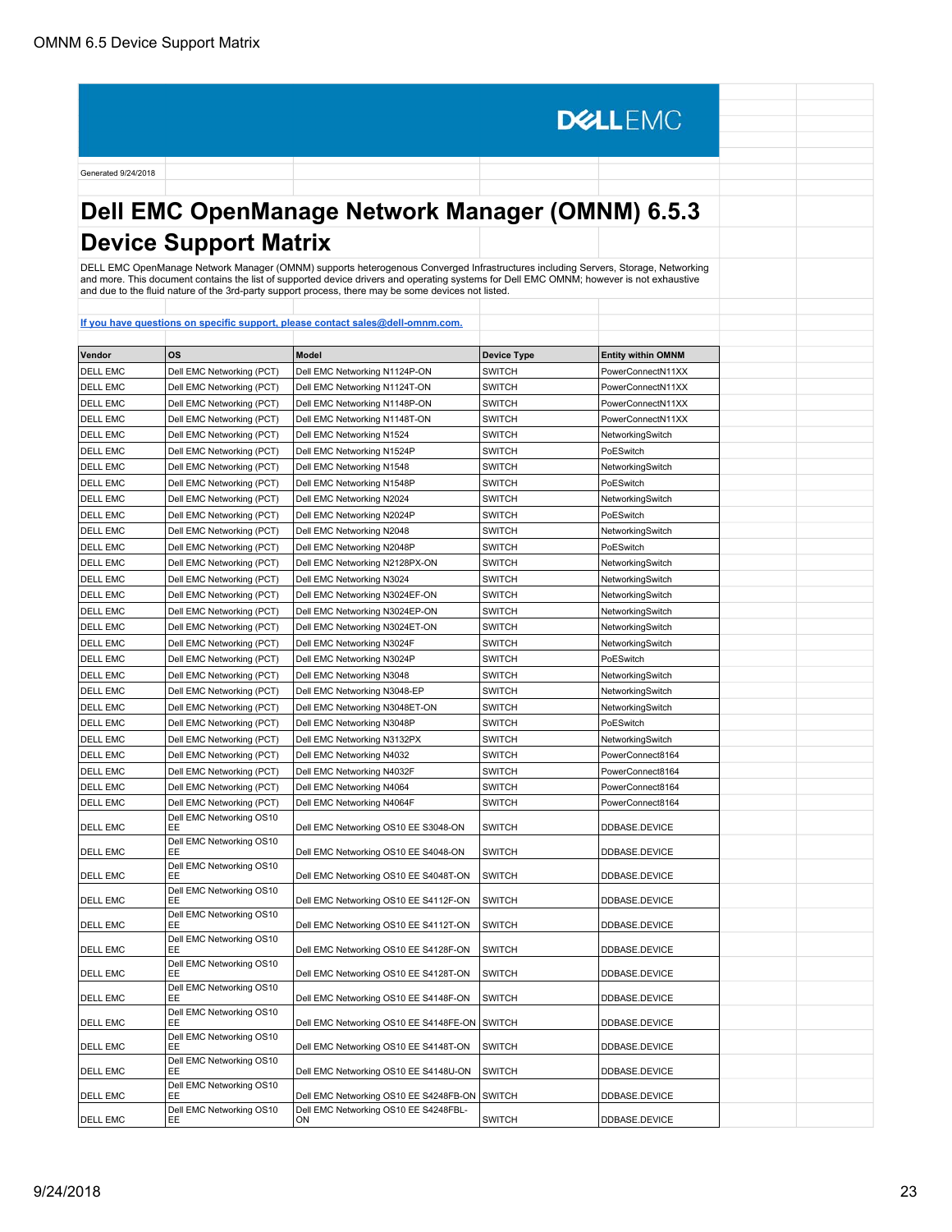DELLEMC

Generated 9/24/2018

# Dell EMC OpenManage Network Manager (OMNM) 6.5.3 Device Support Matrix

DELL EMC OpenManage Network Manager (OMNM) supports heterogenous Converged Infrastructures including Servers, Storage, Networking and more. This document contains the list of supported device drivers and operating systems for Dell EMC OMNM; however is not exhaustive and due to the fluid nature of the 3rd-party support process, there may be some devices not listed.

[If you have questions on specific support, please contact sales@dell-omnm.com.](mailto:sales@dell-omnm.com)

| Vendor | OS | Model | Device Type | Entity within OMNM |
|---|---|---|---|---|
| DELL EMC | Dell EMC Networking (PCT) | Dell EMC Networking N1124P-ON | SWITCH | PowerConnectN11XX |
| DELL EMC | Dell EMC Networking (PCT) | Dell EMC Networking N1124T-ON | SWITCH | PowerConnectN11XX |
| DELL EMC | Dell EMC Networking (PCT) | Dell EMC Networking N1148P-ON | SWITCH | PowerConnectN11XX |
| DELL EMC | Dell EMC Networking (PCT) | Dell EMC Networking N1148T-ON | SWITCH | PowerConnectN11XX |
| DELL EMC | Dell EMC Networking (PCT) | Dell EMC Networking N1524 | SWITCH | NetworkingSwitch |
| DELL EMC | Dell EMC Networking (PCT) | Dell EMC Networking N1524P | SWITCH | PoESwitch |
| DELL EMC | Dell EMC Networking (PCT) | Dell EMC Networking N1548 | SWITCH | NetworkingSwitch |
| DELL EMC | Dell EMC Networking (PCT) | Dell EMC Networking N1548P | SWITCH | PoESwitch |
| DELL EMC | Dell EMC Networking (PCT) | Dell EMC Networking N2024 | SWITCH | NetworkingSwitch |
| DELL EMC | Dell EMC Networking (PCT) | Dell EMC Networking N2024P | SWITCH | PoESwitch |
| DELL EMC | Dell EMC Networking (PCT) | Dell EMC Networking N2048 | SWITCH | NetworkingSwitch |
| DELL EMC | Dell EMC Networking (PCT) | Dell EMC Networking N2048P | SWITCH | PoESwitch |
| DELL EMC | Dell EMC Networking (PCT) | Dell EMC Networking N2128PX-ON | SWITCH | NetworkingSwitch |
| DELL EMC | Dell EMC Networking (PCT) | Dell EMC Networking N3024 | SWITCH | NetworkingSwitch |
| DELL EMC | Dell EMC Networking (PCT) | Dell EMC Networking N3024EF-ON | SWITCH | NetworkingSwitch |
| DELL EMC | Dell EMC Networking (PCT) | Dell EMC Networking N3024EP-ON | SWITCH | NetworkingSwitch |
| DELL EMC | Dell EMC Networking (PCT) | Dell EMC Networking N3024ET-ON | SWITCH | NetworkingSwitch |
| DELL EMC | Dell EMC Networking (PCT) | Dell EMC Networking N3024F | SWITCH | NetworkingSwitch |
| DELL EMC | Dell EMC Networking (PCT) | Dell EMC Networking N3024P | SWITCH | PoESwitch |
| DELL EMC | Dell EMC Networking (PCT) | Dell EMC Networking N3048 | SWITCH | NetworkingSwitch |
| DELL EMC | Dell EMC Networking (PCT) | Dell EMC Networking N3048-EP | SWITCH | NetworkingSwitch |
| DELL EMC | Dell EMC Networking (PCT) | Dell EMC Networking N3048ET-ON | SWITCH | NetworkingSwitch |
| DELL EMC | Dell EMC Networking (PCT) | Dell EMC Networking N3048P | SWITCH | PoESwitch |
| DELL EMC | Dell EMC Networking (PCT) | Dell EMC Networking N3132PX | SWITCH | NetworkingSwitch |
| DELL EMC | Dell EMC Networking (PCT) | Dell EMC Networking N4032 | SWITCH | PowerConnect8164 |
| DELL EMC | Dell EMC Networking (PCT) | Dell EMC Networking N4032F | SWITCH | PowerConnect8164 |
| DELL EMC | Dell EMC Networking (PCT) | Dell EMC Networking N4064 | SWITCH | PowerConnect8164 |
| DELL EMC | Dell EMC Networking (PCT) | Dell EMC Networking N4064F | SWITCH | PowerConnect8164 |
| DELL EMC | Dell EMC Networking OS10 EE | Dell EMC Networking OS10 EE S3048-ON | SWITCH | DDBASE.DEVICE |
| DELL EMC | Dell EMC Networking OS10 EE | Dell EMC Networking OS10 EE S4048-ON | SWITCH | DDBASE.DEVICE |
| DELL EMC | Dell EMC Networking OS10 EE | Dell EMC Networking OS10 EE S4048T-ON | SWITCH | DDBASE.DEVICE |
| DELL EMC | Dell EMC Networking OS10 EE | Dell EMC Networking OS10 EE S4112F-ON | SWITCH | DDBASE.DEVICE |
| DELL EMC | Dell EMC Networking OS10 EE | Dell EMC Networking OS10 EE S4112T-ON | SWITCH | DDBASE.DEVICE |
| DELL EMC | Dell EMC Networking OS10 EE | Dell EMC Networking OS10 EE S4128F-ON | SWITCH | DDBASE.DEVICE |
| DELL EMC | Dell EMC Networking OS10 EE | Dell EMC Networking OS10 EE S4128T-ON | SWITCH | DDBASE.DEVICE |
| DELL EMC | Dell EMC Networking OS10 EE | Dell EMC Networking OS10 EE S4148F-ON | SWITCH | DDBASE.DEVICE |
| DELL EMC | Dell EMC Networking OS10 EE | Dell EMC Networking OS10 EE S4148FE-ON | SWITCH | DDBASE.DEVICE |
| DELL EMC | Dell EMC Networking OS10 EE | Dell EMC Networking OS10 EE S4148T-ON | SWITCH | DDBASE.DEVICE |
| DELL EMC | Dell EMC Networking OS10 EE | Dell EMC Networking OS10 EE S4148U-ON | SWITCH | DDBASE.DEVICE |
| DELL EMC | Dell EMC Networking OS10 EE | Dell EMC Networking OS10 EE S4248FB-ON | SWITCH | DDBASE.DEVICE |
| DELL EMC | Dell EMC Networking OS10 EE | Dell EMC Networking OS10 EE S4248FBL-ON | SWITCH | DDBASE.DEVICE |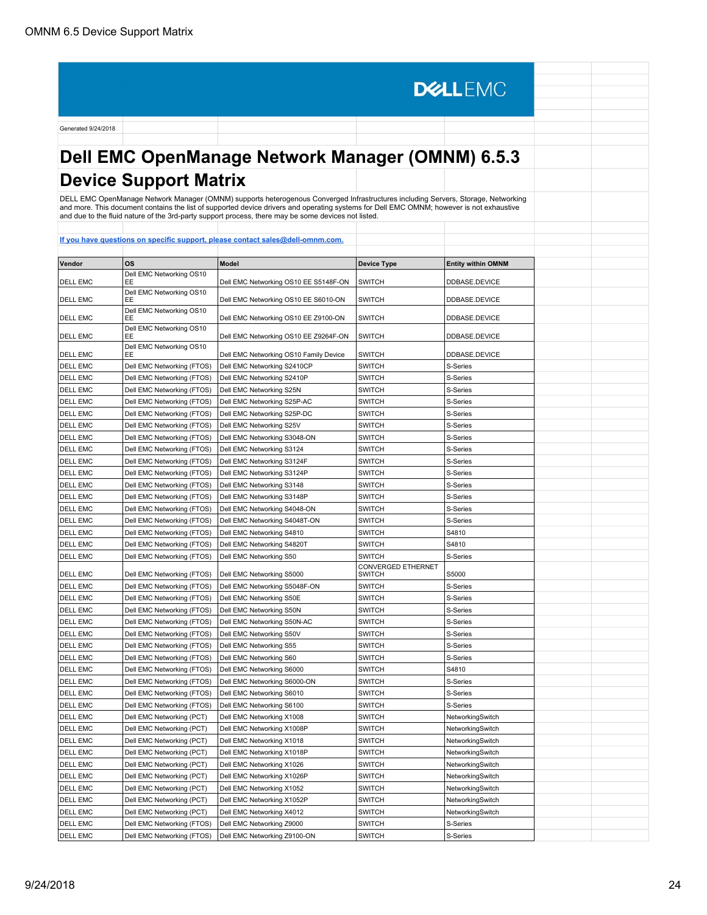DELLEMC

Generated 9/24/2018

# Dell EMC OpenManage Network Manager (OMNM) 6.5.3 Device Support Matrix

DELL EMC OpenManage Network Manager (OMNM) supports heterogenous Converged Infrastructures including Servers, Storage, Networking and more. This document contains the list of supported device drivers and operating systems for Dell EMC OMNM; however is not exhaustive and due to the fluid nature of the 3rd-party support process, there may be some devices not listed.

**If you have questions on specific support, please contact sales@dell-omnm.com.**

| Vendor | OS | Model | Device Type | Entity within OMNM |
|---|---|---|---|---|
| DELL EMC | Dell EMC Networking OS10 EE | Dell EMC Networking OS10 EE S5148F-ON | SWITCH | DDBASE.DEVICE |
| DELL EMC | Dell EMC Networking OS10 EE | Dell EMC Networking OS10 EE S6010-ON | SWITCH | DDBASE.DEVICE |
| DELL EMC | Dell EMC Networking OS10 EE | Dell EMC Networking OS10 EE Z9100-ON | SWITCH | DDBASE.DEVICE |
| DELL EMC | Dell EMC Networking OS10 EE | Dell EMC Networking OS10 EE Z9264F-ON | SWITCH | DDBASE.DEVICE |
| DELL EMC | Dell EMC Networking OS10 EE | Dell EMC Networking OS10 Family Device | SWITCH | DDBASE.DEVICE |
| DELL EMC | Dell EMC Networking (FTOS) | Dell EMC Networking S2410CP | SWITCH | S-Series |
| DELL EMC | Dell EMC Networking (FTOS) | Dell EMC Networking S2410P | SWITCH | S-Series |
| DELL EMC | Dell EMC Networking (FTOS) | Dell EMC Networking S25N | SWITCH | S-Series |
| DELL EMC | Dell EMC Networking (FTOS) | Dell EMC Networking S25P-AC | SWITCH | S-Series |
| DELL EMC | Dell EMC Networking (FTOS) | Dell EMC Networking S25P-DC | SWITCH | S-Series |
| DELL EMC | Dell EMC Networking (FTOS) | Dell EMC Networking S25V | SWITCH | S-Series |
| DELL EMC | Dell EMC Networking (FTOS) | Dell EMC Networking S3048-ON | SWITCH | S-Series |
| DELL EMC | Dell EMC Networking (FTOS) | Dell EMC Networking S3124 | SWITCH | S-Series |
| DELL EMC | Dell EMC Networking (FTOS) | Dell EMC Networking S3124F | SWITCH | S-Series |
| DELL EMC | Dell EMC Networking (FTOS) | Dell EMC Networking S3124P | SWITCH | S-Series |
| DELL EMC | Dell EMC Networking (FTOS) | Dell EMC Networking S3148 | SWITCH | S-Series |
| DELL EMC | Dell EMC Networking (FTOS) | Dell EMC Networking S3148P | SWITCH | S-Series |
| DELL EMC | Dell EMC Networking (FTOS) | Dell EMC Networking S4048-ON | SWITCH | S-Series |
| DELL EMC | Dell EMC Networking (FTOS) | Dell EMC Networking S4048T-ON | SWITCH | S-Series |
| DELL EMC | Dell EMC Networking (FTOS) | Dell EMC Networking S4810 | SWITCH | S4810 |
| DELL EMC | Dell EMC Networking (FTOS) | Dell EMC Networking S4820T | SWITCH | S4810 |
| DELL EMC | Dell EMC Networking (FTOS) | Dell EMC Networking S50 | SWITCH | S-Series |
| DELL EMC | Dell EMC Networking (FTOS) | Dell EMC Networking S5000 | CONVERGED ETHERNET SWITCH | S5000 |
| DELL EMC | Dell EMC Networking (FTOS) | Dell EMC Networking S5048F-ON | SWITCH | S-Series |
| DELL EMC | Dell EMC Networking (FTOS) | Dell EMC Networking S50E | SWITCH | S-Series |
| DELL EMC | Dell EMC Networking (FTOS) | Dell EMC Networking S50N | SWITCH | S-Series |
| DELL EMC | Dell EMC Networking (FTOS) | Dell EMC Networking S50N-AC | SWITCH | S-Series |
| DELL EMC | Dell EMC Networking (FTOS) | Dell EMC Networking S50V | SWITCH | S-Series |
| DELL EMC | Dell EMC Networking (FTOS) | Dell EMC Networking S55 | SWITCH | S-Series |
| DELL EMC | Dell EMC Networking (FTOS) | Dell EMC Networking S60 | SWITCH | S-Series |
| DELL EMC | Dell EMC Networking (FTOS) | Dell EMC Networking S6000 | SWITCH | S4810 |
| DELL EMC | Dell EMC Networking (FTOS) | Dell EMC Networking S6000-ON | SWITCH | S-Series |
| DELL EMC | Dell EMC Networking (FTOS) | Dell EMC Networking S6010 | SWITCH | S-Series |
| DELL EMC | Dell EMC Networking (FTOS) | Dell EMC Networking S6100 | SWITCH | S-Series |
| DELL EMC | Dell EMC Networking (PCT) | Dell EMC Networking X1008 | SWITCH | NetworkingSwitch |
| DELL EMC | Dell EMC Networking (PCT) | Dell EMC Networking X1008P | SWITCH | NetworkingSwitch |
| DELL EMC | Dell EMC Networking (PCT) | Dell EMC Networking X1018 | SWITCH | NetworkingSwitch |
| DELL EMC | Dell EMC Networking (PCT) | Dell EMC Networking X1018P | SWITCH | NetworkingSwitch |
| DELL EMC | Dell EMC Networking (PCT) | Dell EMC Networking X1026 | SWITCH | NetworkingSwitch |
| DELL EMC | Dell EMC Networking (PCT) | Dell EMC Networking X1026P | SWITCH | NetworkingSwitch |
| DELL EMC | Dell EMC Networking (PCT) | Dell EMC Networking X1052 | SWITCH | NetworkingSwitch |
| DELL EMC | Dell EMC Networking (PCT) | Dell EMC Networking X1052P | SWITCH | NetworkingSwitch |
| DELL EMC | Dell EMC Networking (PCT) | Dell EMC Networking X4012 | SWITCH | NetworkingSwitch |
| DELL EMC | Dell EMC Networking (FTOS) | Dell EMC Networking Z9000 | SWITCH | S-Series |
| DELL EMC | Dell EMC Networking (FTOS) | Dell EMC Networking Z9100-ON | SWITCH | S-Series |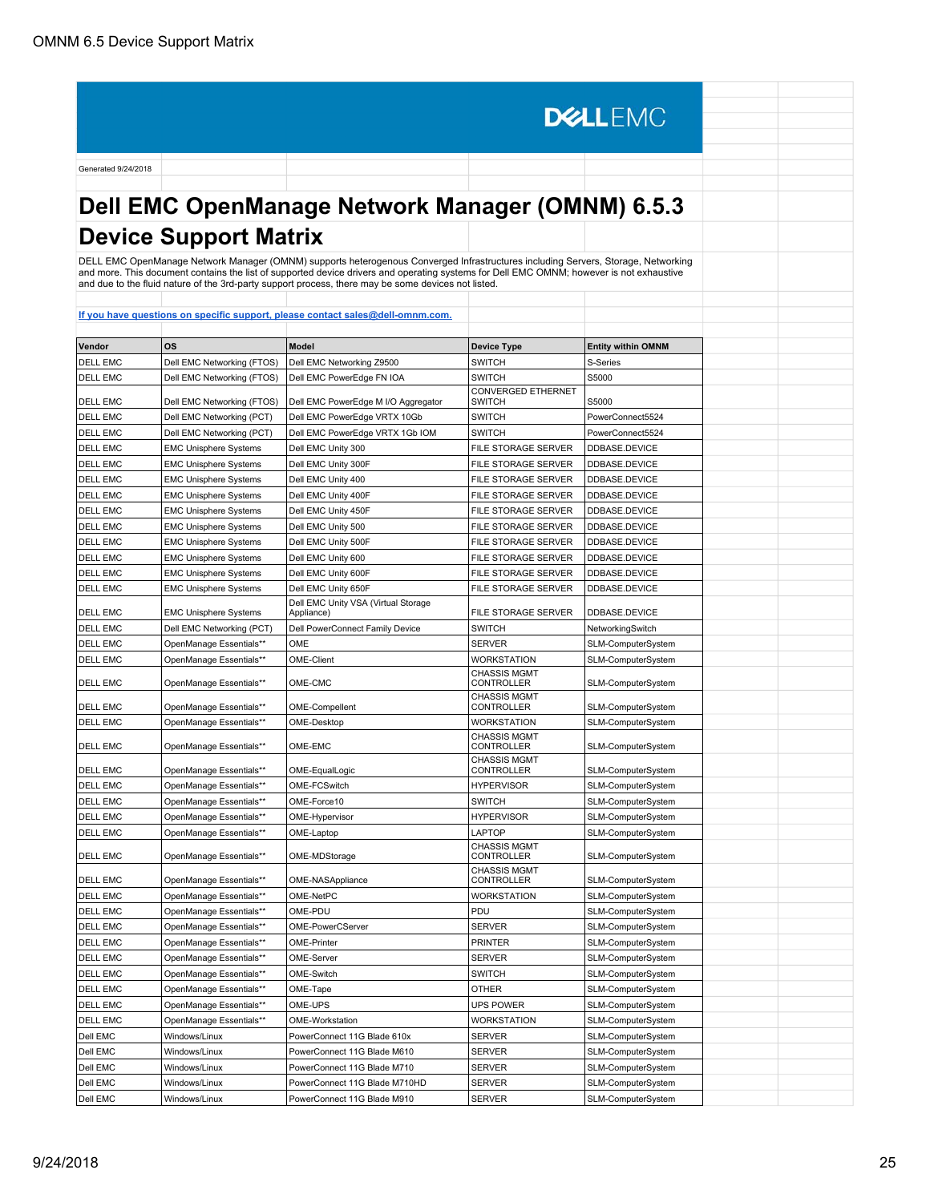DELLEMC

Generated 9/24/2018

# Dell EMC OpenManage Network Manager (OMNM) 6.5.3 Device Support Matrix

DELL EMC OpenManage Network Manager (OMNM) supports heterogenous Converged Infrastructures including Servers, Storage, Networking and more. This document contains the list of supported device drivers and operating systems for Dell EMC OMNM; however is not exhaustive and due to the fluid nature of the 3rd-party support process, there may be some devices not listed.

[If you have questions on specific support, please contact sales@dell-omnm.com.](mailto:sales@dell-omnm.com)

| Vendor | OS | Model | Device Type | Entity within OMNM |
|---|---|---|---|---|
| DELL EMC | Dell EMC Networking (FTOS) | Dell EMC Networking Z9500 | SWITCH | S-Series |
| DELL EMC | Dell EMC Networking (FTOS) | Dell EMC PowerEdge FN IOA | SWITCH | S5000 |
| DELL EMC | Dell EMC Networking (FTOS) | Dell EMC PowerEdge M I/O Aggregator | CONVERGED ETHERNET SWITCH | S5000 |
| DELL EMC | Dell EMC Networking (PCT) | Dell EMC PowerEdge VRTX 10Gb | SWITCH | PowerConnect5524 |
| DELL EMC | Dell EMC Networking (PCT) | Dell EMC PowerEdge VRTX 1Gb IOM | SWITCH | PowerConnect5524 |
| DELL EMC | EMC Unisphere Systems | Dell EMC Unity 300 | FILE STORAGE SERVER | DDBASE.DEVICE |
| DELL EMC | EMC Unisphere Systems | Dell EMC Unity 300F | FILE STORAGE SERVER | DDBASE.DEVICE |
| DELL EMC | EMC Unisphere Systems | Dell EMC Unity 400 | FILE STORAGE SERVER | DDBASE.DEVICE |
| DELL EMC | EMC Unisphere Systems | Dell EMC Unity 400F | FILE STORAGE SERVER | DDBASE.DEVICE |
| DELL EMC | EMC Unisphere Systems | Dell EMC Unity 450F | FILE STORAGE SERVER | DDBASE.DEVICE |
| DELL EMC | EMC Unisphere Systems | Dell EMC Unity 500 | FILE STORAGE SERVER | DDBASE.DEVICE |
| DELL EMC | EMC Unisphere Systems | Dell EMC Unity 500F | FILE STORAGE SERVER | DDBASE.DEVICE |
| DELL EMC | EMC Unisphere Systems | Dell EMC Unity 600 | FILE STORAGE SERVER | DDBASE.DEVICE |
| DELL EMC | EMC Unisphere Systems | Dell EMC Unity 600F | FILE STORAGE SERVER | DDBASE.DEVICE |
| DELL EMC | EMC Unisphere Systems | Dell EMC Unity 650F | FILE STORAGE SERVER | DDBASE.DEVICE |
| DELL EMC | EMC Unisphere Systems | Dell EMC Unity VSA (Virtual Storage Appliance) | FILE STORAGE SERVER | DDBASE.DEVICE |
| DELL EMC | Dell EMC Networking (PCT) | Dell PowerConnect Family Device | SWITCH | NetworkingSwitch |
| DELL EMC | OpenManage Essentials** | OME | SERVER | SLM-ComputerSystem |
| DELL EMC | OpenManage Essentials** | OME-Client | WORKSTATION | SLM-ComputerSystem |
| DELL EMC | OpenManage Essentials** | OME-CMC | CHASSIS MGMT CONTROLLER | SLM-ComputerSystem |
| DELL EMC | OpenManage Essentials** | OME-Compellent | CHASSIS MGMT CONTROLLER | SLM-ComputerSystem |
| DELL EMC | OpenManage Essentials** | OME-Desktop | WORKSTATION | SLM-ComputerSystem |
| DELL EMC | OpenManage Essentials** | OME-EMC | CHASSIS MGMT CONTROLLER | SLM-ComputerSystem |
| DELL EMC | OpenManage Essentials** | OME-EqualLogic | CHASSIS MGMT CONTROLLER | SLM-ComputerSystem |
| DELL EMC | OpenManage Essentials** | OME-FCSwitch | HYPERVISOR | SLM-ComputerSystem |
| DELL EMC | OpenManage Essentials** | OME-Force10 | SWITCH | SLM-ComputerSystem |
| DELL EMC | OpenManage Essentials** | OME-Hypervisor | HYPERVISOR | SLM-ComputerSystem |
| DELL EMC | OpenManage Essentials** | OME-Laptop | LAPTOP | SLM-ComputerSystem |
| DELL EMC | OpenManage Essentials** | OME-MDStorage | CHASSIS MGMT CONTROLLER | SLM-ComputerSystem |
| DELL EMC | OpenManage Essentials** | OME-NASAppliance | CHASSIS MGMT CONTROLLER | SLM-ComputerSystem |
| DELL EMC | OpenManage Essentials** | OME-NetPC | WORKSTATION | SLM-ComputerSystem |
| DELL EMC | OpenManage Essentials** | OME-PDU | PDU | SLM-ComputerSystem |
| DELL EMC | OpenManage Essentials** | OME-PowerCServer | SERVER | SLM-ComputerSystem |
| DELL EMC | OpenManage Essentials** | OME-Printer | PRINTER | SLM-ComputerSystem |
| DELL EMC | OpenManage Essentials** | OME-Server | SERVER | SLM-ComputerSystem |
| DELL EMC | OpenManage Essentials** | OME-Switch | SWITCH | SLM-ComputerSystem |
| DELL EMC | OpenManage Essentials** | OME-Tape | OTHER | SLM-ComputerSystem |
| DELL EMC | OpenManage Essentials** | OME-UPS | UPS POWER | SLM-ComputerSystem |
| DELL EMC | OpenManage Essentials** | OME-Workstation | WORKSTATION | SLM-ComputerSystem |
| Dell EMC | Windows/Linux | PowerConnect 11G Blade 610x | SERVER | SLM-ComputerSystem |
| Dell EMC | Windows/Linux | PowerConnect 11G Blade M610 | SERVER | SLM-ComputerSystem |
| Dell EMC | Windows/Linux | PowerConnect 11G Blade M710 | SERVER | SLM-ComputerSystem |
| Dell EMC | Windows/Linux | PowerConnect 11G Blade M710HD | SERVER | SLM-ComputerSystem |
| Dell EMC | Windows/Linux | PowerConnect 11G Blade M910 | SERVER | SLM-ComputerSystem |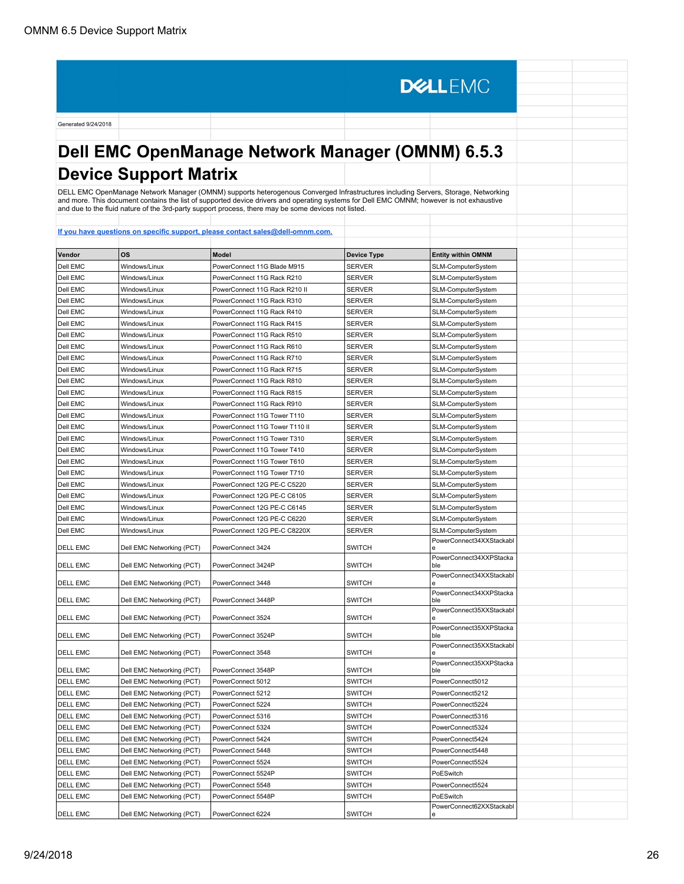DELLEMC

Generated 9/24/2018

# Dell EMC OpenManage Network Manager (OMNM) 6.5.3 Device Support Matrix

DELL EMC OpenManage Network Manager (OMNM) supports heterogenous Converged Infrastructures including Servers, Storage, Networking and more. This document contains the list of supported device drivers and operating systems for Dell EMC OMNM; however is not exhaustive and due to the fluid nature of the 3rd-party support process, there may be some devices not listed.

[If you have questions on specific support, please contact sales@dell-omnm.com.](mailto:sales@dell-omnm.com)

| Vendor | OS | Model | Device Type | Entity within OMNM |
|---|---|---|---|---|
| Dell EMC | Windows/Linux | PowerConnect 11G Blade M915 | SERVER | SLM-ComputerSystem |
| Dell EMC | Windows/Linux | PowerConnect 11G Rack R210 | SERVER | SLM-ComputerSystem |
| Dell EMC | Windows/Linux | PowerConnect 11G Rack R210 II | SERVER | SLM-ComputerSystem |
| Dell EMC | Windows/Linux | PowerConnect 11G Rack R310 | SERVER | SLM-ComputerSystem |
| Dell EMC | Windows/Linux | PowerConnect 11G Rack R410 | SERVER | SLM-ComputerSystem |
| Dell EMC | Windows/Linux | PowerConnect 11G Rack R415 | SERVER | SLM-ComputerSystem |
| Dell EMC | Windows/Linux | PowerConnect 11G Rack R510 | SERVER | SLM-ComputerSystem |
| Dell EMC | Windows/Linux | PowerConnect 11G Rack R610 | SERVER | SLM-ComputerSystem |
| Dell EMC | Windows/Linux | PowerConnect 11G Rack R710 | SERVER | SLM-ComputerSystem |
| Dell EMC | Windows/Linux | PowerConnect 11G Rack R715 | SERVER | SLM-ComputerSystem |
| Dell EMC | Windows/Linux | PowerConnect 11G Rack R810 | SERVER | SLM-ComputerSystem |
| Dell EMC | Windows/Linux | PowerConnect 11G Rack R815 | SERVER | SLM-ComputerSystem |
| Dell EMC | Windows/Linux | PowerConnect 11G Rack R910 | SERVER | SLM-ComputerSystem |
| Dell EMC | Windows/Linux | PowerConnect 11G Tower T110 | SERVER | SLM-ComputerSystem |
| Dell EMC | Windows/Linux | PowerConnect 11G Tower T110 II | SERVER | SLM-ComputerSystem |
| Dell EMC | Windows/Linux | PowerConnect 11G Tower T310 | SERVER | SLM-ComputerSystem |
| Dell EMC | Windows/Linux | PowerConnect 11G Tower T410 | SERVER | SLM-ComputerSystem |
| Dell EMC | Windows/Linux | PowerConnect 11G Tower T610 | SERVER | SLM-ComputerSystem |
| Dell EMC | Windows/Linux | PowerConnect 11G Tower T710 | SERVER | SLM-ComputerSystem |
| Dell EMC | Windows/Linux | PowerConnect 12G PE-C C5220 | SERVER | SLM-ComputerSystem |
| Dell EMC | Windows/Linux | PowerConnect 12G PE-C C6105 | SERVER | SLM-ComputerSystem |
| Dell EMC | Windows/Linux | PowerConnect 12G PE-C C6145 | SERVER | SLM-ComputerSystem |
| Dell EMC | Windows/Linux | PowerConnect 12G PE-C C6220 | SERVER | SLM-ComputerSystem |
| Dell EMC | Windows/Linux | PowerConnect 12G PE-C C8220X | SERVER | SLM-ComputerSystem |
| DELL EMC | Dell EMC Networking (PCT) | PowerConnect 3424 | SWITCH | PowerConnect34XXStackable |
| DELL EMC | Dell EMC Networking (PCT) | PowerConnect 3424P | SWITCH | PowerConnect34XXPStackable |
| DELL EMC | Dell EMC Networking (PCT) | PowerConnect 3448 | SWITCH | PowerConnect34XXStackable |
| DELL EMC | Dell EMC Networking (PCT) | PowerConnect 3448P | SWITCH | PowerConnect34XXPStackable |
| DELL EMC | Dell EMC Networking (PCT) | PowerConnect 3524 | SWITCH | PowerConnect35XXStackable |
| DELL EMC | Dell EMC Networking (PCT) | PowerConnect 3524P | SWITCH | PowerConnect35XXPStackable |
| DELL EMC | Dell EMC Networking (PCT) | PowerConnect 3548 | SWITCH | PowerConnect35XXStackable |
| DELL EMC | Dell EMC Networking (PCT) | PowerConnect 3548P | SWITCH | PowerConnect35XXPStackable |
| DELL EMC | Dell EMC Networking (PCT) | PowerConnect 5012 | SWITCH | PowerConnect5012 |
| DELL EMC | Dell EMC Networking (PCT) | PowerConnect 5212 | SWITCH | PowerConnect5212 |
| DELL EMC | Dell EMC Networking (PCT) | PowerConnect 5224 | SWITCH | PowerConnect5224 |
| DELL EMC | Dell EMC Networking (PCT) | PowerConnect 5316 | SWITCH | PowerConnect5316 |
| DELL EMC | Dell EMC Networking (PCT) | PowerConnect 5324 | SWITCH | PowerConnect5324 |
| DELL EMC | Dell EMC Networking (PCT) | PowerConnect 5424 | SWITCH | PowerConnect5424 |
| DELL EMC | Dell EMC Networking (PCT) | PowerConnect 5448 | SWITCH | PowerConnect5448 |
| DELL EMC | Dell EMC Networking (PCT) | PowerConnect 5524 | SWITCH | PowerConnect5524 |
| DELL EMC | Dell EMC Networking (PCT) | PowerConnect 5524P | SWITCH | PoESwitch |
| DELL EMC | Dell EMC Networking (PCT) | PowerConnect 5548 | SWITCH | PowerConnect5524 |
| DELL EMC | Dell EMC Networking (PCT) | PowerConnect 5548P | SWITCH | PoESwitch |
| DELL EMC | Dell EMC Networking (PCT) | PowerConnect 6224 | SWITCH | PowerConnect62XXStackable |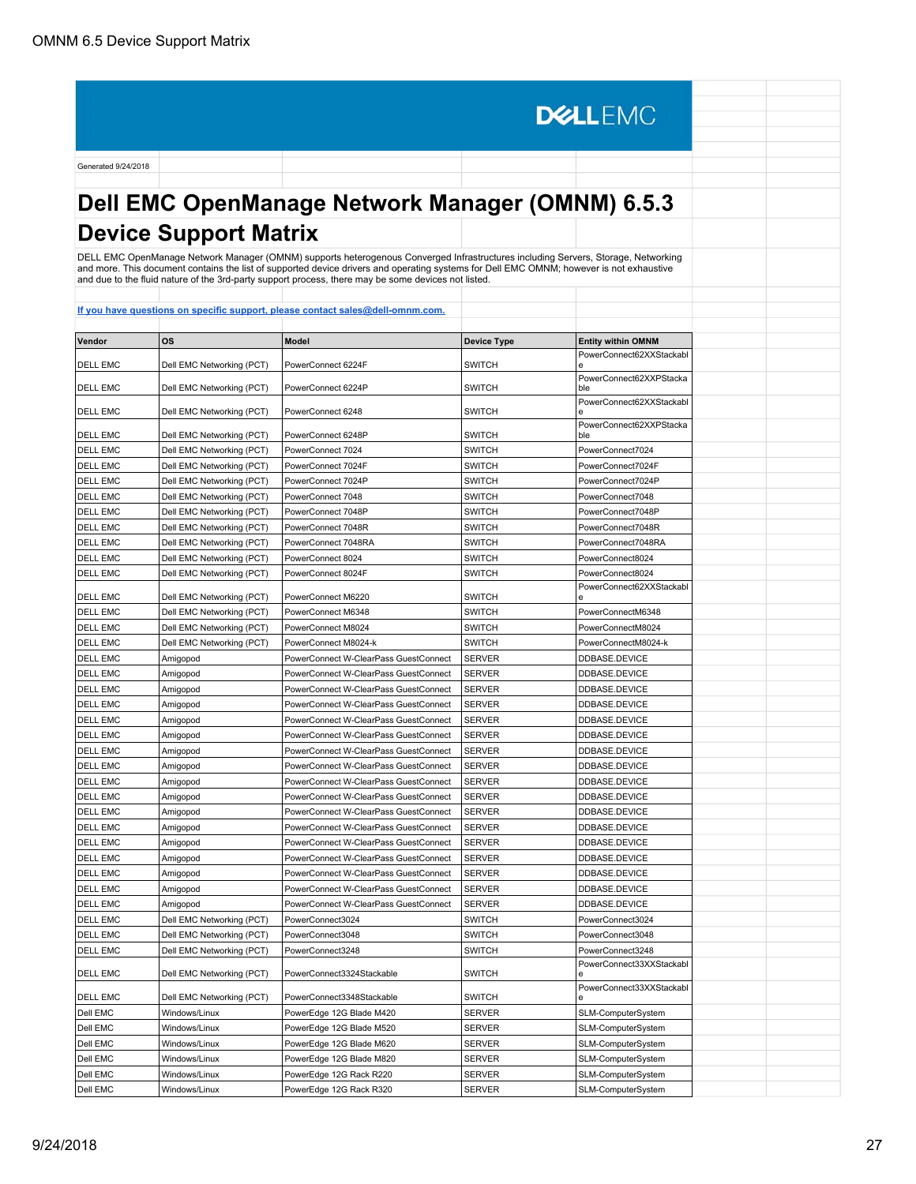Generated 9/24/2018

# Dell EMC OpenManage Network Manager (OMNM) 6.5.3 Device Support Matrix

DELL EMC OpenManage Network Manager (OMNM) supports heterogenous Converged Infrastructures including Servers, Storage, Networking and more. This document contains the list of supported device drivers and operating systems for Dell EMC OMNM; however is not exhaustive and due to the fluid nature of the 3rd-party support process, there may be some devices not listed.

[If you have questions on specific support, please contact sales@dell-omnm.com.](mailto:sales@dell-omnm.com)

| Vendor | OS | Model | Device Type | Entity within OMNM |
|---|---|---|---|---|
| DELL EMC | Dell EMC Networking (PCT) | PowerConnect 6224F | SWITCH | PowerConnect62XXStackable |
| DELL EMC | Dell EMC Networking (PCT) | PowerConnect 6224P | SWITCH | PowerConnect62XXPStackable |
| DELL EMC | Dell EMC Networking (PCT) | PowerConnect 6248 | SWITCH | PowerConnect62XXStackable |
| DELL EMC | Dell EMC Networking (PCT) | PowerConnect 6248P | SWITCH | PowerConnect62XXPStackable |
| DELL EMC | Dell EMC Networking (PCT) | PowerConnect 7024 | SWITCH | PowerConnect7024 |
| DELL EMC | Dell EMC Networking (PCT) | PowerConnect 7024F | SWITCH | PowerConnect7024F |
| DELL EMC | Dell EMC Networking (PCT) | PowerConnect 7024P | SWITCH | PowerConnect7024P |
| DELL EMC | Dell EMC Networking (PCT) | PowerConnect 7048 | SWITCH | PowerConnect7048 |
| DELL EMC | Dell EMC Networking (PCT) | PowerConnect 7048P | SWITCH | PowerConnect7048P |
| DELL EMC | Dell EMC Networking (PCT) | PowerConnect 7048R | SWITCH | PowerConnect7048R |
| DELL EMC | Dell EMC Networking (PCT) | PowerConnect 7048RA | SWITCH | PowerConnect7048RA |
| DELL EMC | Dell EMC Networking (PCT) | PowerConnect 8024 | SWITCH | PowerConnect8024 |
| DELL EMC | Dell EMC Networking (PCT) | PowerConnect 8024F | SWITCH | PowerConnect8024 |
| DELL EMC | Dell EMC Networking (PCT) | PowerConnect M6220 | SWITCH | PowerConnect62XXStackable |
| DELL EMC | Dell EMC Networking (PCT) | PowerConnect M6348 | SWITCH | PowerConnectM6348 |
| DELL EMC | Dell EMC Networking (PCT) | PowerConnect M8024 | SWITCH | PowerConnectM8024 |
| DELL EMC | Dell EMC Networking (PCT) | PowerConnect M8024-k | SWITCH | PowerConnectM8024-k |
| DELL EMC | Amigopod | PowerConnect W-ClearPass GuestConnect | SERVER | DDBASE.DEVICE |
| DELL EMC | Amigopod | PowerConnect W-ClearPass GuestConnect | SERVER | DDBASE.DEVICE |
| DELL EMC | Amigopod | PowerConnect W-ClearPass GuestConnect | SERVER | DDBASE.DEVICE |
| DELL EMC | Amigopod | PowerConnect W-ClearPass GuestConnect | SERVER | DDBASE.DEVICE |
| DELL EMC | Amigopod | PowerConnect W-ClearPass GuestConnect | SERVER | DDBASE.DEVICE |
| DELL EMC | Amigopod | PowerConnect W-ClearPass GuestConnect | SERVER | DDBASE.DEVICE |
| DELL EMC | Amigopod | PowerConnect W-ClearPass GuestConnect | SERVER | DDBASE.DEVICE |
| DELL EMC | Amigopod | PowerConnect W-ClearPass GuestConnect | SERVER | DDBASE.DEVICE |
| DELL EMC | Amigopod | PowerConnect W-ClearPass GuestConnect | SERVER | DDBASE.DEVICE |
| DELL EMC | Amigopod | PowerConnect W-ClearPass GuestConnect | SERVER | DDBASE.DEVICE |
| DELL EMC | Amigopod | PowerConnect W-ClearPass GuestConnect | SERVER | DDBASE.DEVICE |
| DELL EMC | Amigopod | PowerConnect W-ClearPass GuestConnect | SERVER | DDBASE.DEVICE |
| DELL EMC | Amigopod | PowerConnect W-ClearPass GuestConnect | SERVER | DDBASE.DEVICE |
| DELL EMC | Amigopod | PowerConnect W-ClearPass GuestConnect | SERVER | DDBASE.DEVICE |
| DELL EMC | Amigopod | PowerConnect W-ClearPass GuestConnect | SERVER | DDBASE.DEVICE |
| DELL EMC | Amigopod | PowerConnect W-ClearPass GuestConnect | SERVER | DDBASE.DEVICE |
| DELL EMC | Amigopod | PowerConnect W-ClearPass GuestConnect | SERVER | DDBASE.DEVICE |
| DELL EMC | Dell EMC Networking (PCT) | PowerConnect3024 | SWITCH | PowerConnect3024 |
| DELL EMC | Dell EMC Networking (PCT) | PowerConnect3048 | SWITCH | PowerConnect3048 |
| DELL EMC | Dell EMC Networking (PCT) | PowerConnect3248 | SWITCH | PowerConnect3248 |
| DELL EMC | Dell EMC Networking (PCT) | PowerConnect3324Stackable | SWITCH | PowerConnect33XXStackable |
| DELL EMC | Dell EMC Networking (PCT) | PowerConnect3348Stackable | SWITCH | PowerConnect33XXStackable |
| Dell EMC | Windows/Linux | PowerEdge 12G Blade M420 | SERVER | SLM-ComputerSystem |
| Dell EMC | Windows/Linux | PowerEdge 12G Blade M520 | SERVER | SLM-ComputerSystem |
| Dell EMC | Windows/Linux | PowerEdge 12G Blade M620 | SERVER | SLM-ComputerSystem |
| Dell EMC | Windows/Linux | PowerEdge 12G Blade M820 | SERVER | SLM-ComputerSystem |
| Dell EMC | Windows/Linux | PowerEdge 12G Rack R220 | SERVER | SLM-ComputerSystem |
| Dell EMC | Windows/Linux | PowerEdge 12G Rack R320 | SERVER | SLM-ComputerSystem |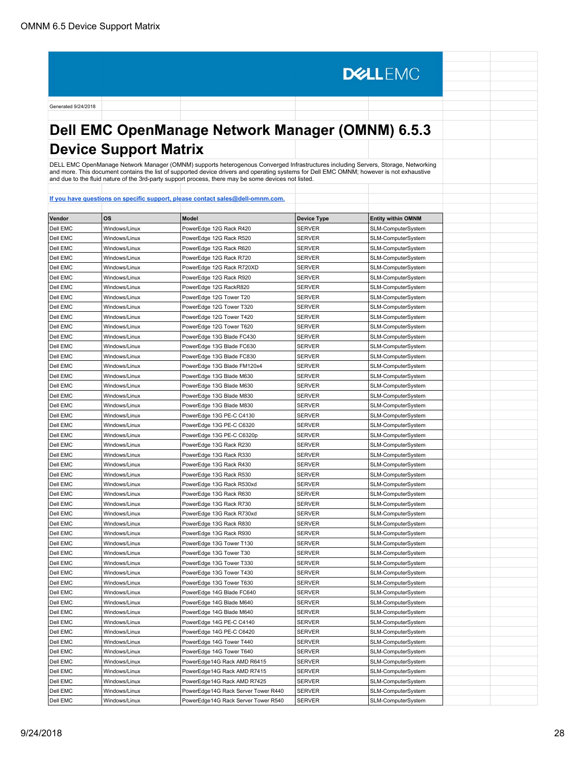DELL EMC

Generated 9/24/2018

# Dell EMC OpenManage Network Manager (OMNM) 6.5.3 Device Support Matrix

DELL EMC OpenManage Network Manager (OMNM) supports heterogenous Converged Infrastructures including Servers, Storage, Networking and more. This document contains the list of supported device drivers and operating systems for Dell EMC OMNM; however is not exhaustive and due to the fluid nature of the 3rd-party support process, there may be some devices not listed.

**If you have questions on specific support, please contact sales@dell-omnm.com.**

| Vendor | OS | Model | Device Type | Entity within OMNM |
|---|---|---|---|---|
| Dell EMC | Windows/Linux | PowerEdge 12G Rack R420 | SERVER | SLM-ComputerSystem |
| Dell EMC | Windows/Linux | PowerEdge 12G Rack R520 | SERVER | SLM-ComputerSystem |
| Dell EMC | Windows/Linux | PowerEdge 12G Rack R620 | SERVER | SLM-ComputerSystem |
| Dell EMC | Windows/Linux | PowerEdge 12G Rack R720 | SERVER | SLM-ComputerSystem |
| Dell EMC | Windows/Linux | PowerEdge 12G Rack R720XD | SERVER | SLM-ComputerSystem |
| Dell EMC | Windows/Linux | PowerEdge 12G Rack R920 | SERVER | SLM-ComputerSystem |
| Dell EMC | Windows/Linux | PowerEdge 12G RackR820 | SERVER | SLM-ComputerSystem |
| Dell EMC | Windows/Linux | PowerEdge 12G Tower T20 | SERVER | SLM-ComputerSystem |
| Dell EMC | Windows/Linux | PowerEdge 12G Tower T320 | SERVER | SLM-ComputerSystem |
| Dell EMC | Windows/Linux | PowerEdge 12G Tower T420 | SERVER | SLM-ComputerSystem |
| Dell EMC | Windows/Linux | PowerEdge 12G Tower T620 | SERVER | SLM-ComputerSystem |
| Dell EMC | Windows/Linux | PowerEdge 13G Blade FC430 | SERVER | SLM-ComputerSystem |
| Dell EMC | Windows/Linux | PowerEdge 13G Blade FC630 | SERVER | SLM-ComputerSystem |
| Dell EMC | Windows/Linux | PowerEdge 13G Blade FC830 | SERVER | SLM-ComputerSystem |
| Dell EMC | Windows/Linux | PowerEdge 13G Blade FM120x4 | SERVER | SLM-ComputerSystem |
| Dell EMC | Windows/Linux | PowerEdge 13G Blade M630 | SERVER | SLM-ComputerSystem |
| Dell EMC | Windows/Linux | PowerEdge 13G Blade M630 | SERVER | SLM-ComputerSystem |
| Dell EMC | Windows/Linux | PowerEdge 13G Blade M830 | SERVER | SLM-ComputerSystem |
| Dell EMC | Windows/Linux | PowerEdge 13G Blade M830 | SERVER | SLM-ComputerSystem |
| Dell EMC | Windows/Linux | PowerEdge 13G PE-C C4130 | SERVER | SLM-ComputerSystem |
| Dell EMC | Windows/Linux | PowerEdge 13G PE-C C6320 | SERVER | SLM-ComputerSystem |
| Dell EMC | Windows/Linux | PowerEdge 13G PE-C C6320p | SERVER | SLM-ComputerSystem |
| Dell EMC | Windows/Linux | PowerEdge 13G Rack R230 | SERVER | SLM-ComputerSystem |
| Dell EMC | Windows/Linux | PowerEdge 13G Rack R330 | SERVER | SLM-ComputerSystem |
| Dell EMC | Windows/Linux | PowerEdge 13G Rack R430 | SERVER | SLM-ComputerSystem |
| Dell EMC | Windows/Linux | PowerEdge 13G Rack R530 | SERVER | SLM-ComputerSystem |
| Dell EMC | Windows/Linux | PowerEdge 13G Rack R530xd | SERVER | SLM-ComputerSystem |
| Dell EMC | Windows/Linux | PowerEdge 13G Rack R630 | SERVER | SLM-ComputerSystem |
| Dell EMC | Windows/Linux | PowerEdge 13G Rack R730 | SERVER | SLM-ComputerSystem |
| Dell EMC | Windows/Linux | PowerEdge 13G Rack R730xd | SERVER | SLM-ComputerSystem |
| Dell EMC | Windows/Linux | PowerEdge 13G Rack R830 | SERVER | SLM-ComputerSystem |
| Dell EMC | Windows/Linux | PowerEdge 13G Rack R930 | SERVER | SLM-ComputerSystem |
| Dell EMC | Windows/Linux | PowerEdge 13G Tower T130 | SERVER | SLM-ComputerSystem |
| Dell EMC | Windows/Linux | PowerEdge 13G Tower T30 | SERVER | SLM-ComputerSystem |
| Dell EMC | Windows/Linux | PowerEdge 13G Tower T330 | SERVER | SLM-ComputerSystem |
| Dell EMC | Windows/Linux | PowerEdge 13G Tower T430 | SERVER | SLM-ComputerSystem |
| Dell EMC | Windows/Linux | PowerEdge 13G Tower T630 | SERVER | SLM-ComputerSystem |
| Dell EMC | Windows/Linux | PowerEdge 14G Blade FC640 | SERVER | SLM-ComputerSystem |
| Dell EMC | Windows/Linux | PowerEdge 14G Blade M640 | SERVER | SLM-ComputerSystem |
| Dell EMC | Windows/Linux | PowerEdge 14G Blade M640 | SERVER | SLM-ComputerSystem |
| Dell EMC | Windows/Linux | PowerEdge 14G PE-C C4140 | SERVER | SLM-ComputerSystem |
| Dell EMC | Windows/Linux | PowerEdge 14G PE-C C6420 | SERVER | SLM-ComputerSystem |
| Dell EMC | Windows/Linux | PowerEdge 14G Tower T440 | SERVER | SLM-ComputerSystem |
| Dell EMC | Windows/Linux | PowerEdge 14G Tower T640 | SERVER | SLM-ComputerSystem |
| Dell EMC | Windows/Linux | PowerEdge14G Rack AMD R6415 | SERVER | SLM-ComputerSystem |
| Dell EMC | Windows/Linux | PowerEdge14G Rack AMD R7415 | SERVER | SLM-ComputerSystem |
| Dell EMC | Windows/Linux | PowerEdge14G Rack AMD R7425 | SERVER | SLM-ComputerSystem |
| Dell EMC | Windows/Linux | PowerEdge14G Rack Server Tower R440 | SERVER | SLM-ComputerSystem |
| Dell EMC | Windows/Linux | PowerEdge14G Rack Server Tower R540 | SERVER | SLM-ComputerSystem |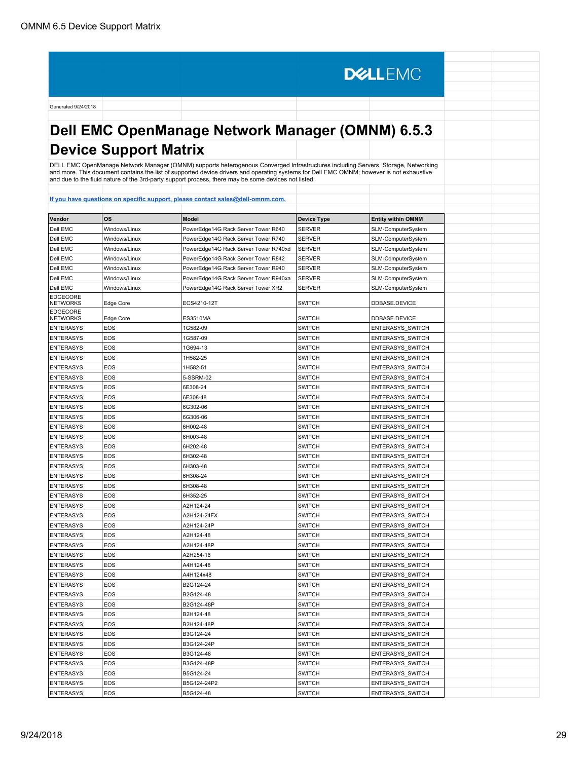DELLEMC

Generated 9/24/2018

# Dell EMC OpenManage Network Manager (OMNM) 6.5.3 Device Support Matrix

DELL EMC OpenManage Network Manager (OMNM) supports heterogenous Converged Infrastructures including Servers, Storage, Networking and more. This document contains the list of supported device drivers and operating systems for Dell EMC OMNM; however is not exhaustive and due to the fluid nature of the 3rd-party support process, there may be some devices not listed.

[If you have questions on specific support, please contact sales@dell-omnm.com.](mailto:sales@dell-omnm.com)

| Vendor | OS | Model | Device Type | Entity within OMNM |
|---|---|---|---|---|
| Dell EMC | Windows/Linux | PowerEdge14G Rack Server Tower R640 | SERVER | SLM-ComputerSystem |
| Dell EMC | Windows/Linux | PowerEdge14G Rack Server Tower R740 | SERVER | SLM-ComputerSystem |
| Dell EMC | Windows/Linux | PowerEdge14G Rack Server Tower R740xd | SERVER | SLM-ComputerSystem |
| Dell EMC | Windows/Linux | PowerEdge14G Rack Server Tower R842 | SERVER | SLM-ComputerSystem |
| Dell EMC | Windows/Linux | PowerEdge14G Rack Server Tower R940 | SERVER | SLM-ComputerSystem |
| Dell EMC | Windows/Linux | PowerEdge14G Rack Server Tower R940xa | SERVER | SLM-ComputerSystem |
| Dell EMC | Windows/Linux | PowerEdge14G Rack Server Tower XR2 | SERVER | SLM-ComputerSystem |
| EDGECORE NETWORKS | Edge Core | ECS4210-12T | SWITCH | DDBASE.DEVICE |
| EDGECORE NETWORKS | Edge Core | ES3510MA | SWITCH | DDBASE.DEVICE |
| ENTERASYS | EOS | 1G582-09 | SWITCH | ENTERASYS_SWITCH |
| ENTERASYS | EOS | 1G587-09 | SWITCH | ENTERASYS_SWITCH |
| ENTERASYS | EOS | 1G694-13 | SWITCH | ENTERASYS_SWITCH |
| ENTERASYS | EOS | 1H582-25 | SWITCH | ENTERASYS_SWITCH |
| ENTERASYS | EOS | 1H582-51 | SWITCH | ENTERASYS_SWITCH |
| ENTERASYS | EOS | 5-SSRM-02 | SWITCH | ENTERASYS_SWITCH |
| ENTERASYS | EOS | 6E308-24 | SWITCH | ENTERASYS_SWITCH |
| ENTERASYS | EOS | 6E308-48 | SWITCH | ENTERASYS_SWITCH |
| ENTERASYS | EOS | 6G302-06 | SWITCH | ENTERASYS_SWITCH |
| ENTERASYS | EOS | 6G306-06 | SWITCH | ENTERASYS_SWITCH |
| ENTERASYS | EOS | 6H002-48 | SWITCH | ENTERASYS_SWITCH |
| ENTERASYS | EOS | 6H003-48 | SWITCH | ENTERASYS_SWITCH |
| ENTERASYS | EOS | 6H202-48 | SWITCH | ENTERASYS_SWITCH |
| ENTERASYS | EOS | 6H302-48 | SWITCH | ENTERASYS_SWITCH |
| ENTERASYS | EOS | 6H303-48 | SWITCH | ENTERASYS_SWITCH |
| ENTERASYS | EOS | 6H308-24 | SWITCH | ENTERASYS_SWITCH |
| ENTERASYS | EOS | 6H308-48 | SWITCH | ENTERASYS_SWITCH |
| ENTERASYS | EOS | 6H352-25 | SWITCH | ENTERASYS_SWITCH |
| ENTERASYS | EOS | A2H124-24 | SWITCH | ENTERASYS_SWITCH |
| ENTERASYS | EOS | A2H124-24FX | SWITCH | ENTERASYS_SWITCH |
| ENTERASYS | EOS | A2H124-24P | SWITCH | ENTERASYS_SWITCH |
| ENTERASYS | EOS | A2H124-48 | SWITCH | ENTERASYS_SWITCH |
| ENTERASYS | EOS | A2H124-48P | SWITCH | ENTERASYS_SWITCH |
| ENTERASYS | EOS | A2H254-16 | SWITCH | ENTERASYS_SWITCH |
| ENTERASYS | EOS | A4H124-48 | SWITCH | ENTERASYS_SWITCH |
| ENTERASYS | EOS | A4H124x48 | SWITCH | ENTERASYS_SWITCH |
| ENTERASYS | EOS | B2G124-24 | SWITCH | ENTERASYS_SWITCH |
| ENTERASYS | EOS | B2G124-48 | SWITCH | ENTERASYS_SWITCH |
| ENTERASYS | EOS | B2G124-48P | SWITCH | ENTERASYS_SWITCH |
| ENTERASYS | EOS | B2H124-48 | SWITCH | ENTERASYS_SWITCH |
| ENTERASYS | EOS | B2H124-48P | SWITCH | ENTERASYS_SWITCH |
| ENTERASYS | EOS | B3G124-24 | SWITCH | ENTERASYS_SWITCH |
| ENTERASYS | EOS | B3G124-24P | SWITCH | ENTERASYS_SWITCH |
| ENTERASYS | EOS | B3G124-48 | SWITCH | ENTERASYS_SWITCH |
| ENTERASYS | EOS | B3G124-48P | SWITCH | ENTERASYS_SWITCH |
| ENTERASYS | EOS | B5G124-24 | SWITCH | ENTERASYS_SWITCH |
| ENTERASYS | EOS | B5G124-24P2 | SWITCH | ENTERASYS_SWITCH |
| ENTERASYS | EOS | B5G124-48 | SWITCH | ENTERASYS_SWITCH |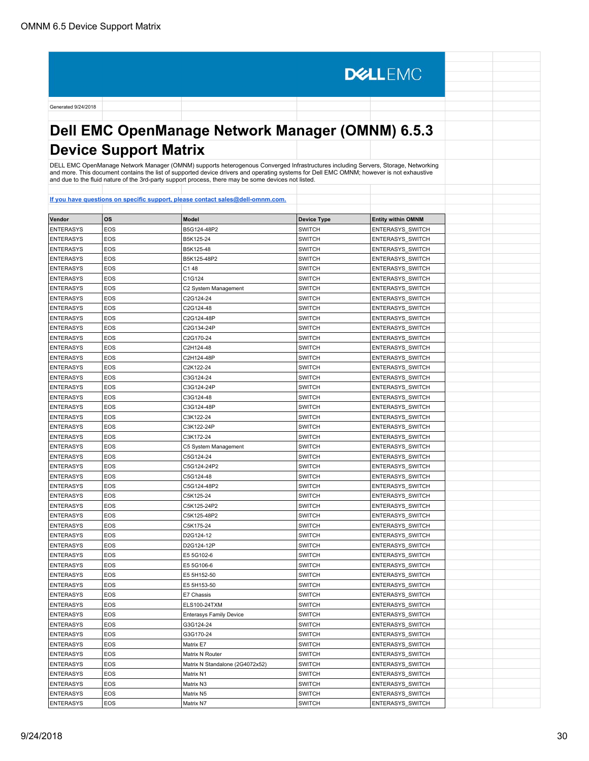DELLEMC

Generated 9/24/2018

# Dell EMC OpenManage Network Manager (OMNM) 6.5.3 Device Support Matrix

DELL EMC OpenManage Network Manager (OMNM) supports heterogenous Converged Infrastructures including Servers, Storage, Networking and more. This document contains the list of supported device drivers and operating systems for Dell EMC OMNM; however is not exhaustive and due to the fluid nature of the 3rd-party support process, there may be some devices not listed.

[If you have questions on specific support, please contact sales@dell-omnm.com.](mailto:sales@dell-omnm.com)

| Vendor | OS | Model | Device Type | Entity within OMNM |
|---|---|---|---|---|
| ENTERASYS | EOS | B5G124-48P2 | SWITCH | ENTERASYS_SWITCH |
| ENTERASYS | EOS | B5K125-24 | SWITCH | ENTERASYS_SWITCH |
| ENTERASYS | EOS | B5K125-48 | SWITCH | ENTERASYS_SWITCH |
| ENTERASYS | EOS | B5K125-48P2 | SWITCH | ENTERASYS_SWITCH |
| ENTERASYS | EOS | C1 48 | SWITCH | ENTERASYS_SWITCH |
| ENTERASYS | EOS | C1G124 | SWITCH | ENTERASYS_SWITCH |
| ENTERASYS | EOS | C2 System Management | SWITCH | ENTERASYS_SWITCH |
| ENTERASYS | EOS | C2G124-24 | SWITCH | ENTERASYS_SWITCH |
| ENTERASYS | EOS | C2G124-48 | SWITCH | ENTERASYS_SWITCH |
| ENTERASYS | EOS | C2G124-48P | SWITCH | ENTERASYS_SWITCH |
| ENTERASYS | EOS | C2G134-24P | SWITCH | ENTERASYS_SWITCH |
| ENTERASYS | EOS | C2G170-24 | SWITCH | ENTERASYS_SWITCH |
| ENTERASYS | EOS | C2H124-48 | SWITCH | ENTERASYS_SWITCH |
| ENTERASYS | EOS | C2H124-48P | SWITCH | ENTERASYS_SWITCH |
| ENTERASYS | EOS | C2K122-24 | SWITCH | ENTERASYS_SWITCH |
| ENTERASYS | EOS | C3G124-24 | SWITCH | ENTERASYS_SWITCH |
| ENTERASYS | EOS | C3G124-24P | SWITCH | ENTERASYS_SWITCH |
| ENTERASYS | EOS | C3G124-48 | SWITCH | ENTERASYS_SWITCH |
| ENTERASYS | EOS | C3G124-48P | SWITCH | ENTERASYS_SWITCH |
| ENTERASYS | EOS | C3K122-24 | SWITCH | ENTERASYS_SWITCH |
| ENTERASYS | EOS | C3K122-24P | SWITCH | ENTERASYS_SWITCH |
| ENTERASYS | EOS | C3K172-24 | SWITCH | ENTERASYS_SWITCH |
| ENTERASYS | EOS | C5 System Management | SWITCH | ENTERASYS_SWITCH |
| ENTERASYS | EOS | C5G124-24 | SWITCH | ENTERASYS_SWITCH |
| ENTERASYS | EOS | C5G124-24P2 | SWITCH | ENTERASYS_SWITCH |
| ENTERASYS | EOS | C5G124-48 | SWITCH | ENTERASYS_SWITCH |
| ENTERASYS | EOS | C5G124-48P2 | SWITCH | ENTERASYS_SWITCH |
| ENTERASYS | EOS | C5K125-24 | SWITCH | ENTERASYS_SWITCH |
| ENTERASYS | EOS | C5K125-24P2 | SWITCH | ENTERASYS_SWITCH |
| ENTERASYS | EOS | C5K125-48P2 | SWITCH | ENTERASYS_SWITCH |
| ENTERASYS | EOS | C5K175-24 | SWITCH | ENTERASYS_SWITCH |
| ENTERASYS | EOS | D2G124-12 | SWITCH | ENTERASYS_SWITCH |
| ENTERASYS | EOS | D2G124-12P | SWITCH | ENTERASYS_SWITCH |
| ENTERASYS | EOS | E5 5G102-6 | SWITCH | ENTERASYS_SWITCH |
| ENTERASYS | EOS | E5 5G106-6 | SWITCH | ENTERASYS_SWITCH |
| ENTERASYS | EOS | E5 5H152-50 | SWITCH | ENTERASYS_SWITCH |
| ENTERASYS | EOS | E5 5H153-50 | SWITCH | ENTERASYS_SWITCH |
| ENTERASYS | EOS | E7 Chassis | SWITCH | ENTERASYS_SWITCH |
| ENTERASYS | EOS | ELS100-24TXM | SWITCH | ENTERASYS_SWITCH |
| ENTERASYS | EOS | Enterasys Family Device | SWITCH | ENTERASYS_SWITCH |
| ENTERASYS | EOS | G3G124-24 | SWITCH | ENTERASYS_SWITCH |
| ENTERASYS | EOS | G3G170-24 | SWITCH | ENTERASYS_SWITCH |
| ENTERASYS | EOS | Matrix E7 | SWITCH | ENTERASYS_SWITCH |
| ENTERASYS | EOS | Matrix N Router | SWITCH | ENTERASYS_SWITCH |
| ENTERASYS | EOS | Matrix N Standalone (2G4072x52) | SWITCH | ENTERASYS_SWITCH |
| ENTERASYS | EOS | Matrix N1 | SWITCH | ENTERASYS_SWITCH |
| ENTERASYS | EOS | Matrix N3 | SWITCH | ENTERASYS_SWITCH |
| ENTERASYS | EOS | Matrix N5 | SWITCH | ENTERASYS_SWITCH |
| ENTERASYS | EOS | Matrix N7 | SWITCH | ENTERASYS_SWITCH |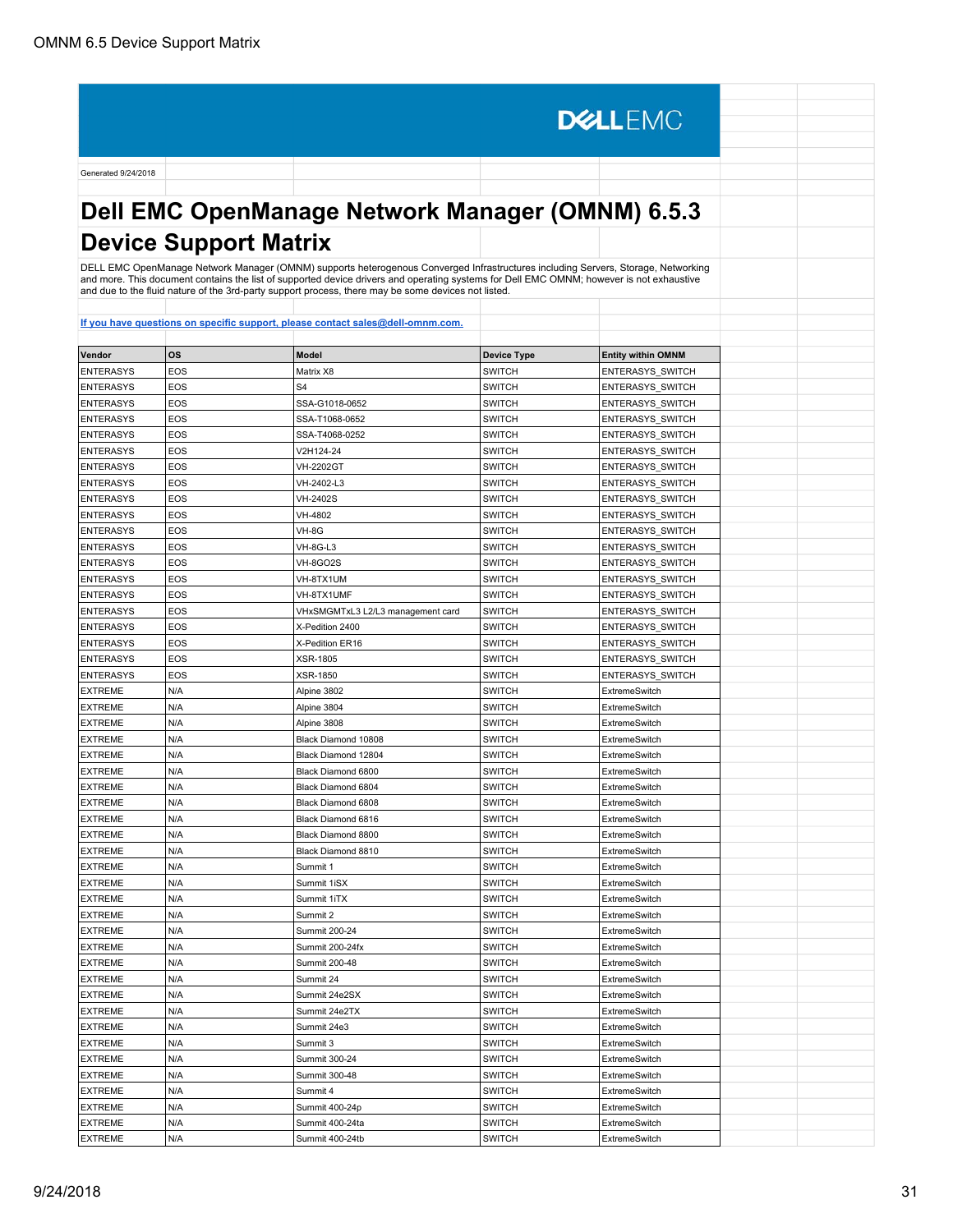DELLEMC

Generated 9/24/2018

# Dell EMC OpenManage Network Manager (OMNM) 6.5.3 Device Support Matrix

DELL EMC OpenManage Network Manager (OMNM) supports heterogenous Converged Infrastructures including Servers, Storage, Networking and more. This document contains the list of supported device drivers and operating systems for Dell EMC OMNM; however is not exhaustive and due to the fluid nature of the 3rd-party support process, there may be some devices not listed.

[If you have questions on specific support, please contact sales@dell-omnm.com.](mailto:sales@dell-omnm.com)

| Vendor | OS | Model | Device Type | Entity within OMNM |
|---|---|---|---|---|
| ENTERASYS | EOS | Matrix X8 | SWITCH | ENTERASYS_SWITCH |
| ENTERASYS | EOS | S4 | SWITCH | ENTERASYS_SWITCH |
| ENTERASYS | EOS | SSA-G1018-0652 | SWITCH | ENTERASYS_SWITCH |
| ENTERASYS | EOS | SSA-T1068-0652 | SWITCH | ENTERASYS_SWITCH |
| ENTERASYS | EOS | SSA-T4068-0252 | SWITCH | ENTERASYS_SWITCH |
| ENTERASYS | EOS | V2H124-24 | SWITCH | ENTERASYS_SWITCH |
| ENTERASYS | EOS | VH-2202GT | SWITCH | ENTERASYS_SWITCH |
| ENTERASYS | EOS | VH-2402-L3 | SWITCH | ENTERASYS_SWITCH |
| ENTERASYS | EOS | VH-2402S | SWITCH | ENTERASYS_SWITCH |
| ENTERASYS | EOS | VH-4802 | SWITCH | ENTERASYS_SWITCH |
| ENTERASYS | EOS | VH-8G | SWITCH | ENTERASYS_SWITCH |
| ENTERASYS | EOS | VH-8G-L3 | SWITCH | ENTERASYS_SWITCH |
| ENTERASYS | EOS | VH-8GO2S | SWITCH | ENTERASYS_SWITCH |
| ENTERASYS | EOS | VH-8TX1UM | SWITCH | ENTERASYS_SWITCH |
| ENTERASYS | EOS | VH-8TX1UMF | SWITCH | ENTERASYS_SWITCH |
| ENTERASYS | EOS | VHxSMGMTxL3 L2/L3 management card | SWITCH | ENTERASYS_SWITCH |
| ENTERASYS | EOS | X-Pedition 2400 | SWITCH | ENTERASYS_SWITCH |
| ENTERASYS | EOS | X-Pedition ER16 | SWITCH | ENTERASYS_SWITCH |
| ENTERASYS | EOS | XSR-1805 | SWITCH | ENTERASYS_SWITCH |
| ENTERASYS | EOS | XSR-1850 | SWITCH | ENTERASYS_SWITCH |
| EXTREME | N/A | Alpine 3802 | SWITCH | ExtremeSwitch |
| EXTREME | N/A | Alpine 3804 | SWITCH | ExtremeSwitch |
| EXTREME | N/A | Alpine 3808 | SWITCH | ExtremeSwitch |
| EXTREME | N/A | Black Diamond 10808 | SWITCH | ExtremeSwitch |
| EXTREME | N/A | Black Diamond 12804 | SWITCH | ExtremeSwitch |
| EXTREME | N/A | Black Diamond 6800 | SWITCH | ExtremeSwitch |
| EXTREME | N/A | Black Diamond 6804 | SWITCH | ExtremeSwitch |
| EXTREME | N/A | Black Diamond 6808 | SWITCH | ExtremeSwitch |
| EXTREME | N/A | Black Diamond 6816 | SWITCH | ExtremeSwitch |
| EXTREME | N/A | Black Diamond 8800 | SWITCH | ExtremeSwitch |
| EXTREME | N/A | Black Diamond 8810 | SWITCH | ExtremeSwitch |
| EXTREME | N/A | Summit 1 | SWITCH | ExtremeSwitch |
| EXTREME | N/A | Summit 1iSX | SWITCH | ExtremeSwitch |
| EXTREME | N/A | Summit 1iTX | SWITCH | ExtremeSwitch |
| EXTREME | N/A | Summit 2 | SWITCH | ExtremeSwitch |
| EXTREME | N/A | Summit 200-24 | SWITCH | ExtremeSwitch |
| EXTREME | N/A | Summit 200-24fx | SWITCH | ExtremeSwitch |
| EXTREME | N/A | Summit 200-48 | SWITCH | ExtremeSwitch |
| EXTREME | N/A | Summit 24 | SWITCH | ExtremeSwitch |
| EXTREME | N/A | Summit 24e2SX | SWITCH | ExtremeSwitch |
| EXTREME | N/A | Summit 24e2TX | SWITCH | ExtremeSwitch |
| EXTREME | N/A | Summit 24e3 | SWITCH | ExtremeSwitch |
| EXTREME | N/A | Summit 3 | SWITCH | ExtremeSwitch |
| EXTREME | N/A | Summit 300-24 | SWITCH | ExtremeSwitch |
| EXTREME | N/A | Summit 300-48 | SWITCH | ExtremeSwitch |
| EXTREME | N/A | Summit 4 | SWITCH | ExtremeSwitch |
| EXTREME | N/A | Summit 400-24p | SWITCH | ExtremeSwitch |
| EXTREME | N/A | Summit 400-24ta | SWITCH | ExtremeSwitch |
| EXTREME | N/A | Summit 400-24tb | SWITCH | ExtremeSwitch |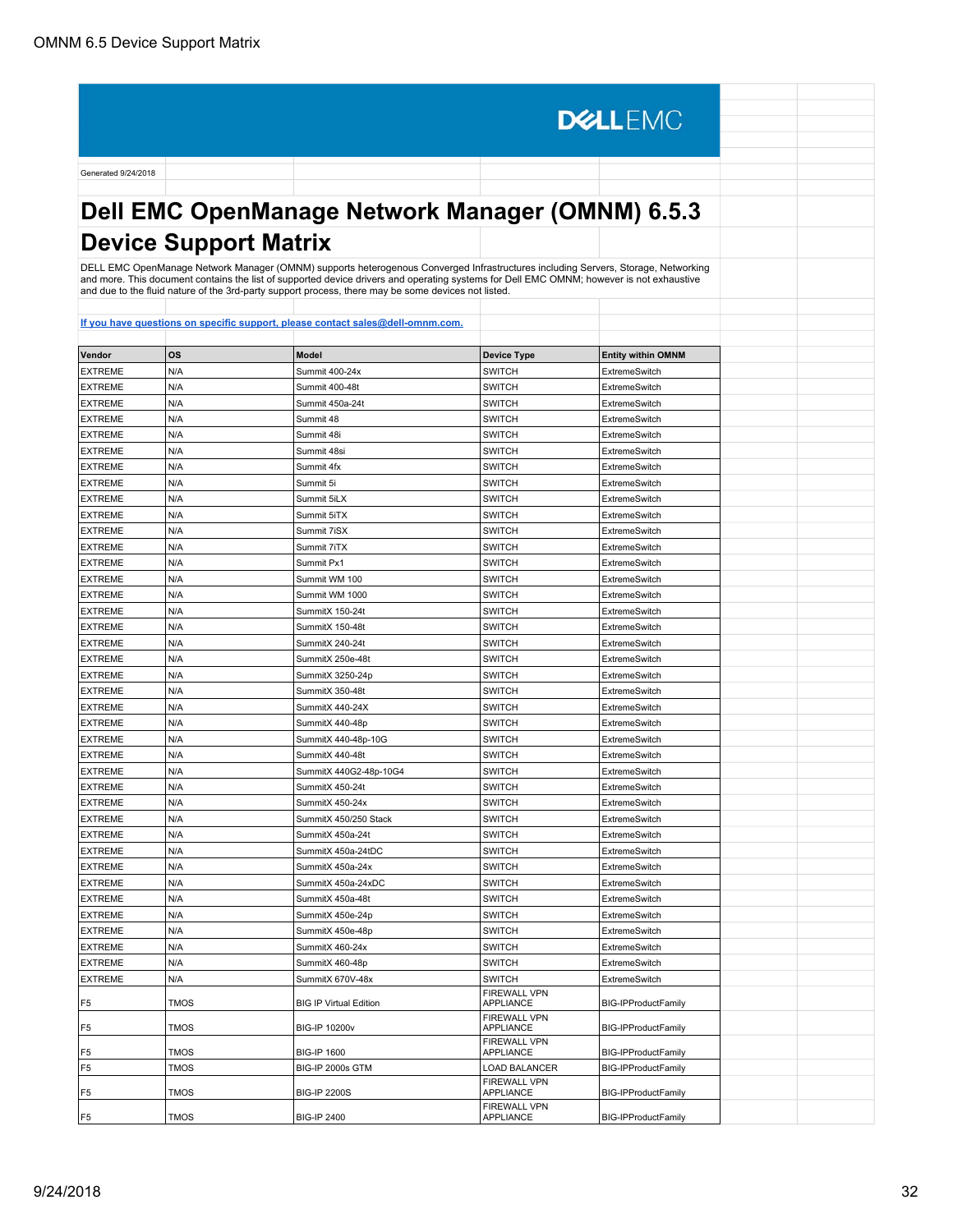Generated 9/24/2018

# Dell EMC OpenManage Network Manager (OMNM) 6.5.3 Device Support Matrix

DELL EMC OpenManage Network Manager (OMNM) supports heterogenous Converged Infrastructures including Servers, Storage, Networking and more. This document contains the list of supported device drivers and operating systems for Dell EMC OMNM; however is not exhaustive and due to the fluid nature of the 3rd-party support process, there may be some devices not listed.

[If you have questions on specific support, please contact sales@dell-omnm.com.](mailto:sales@dell-omnm.com)

| Vendor | OS | Model | Device Type | Entity within OMNM |
|---|---|---|---|---|
| EXTREME | N/A | Summit 400-24x | SWITCH | ExtremeSwitch |
| EXTREME | N/A | Summit 400-48t | SWITCH | ExtremeSwitch |
| EXTREME | N/A | Summit 450a-24t | SWITCH | ExtremeSwitch |
| EXTREME | N/A | Summit 48 | SWITCH | ExtremeSwitch |
| EXTREME | N/A | Summit 48i | SWITCH | ExtremeSwitch |
| EXTREME | N/A | Summit 48si | SWITCH | ExtremeSwitch |
| EXTREME | N/A | Summit 4fx | SWITCH | ExtremeSwitch |
| EXTREME | N/A | Summit 5i | SWITCH | ExtremeSwitch |
| EXTREME | N/A | Summit 5iLX | SWITCH | ExtremeSwitch |
| EXTREME | N/A | Summit 5iTX | SWITCH | ExtremeSwitch |
| EXTREME | N/A | Summit 7iSX | SWITCH | ExtremeSwitch |
| EXTREME | N/A | Summit 7iTX | SWITCH | ExtremeSwitch |
| EXTREME | N/A | Summit Px1 | SWITCH | ExtremeSwitch |
| EXTREME | N/A | Summit WM 100 | SWITCH | ExtremeSwitch |
| EXTREME | N/A | Summit WM 1000 | SWITCH | ExtremeSwitch |
| EXTREME | N/A | SummitX 150-24t | SWITCH | ExtremeSwitch |
| EXTREME | N/A | SummitX 150-48t | SWITCH | ExtremeSwitch |
| EXTREME | N/A | SummitX 240-24t | SWITCH | ExtremeSwitch |
| EXTREME | N/A | SummitX 250e-48t | SWITCH | ExtremeSwitch |
| EXTREME | N/A | SummitX 3250-24p | SWITCH | ExtremeSwitch |
| EXTREME | N/A | SummitX 350-48t | SWITCH | ExtremeSwitch |
| EXTREME | N/A | SummitX 440-24X | SWITCH | ExtremeSwitch |
| EXTREME | N/A | SummitX 440-48p | SWITCH | ExtremeSwitch |
| EXTREME | N/A | SummitX 440-48p-10G | SWITCH | ExtremeSwitch |
| EXTREME | N/A | SummitX 440-48t | SWITCH | ExtremeSwitch |
| EXTREME | N/A | SummitX 440G2-48p-10G4 | SWITCH | ExtremeSwitch |
| EXTREME | N/A | SummitX 450-24t | SWITCH | ExtremeSwitch |
| EXTREME | N/A | SummitX 450-24x | SWITCH | ExtremeSwitch |
| EXTREME | N/A | SummitX 450/250 Stack | SWITCH | ExtremeSwitch |
| EXTREME | N/A | SummitX 450a-24t | SWITCH | ExtremeSwitch |
| EXTREME | N/A | SummitX 450a-24tDC | SWITCH | ExtremeSwitch |
| EXTREME | N/A | SummitX 450a-24x | SWITCH | ExtremeSwitch |
| EXTREME | N/A | SummitX 450a-24xDC | SWITCH | ExtremeSwitch |
| EXTREME | N/A | SummitX 450a-48t | SWITCH | ExtremeSwitch |
| EXTREME | N/A | SummitX 450e-24p | SWITCH | ExtremeSwitch |
| EXTREME | N/A | SummitX 450e-48p | SWITCH | ExtremeSwitch |
| EXTREME | N/A | SummitX 460-24x | SWITCH | ExtremeSwitch |
| EXTREME | N/A | SummitX 460-48p | SWITCH | ExtremeSwitch |
| EXTREME | N/A | SummitX 670V-48x | SWITCH | ExtremeSwitch |
| F5 | TMOS | BIG IP Virtual Edition | FIREWALL VPN APPLIANCE | BIG-IPProductFamily |
| F5 | TMOS | BIG-IP 10200v | FIREWALL VPN APPLIANCE | BIG-IPProductFamily |
| F5 | TMOS | BIG-IP 1600 | FIREWALL VPN APPLIANCE | BIG-IPProductFamily |
| F5 | TMOS | BIG-IP 2000s GTM | LOAD BALANCER | BIG-IPProductFamily |
| F5 | TMOS | BIG-IP 2200S | FIREWALL VPN APPLIANCE | BIG-IPProductFamily |
| F5 | TMOS | BIG-IP 2400 | FIREWALL VPN APPLIANCE | BIG-IPProductFamily |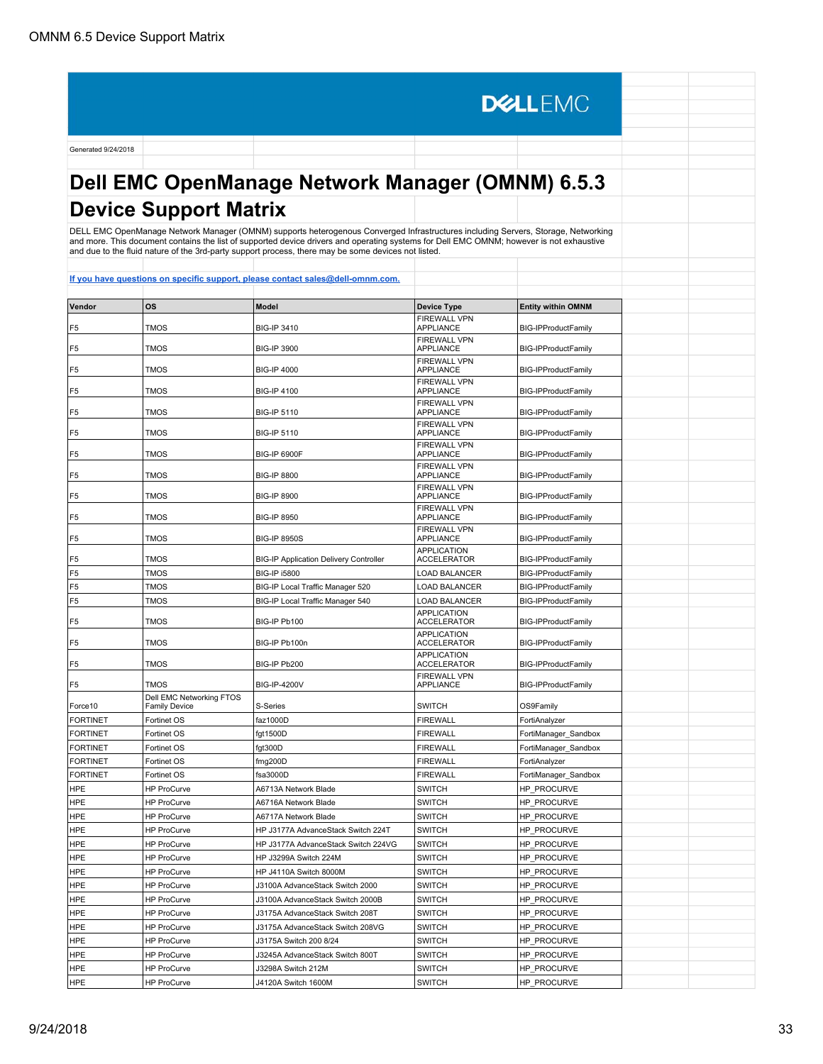DELLEMC

Generated 9/24/2018

# Dell EMC OpenManage Network Manager (OMNM) 6.5.3 Device Support Matrix

DELL EMC OpenManage Network Manager (OMNM) supports heterogenous Converged Infrastructures including Servers, Storage, Networking and more. This document contains the list of supported device drivers and operating systems for Dell EMC OMNM; however is not exhaustive and due to the fluid nature of the 3rd-party support process, there may be some devices not listed.

[If you have questions on specific support, please contact sales@dell-omnm.com.](mailto:sales@dell-omnm.com)

| Vendor | OS | Model | Device Type | Entity within OMNM |
|---|---|---|---|---|
| F5 | TMOS | BIG-IP 3410 | FIREWALL VPN APPLIANCE | BIG-IPProductFamily |
| F5 | TMOS | BIG-IP 3900 | FIREWALL VPN APPLIANCE | BIG-IPProductFamily |
| F5 | TMOS | BIG-IP 4000 | FIREWALL VPN APPLIANCE | BIG-IPProductFamily |
| F5 | TMOS | BIG-IP 4100 | FIREWALL VPN APPLIANCE | BIG-IPProductFamily |
| F5 | TMOS | BIG-IP 5110 | FIREWALL VPN APPLIANCE | BIG-IPProductFamily |
| F5 | TMOS | BIG-IP 5110 | FIREWALL VPN APPLIANCE | BIG-IPProductFamily |
| F5 | TMOS | BIG-IP 6900F | FIREWALL VPN APPLIANCE | BIG-IPProductFamily |
| F5 | TMOS | BIG-IP 8800 | FIREWALL VPN APPLIANCE | BIG-IPProductFamily |
| F5 | TMOS | BIG-IP 8900 | FIREWALL VPN APPLIANCE | BIG-IPProductFamily |
| F5 | TMOS | BIG-IP 8950 | FIREWALL VPN APPLIANCE | BIG-IPProductFamily |
| F5 | TMOS | BIG-IP 8950S | FIREWALL VPN APPLIANCE | BIG-IPProductFamily |
| F5 | TMOS | BIG-IP Application Delivery Controller | APPLICATION ACCELERATOR | BIG-IPProductFamily |
| F5 | TMOS | BIG-IP i5800 | LOAD BALANCER | BIG-IPProductFamily |
| F5 | TMOS | BIG-IP Local Traffic Manager 520 | LOAD BALANCER | BIG-IPProductFamily |
| F5 | TMOS | BIG-IP Local Traffic Manager 540 | LOAD BALANCER | BIG-IPProductFamily |
| F5 | TMOS | BIG-IP Pb100 | APPLICATION ACCELERATOR | BIG-IPProductFamily |
| F5 | TMOS | BIG-IP Pb100n | APPLICATION ACCELERATOR | BIG-IPProductFamily |
| F5 | TMOS | BIG-IP Pb200 | APPLICATION ACCELERATOR | BIG-IPProductFamily |
| F5 | TMOS | BIG-IP-4200V | FIREWALL VPN APPLIANCE | BIG-IPProductFamily |
| Force10 | Dell EMC Networking FTOS Family Device | S-Series | SWITCH | OS9Family |
| FORTINET | Fortinet OS | faz1000D | FIREWALL | FortiAnalyzer |
| FORTINET | Fortinet OS | fgt1500D | FIREWALL | FortiManager_Sandbox |
| FORTINET | Fortinet OS | fgt300D | FIREWALL | FortiManager_Sandbox |
| FORTINET | Fortinet OS | fmg200D | FIREWALL | FortiAnalyzer |
| FORTINET | Fortinet OS | fsa3000D | FIREWALL | FortiManager_Sandbox |
| HPE | HP ProCurve | A6713A Network Blade | SWITCH | HP_PROCURVE |
| HPE | HP ProCurve | A6716A Network Blade | SWITCH | HP_PROCURVE |
| HPE | HP ProCurve | A6717A Network Blade | SWITCH | HP_PROCURVE |
| HPE | HP ProCurve | HP J3177A AdvanceStack Switch 224T | SWITCH | HP_PROCURVE |
| HPE | HP ProCurve | HP J3177A AdvanceStack Switch 224VG | SWITCH | HP_PROCURVE |
| HPE | HP ProCurve | HP J3299A Switch 224M | SWITCH | HP_PROCURVE |
| HPE | HP ProCurve | HP J4110A Switch 8000M | SWITCH | HP_PROCURVE |
| HPE | HP ProCurve | J3100A AdvanceStack Switch 2000 | SWITCH | HP_PROCURVE |
| HPE | HP ProCurve | J3100A AdvanceStack Switch 2000B | SWITCH | HP_PROCURVE |
| HPE | HP ProCurve | J3175A AdvanceStack Switch 208T | SWITCH | HP_PROCURVE |
| HPE | HP ProCurve | J3175A AdvanceStack Switch 208VG | SWITCH | HP_PROCURVE |
| HPE | HP ProCurve | J3175A Switch 200 8/24 | SWITCH | HP_PROCURVE |
| HPE | HP ProCurve | J3245A AdvanceStack Switch 800T | SWITCH | HP_PROCURVE |
| HPE | HP ProCurve | J3298A Switch 212M | SWITCH | HP_PROCURVE |
| HPE | HP ProCurve | J4120A Switch 1600M | SWITCH | HP_PROCURVE |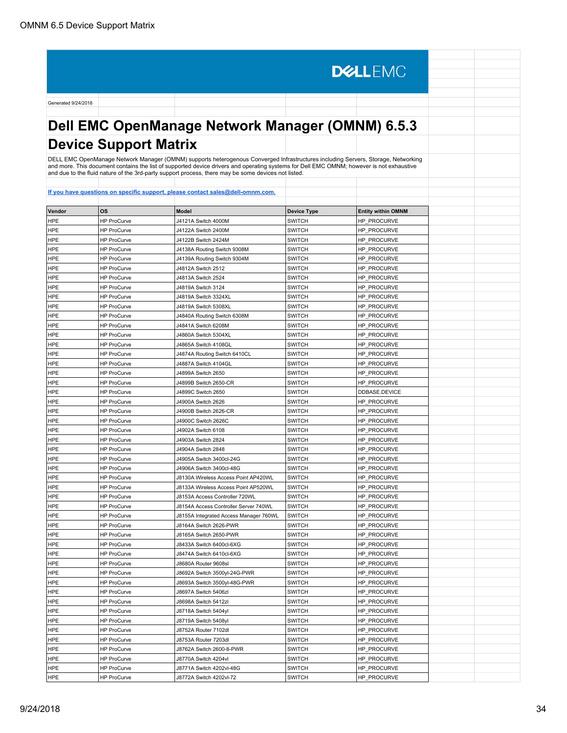DELLEMC

Generated 9/24/2018

# Dell EMC OpenManage Network Manager (OMNM) 6.5.3 Device Support Matrix

DELL EMC OpenManage Network Manager (OMNM) supports heterogenous Converged Infrastructures including Servers, Storage, Networking and more. This document contains the list of supported device drivers and operating systems for Dell EMC OMNM; however is not exhaustive and due to the fluid nature of the 3rd-party support process, there may be some devices not listed.

[If you have questions on specific support, please contact sales@dell-omnm.com.](mailto:sales@dell-omnm.com)

| Vendor | OS | Model | Device Type | Entity within OMNM |
|---|---|---|---|---|
| HPE | HP ProCurve | J4121A Switch 4000M | SWITCH | HP_PROCURVE |
| HPE | HP ProCurve | J4122A Switch 2400M | SWITCH | HP_PROCURVE |
| HPE | HP ProCurve | J4122B Switch 2424M | SWITCH | HP_PROCURVE |
| HPE | HP ProCurve | J4138A Routing Switch 9308M | SWITCH | HP_PROCURVE |
| HPE | HP ProCurve | J4139A Routing Switch 9304M | SWITCH | HP_PROCURVE |
| HPE | HP ProCurve | J4812A Switch 2512 | SWITCH | HP_PROCURVE |
| HPE | HP ProCurve | J4813A Switch 2524 | SWITCH | HP_PROCURVE |
| HPE | HP ProCurve | J4819A Switch 3124 | SWITCH | HP_PROCURVE |
| HPE | HP ProCurve | J4819A Switch 3324XL | SWITCH | HP_PROCURVE |
| HPE | HP ProCurve | J4819A Switch 5308XL | SWITCH | HP_PROCURVE |
| HPE | HP ProCurve | J4840A Routing Switch 6308M | SWITCH | HP_PROCURVE |
| HPE | HP ProCurve | J4841A Switch 6208M | SWITCH | HP_PROCURVE |
| HPE | HP ProCurve | J4860A Switch 5304XL | SWITCH | HP_PROCURVE |
| HPE | HP ProCurve | J4865A Switch 4108GL | SWITCH | HP_PROCURVE |
| HPE | HP ProCurve | J4874A Routing Switch 6410CL | SWITCH | HP_PROCURVE |
| HPE | HP ProCurve | J4887A Switch 4104GL | SWITCH | HP_PROCURVE |
| HPE | HP ProCurve | J4899A Switch 2650 | SWITCH | HP_PROCURVE |
| HPE | HP ProCurve | J4899B Switch 2650-CR | SWITCH | HP_PROCURVE |
| HPE | HP ProCurve | J4899C Switch 2650 | SWITCH | DDBASE.DEVICE |
| HPE | HP ProCurve | J4900A Switch 2626 | SWITCH | HP_PROCURVE |
| HPE | HP ProCurve | J4900B Switch 2626-CR | SWITCH | HP_PROCURVE |
| HPE | HP ProCurve | J4900C Switch 2626C | SWITCH | HP_PROCURVE |
| HPE | HP ProCurve | J4902A Switch 6108 | SWITCH | HP_PROCURVE |
| HPE | HP ProCurve | J4903A Switch 2824 | SWITCH | HP_PROCURVE |
| HPE | HP ProCurve | J4904A Switch 2848 | SWITCH | HP_PROCURVE |
| HPE | HP ProCurve | J4905A Switch 3400cl-24G | SWITCH | HP_PROCURVE |
| HPE | HP ProCurve | J4906A Switch 3400cl-48G | SWITCH | HP_PROCURVE |
| HPE | HP ProCurve | J8130A Wireless Access Point AP420WL | SWITCH | HP_PROCURVE |
| HPE | HP ProCurve | J8133A Wireless Access Point AP520WL | SWITCH | HP_PROCURVE |
| HPE | HP ProCurve | J8153A Access Controller 720WL | SWITCH | HP_PROCURVE |
| HPE | HP ProCurve | J8154A Access Controller Server 740WL | SWITCH | HP_PROCURVE |
| HPE | HP ProCurve | J8155A Integrated Access Manager 760WL | SWITCH | HP_PROCURVE |
| HPE | HP ProCurve | J8164A Switch 2626-PWR | SWITCH | HP_PROCURVE |
| HPE | HP ProCurve | J8165A Switch 2650-PWR | SWITCH | HP_PROCURVE |
| HPE | HP ProCurve | J8433A Switch 6400cl-6XG | SWITCH | HP_PROCURVE |
| HPE | HP ProCurve | J8474A Switch 6410cl-6XG | SWITCH | HP_PROCURVE |
| HPE | HP ProCurve | J8680A Router 9608sl | SWITCH | HP_PROCURVE |
| HPE | HP ProCurve | J8692A Switch 3500yl-24G-PWR | SWITCH | HP_PROCURVE |
| HPE | HP ProCurve | J8693A Switch 3500yl-48G-PWR | SWITCH | HP_PROCURVE |
| HPE | HP ProCurve | J8697A Switch 5406zl | SWITCH | HP_PROCURVE |
| HPE | HP ProCurve | J8698A Switch 5412zl | SWITCH | HP_PROCURVE |
| HPE | HP ProCurve | J8718A Switch 5404yl | SWITCH | HP_PROCURVE |
| HPE | HP ProCurve | J8719A Switch 5408yl | SWITCH | HP_PROCURVE |
| HPE | HP ProCurve | J8752A Router 7102dl | SWITCH | HP_PROCURVE |
| HPE | HP ProCurve | J8753A Router 7203dl | SWITCH | HP_PROCURVE |
| HPE | HP ProCurve | J8762A Switch 2600-8-PWR | SWITCH | HP_PROCURVE |
| HPE | HP ProCurve | J8770A Switch 4204vl | SWITCH | HP_PROCURVE |
| HPE | HP ProCurve | J8771A Switch 4202vl-48G | SWITCH | HP_PROCURVE |
| HPE | HP ProCurve | J8772A Switch 4202vl-72 | SWITCH | HP_PROCURVE |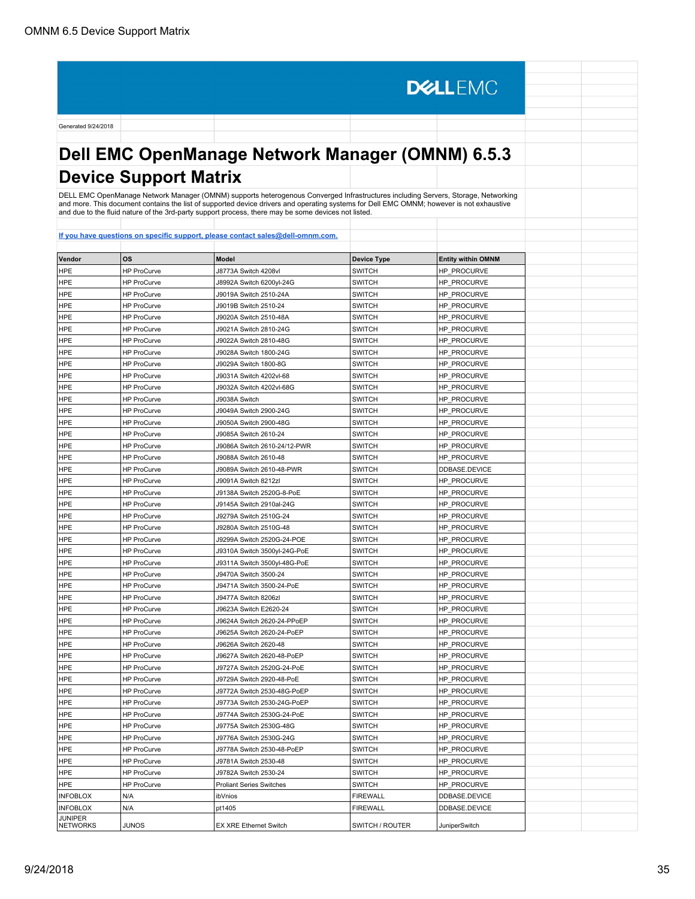Generated 9/24/2018

# Dell EMC OpenManage Network Manager (OMNM) 6.5.3 Device Support Matrix

DELL EMC OpenManage Network Manager (OMNM) supports heterogenous Converged Infrastructures including Servers, Storage, Networking and more. This document contains the list of supported device drivers and operating systems for Dell EMC OMNM; however is not exhaustive and due to the fluid nature of the 3rd-party support process, there may be some devices not listed.

If you have questions on specific support, please contact sales@dell-omnm.com.

| Vendor | OS | Model | Device Type | Entity within OMNM |
|---|---|---|---|---|
| HPE | HP ProCurve | J8773A Switch 4208vl | SWITCH | HP_PROCURVE |
| HPE | HP ProCurve | J8992A Switch 6200yl-24G | SWITCH | HP_PROCURVE |
| HPE | HP ProCurve | J9019A Switch 2510-24A | SWITCH | HP_PROCURVE |
| HPE | HP ProCurve | J9019B Switch 2510-24 | SWITCH | HP_PROCURVE |
| HPE | HP ProCurve | J9020A Switch 2510-48A | SWITCH | HP_PROCURVE |
| HPE | HP ProCurve | J9021A Switch 2810-24G | SWITCH | HP_PROCURVE |
| HPE | HP ProCurve | J9022A Switch 2810-48G | SWITCH | HP_PROCURVE |
| HPE | HP ProCurve | J9028A Switch 1800-24G | SWITCH | HP_PROCURVE |
| HPE | HP ProCurve | J9029A Switch 1800-8G | SWITCH | HP_PROCURVE |
| HPE | HP ProCurve | J9031A Switch 4202vl-68 | SWITCH | HP_PROCURVE |
| HPE | HP ProCurve | J9032A Switch 4202vl-68G | SWITCH | HP_PROCURVE |
| HPE | HP ProCurve | J9038A Switch | SWITCH | HP_PROCURVE |
| HPE | HP ProCurve | J9049A Switch 2900-24G | SWITCH | HP_PROCURVE |
| HPE | HP ProCurve | J9050A Switch 2900-48G | SWITCH | HP_PROCURVE |
| HPE | HP ProCurve | J9085A Switch 2610-24 | SWITCH | HP_PROCURVE |
| HPE | HP ProCurve | J9086A Switch 2610-24/12-PWR | SWITCH | HP_PROCURVE |
| HPE | HP ProCurve | J9088A Switch 2610-48 | SWITCH | HP_PROCURVE |
| HPE | HP ProCurve | J9089A Switch 2610-48-PWR | SWITCH | DDBASE.DEVICE |
| HPE | HP ProCurve | J9091A Switch 8212zl | SWITCH | HP_PROCURVE |
| HPE | HP ProCurve | J9138A Switch 2520G-8-PoE | SWITCH | HP_PROCURVE |
| HPE | HP ProCurve | J9145A Switch 2910al-24G | SWITCH | HP_PROCURVE |
| HPE | HP ProCurve | J9279A Switch 2510G-24 | SWITCH | HP_PROCURVE |
| HPE | HP ProCurve | J9280A Switch 2510G-48 | SWITCH | HP_PROCURVE |
| HPE | HP ProCurve | J9299A Switch 2520G-24-POE | SWITCH | HP_PROCURVE |
| HPE | HP ProCurve | J9310A Switch 3500yl-24G-PoE | SWITCH | HP_PROCURVE |
| HPE | HP ProCurve | J9311A Switch 3500yl-48G-PoE | SWITCH | HP_PROCURVE |
| HPE | HP ProCurve | J9470A Switch 3500-24 | SWITCH | HP_PROCURVE |
| HPE | HP ProCurve | J9471A Switch 3500-24-PoE | SWITCH | HP_PROCURVE |
| HPE | HP ProCurve | J9477A Switch 8206zl | SWITCH | HP_PROCURVE |
| HPE | HP ProCurve | J9623A Switch E2620-24 | SWITCH | HP_PROCURVE |
| HPE | HP ProCurve | J9624A Switch 2620-24-PPoEP | SWITCH | HP_PROCURVE |
| HPE | HP ProCurve | J9625A Switch 2620-24-PoEP | SWITCH | HP_PROCURVE |
| HPE | HP ProCurve | J9626A Switch 2620-48 | SWITCH | HP_PROCURVE |
| HPE | HP ProCurve | J9627A Switch 2620-48-PoEP | SWITCH | HP_PROCURVE |
| HPE | HP ProCurve | J9727A Switch 2520G-24-PoE | SWITCH | HP_PROCURVE |
| HPE | HP ProCurve | J9729A Switch 2920-48-PoE | SWITCH | HP_PROCURVE |
| HPE | HP ProCurve | J9772A Switch 2530-48G-PoEP | SWITCH | HP_PROCURVE |
| HPE | HP ProCurve | J9773A Switch 2530-24G-PoEP | SWITCH | HP_PROCURVE |
| HPE | HP ProCurve | J9774A Switch 2530G-24-PoE | SWITCH | HP_PROCURVE |
| HPE | HP ProCurve | J9775A Switch 2530G-48G | SWITCH | HP_PROCURVE |
| HPE | HP ProCurve | J9776A Switch 2530G-24G | SWITCH | HP_PROCURVE |
| HPE | HP ProCurve | J9778A Switch 2530-48-PoEP | SWITCH | HP_PROCURVE |
| HPE | HP ProCurve | J9781A Switch 2530-48 | SWITCH | HP_PROCURVE |
| HPE | HP ProCurve | J9782A Switch 2530-24 | SWITCH | HP_PROCURVE |
| HPE | HP ProCurve | Proliant Series Switches | SWITCH | HP_PROCURVE |
| INFOBLOX | N/A | ibVnios | FIREWALL | DDBASE.DEVICE |
| INFOBLOX | N/A | pt1405 | FIREWALL | DDBASE.DEVICE |
| JUNIPER NETWORKS | JUNOS | EX XRE Ethernet Switch | SWITCH / ROUTER | JuniperSwitch |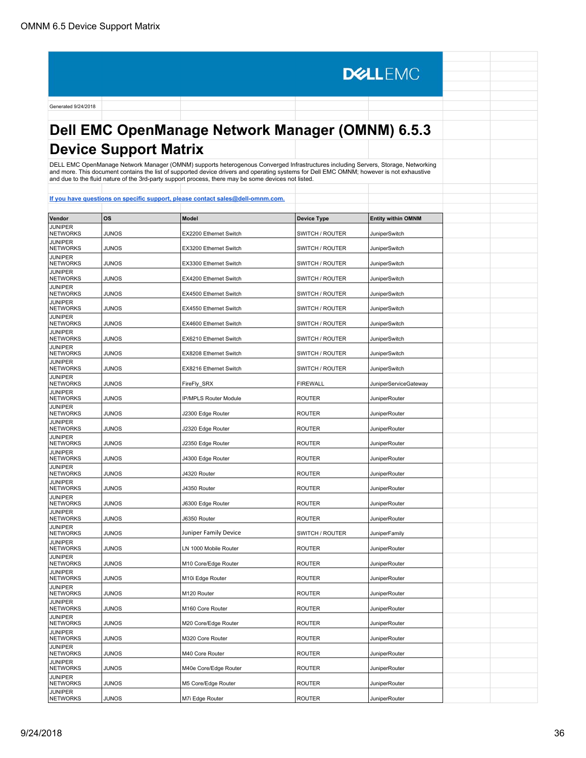Generated 9/24/2018

# Dell EMC OpenManage Network Manager (OMNM) 6.5.3 Device Support Matrix

DELL EMC OpenManage Network Manager (OMNM) supports heterogenous Converged Infrastructures including Servers, Storage, Networking and more. This document contains the list of supported device drivers and operating systems for Dell EMC OMNM; however is not exhaustive and due to the fluid nature of the 3rd-party support process, there may be some devices not listed.

**If you have questions on specific support, please contact sales@dell-omnm.com.**

| Vendor | OS | Model | Device Type | Entity within OMNM |
|---|---|---|---|---|
| JUNIPER NETWORKS | JUNOS | EX2200 Ethernet Switch | SWITCH / ROUTER | JuniperSwitch |
| JUNIPER NETWORKS | JUNOS | EX3200 Ethernet Switch | SWITCH / ROUTER | JuniperSwitch |
| JUNIPER NETWORKS | JUNOS | EX3300 Ethernet Switch | SWITCH / ROUTER | JuniperSwitch |
| JUNIPER NETWORKS | JUNOS | EX4200 Ethernet Switch | SWITCH / ROUTER | JuniperSwitch |
| JUNIPER NETWORKS | JUNOS | EX4500 Ethernet Switch | SWITCH / ROUTER | JuniperSwitch |
| JUNIPER NETWORKS | JUNOS | EX4550 Ethernet Switch | SWITCH / ROUTER | JuniperSwitch |
| JUNIPER NETWORKS | JUNOS | EX4600 Ethernet Switch | SWITCH / ROUTER | JuniperSwitch |
| JUNIPER NETWORKS | JUNOS | EX6210 Ethernet Switch | SWITCH / ROUTER | JuniperSwitch |
| JUNIPER NETWORKS | JUNOS | EX8208 Ethernet Switch | SWITCH / ROUTER | JuniperSwitch |
| JUNIPER NETWORKS | JUNOS | EX8216 Ethernet Switch | SWITCH / ROUTER | JuniperSwitch |
| JUNIPER NETWORKS | JUNOS | FireFly_SRX | FIREWALL | JuniperServiceGateway |
| JUNIPER NETWORKS | JUNOS | IP/MPLS Router Module | ROUTER | JuniperRouter |
| JUNIPER NETWORKS | JUNOS | J2300 Edge Router | ROUTER | JuniperRouter |
| JUNIPER NETWORKS | JUNOS | J2320 Edge Router | ROUTER | JuniperRouter |
| JUNIPER NETWORKS | JUNOS | J2350 Edge Router | ROUTER | JuniperRouter |
| JUNIPER NETWORKS | JUNOS | J4300 Edge Router | ROUTER | JuniperRouter |
| JUNIPER NETWORKS | JUNOS | J4320 Router | ROUTER | JuniperRouter |
| JUNIPER NETWORKS | JUNOS | J4350 Router | ROUTER | JuniperRouter |
| JUNIPER NETWORKS | JUNOS | J6300 Edge Router | ROUTER | JuniperRouter |
| JUNIPER NETWORKS | JUNOS | J6350 Router | ROUTER | JuniperRouter |
| JUNIPER NETWORKS | JUNOS | Juniper Family Device | SWITCH / ROUTER | JuniperFamily |
| JUNIPER NETWORKS | JUNOS | LN 1000 Mobile Router | ROUTER | JuniperRouter |
| JUNIPER NETWORKS | JUNOS | M10 Core/Edge Router | ROUTER | JuniperRouter |
| JUNIPER NETWORKS | JUNOS | M10i Edge Router | ROUTER | JuniperRouter |
| JUNIPER NETWORKS | JUNOS | M120 Router | ROUTER | JuniperRouter |
| JUNIPER NETWORKS | JUNOS | M160 Core Router | ROUTER | JuniperRouter |
| JUNIPER NETWORKS | JUNOS | M20 Core/Edge Router | ROUTER | JuniperRouter |
| JUNIPER NETWORKS | JUNOS | M320 Core Router | ROUTER | JuniperRouter |
| JUNIPER NETWORKS | JUNOS | M40 Core Router | ROUTER | JuniperRouter |
| JUNIPER NETWORKS | JUNOS | M40e Core/Edge Router | ROUTER | JuniperRouter |
| JUNIPER NETWORKS | JUNOS | M5 Core/Edge Router | ROUTER | JuniperRouter |
| JUNIPER NETWORKS | JUNOS | M7i Edge Router | ROUTER | JuniperRouter |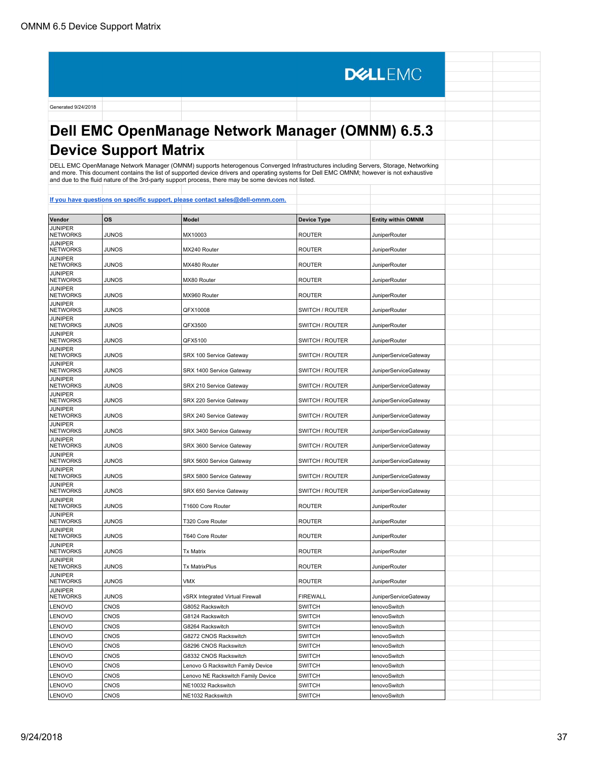Generated 9/24/2018

# Dell EMC OpenManage Network Manager (OMNM) 6.5.3 Device Support Matrix

DELL EMC OpenManage Network Manager (OMNM) supports heterogenous Converged Infrastructures including Servers, Storage, Networking and more. This document contains the list of supported device drivers and operating systems for Dell EMC OMNM; however is not exhaustive and due to the fluid nature of the 3rd-party support process, there may be some devices not listed.

**If you have questions on specific support, please contact sales@dell-omnm.com.**

| Vendor | OS | Model | Device Type | Entity within OMNM |
|---|---|---|---|---|
| JUNIPER NETWORKS | JUNOS | MX10003 | ROUTER | JuniperRouter |
| JUNIPER NETWORKS | JUNOS | MX240 Router | ROUTER | JuniperRouter |
| JUNIPER NETWORKS | JUNOS | MX480 Router | ROUTER | JuniperRouter |
| JUNIPER NETWORKS | JUNOS | MX80 Router | ROUTER | JuniperRouter |
| JUNIPER NETWORKS | JUNOS | MX960 Router | ROUTER | JuniperRouter |
| JUNIPER NETWORKS | JUNOS | QFX10008 | SWITCH / ROUTER | JuniperRouter |
| JUNIPER NETWORKS | JUNOS | QFX3500 | SWITCH / ROUTER | JuniperRouter |
| JUNIPER NETWORKS | JUNOS | QFX5100 | SWITCH / ROUTER | JuniperRouter |
| JUNIPER NETWORKS | JUNOS | SRX 100 Service Gateway | SWITCH / ROUTER | JuniperServiceGateway |
| JUNIPER NETWORKS | JUNOS | SRX 1400 Service Gateway | SWITCH / ROUTER | JuniperServiceGateway |
| JUNIPER NETWORKS | JUNOS | SRX 210 Service Gateway | SWITCH / ROUTER | JuniperServiceGateway |
| JUNIPER NETWORKS | JUNOS | SRX 220 Service Gateway | SWITCH / ROUTER | JuniperServiceGateway |
| JUNIPER NETWORKS | JUNOS | SRX 240 Service Gateway | SWITCH / ROUTER | JuniperServiceGateway |
| JUNIPER NETWORKS | JUNOS | SRX 3400 Service Gateway | SWITCH / ROUTER | JuniperServiceGateway |
| JUNIPER NETWORKS | JUNOS | SRX 3600 Service Gateway | SWITCH / ROUTER | JuniperServiceGateway |
| JUNIPER NETWORKS | JUNOS | SRX 5600 Service Gateway | SWITCH / ROUTER | JuniperServiceGateway |
| JUNIPER NETWORKS | JUNOS | SRX 5800 Service Gateway | SWITCH / ROUTER | JuniperServiceGateway |
| JUNIPER NETWORKS | JUNOS | SRX 650 Service Gateway | SWITCH / ROUTER | JuniperServiceGateway |
| JUNIPER NETWORKS | JUNOS | T1600 Core Router | ROUTER | JuniperRouter |
| JUNIPER NETWORKS | JUNOS | T320 Core Router | ROUTER | JuniperRouter |
| JUNIPER NETWORKS | JUNOS | T640 Core Router | ROUTER | JuniperRouter |
| JUNIPER NETWORKS | JUNOS | Tx Matrix | ROUTER | JuniperRouter |
| JUNIPER NETWORKS | JUNOS | Tx MatrixPlus | ROUTER | JuniperRouter |
| JUNIPER NETWORKS | JUNOS | VMX | ROUTER | JuniperRouter |
| JUNIPER NETWORKS | JUNOS | vSRX Integrated Virtual Firewall | FIREWALL | JuniperServiceGateway |
| LENOVO | CNOS | G8052 Rackswitch | SWITCH | lenovoSwitch |
| LENOVO | CNOS | G8124 Rackswitch | SWITCH | lenovoSwitch |
| LENOVO | CNOS | G8264 Rackswitch | SWITCH | lenovoSwitch |
| LENOVO | CNOS | G8272 CNOS Rackswitch | SWITCH | lenovoSwitch |
| LENOVO | CNOS | G8296 CNOS Rackswitch | SWITCH | lenovoSwitch |
| LENOVO | CNOS | G8332 CNOS Rackswitch | SWITCH | lenovoSwitch |
| LENOVO | CNOS | Lenovo G Rackswitch Family Device | SWITCH | lenovoSwitch |
| LENOVO | CNOS | Lenovo NE Rackswitch Family Device | SWITCH | lenovoSwitch |
| LENOVO | CNOS | NE10032 Rackswitch | SWITCH | lenovoSwitch |
| LENOVO | CNOS | NE1032 Rackswitch | SWITCH | lenovoSwitch |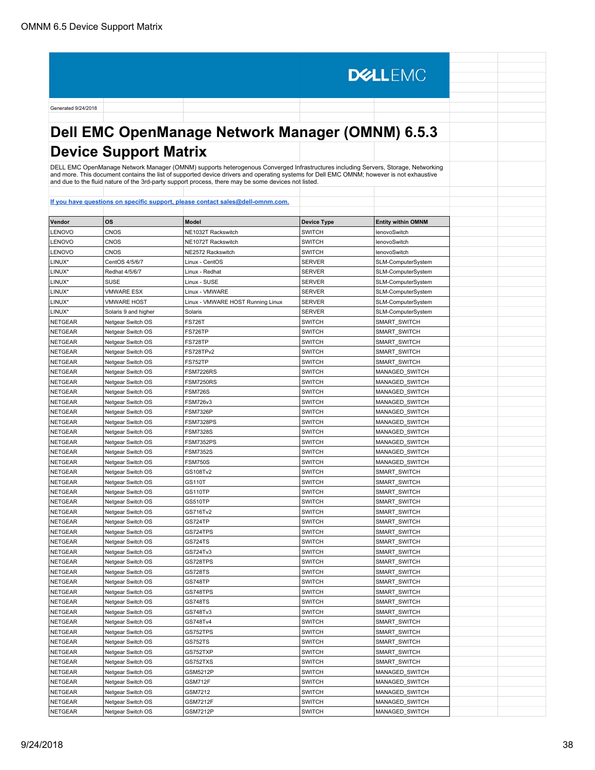Generated 9/24/2018

# Dell EMC OpenManage Network Manager (OMNM) 6.5.3 Device Support Matrix

DELL EMC OpenManage Network Manager (OMNM) supports heterogenous Converged Infrastructures including Servers, Storage, Networking and more. This document contains the list of supported device drivers and operating systems for Dell EMC OMNM; however is not exhaustive and due to the fluid nature of the 3rd-party support process, there may be some devices not listed.

[If you have questions on specific support, please contact sales@dell-omnm.com.](mailto:sales@dell-omnm.com)

| Vendor | OS | Model | Device Type | Entity within OMNM |
|---|---|---|---|---|
| LENOVO | CNOS | NE1032T Rackswitch | SWITCH | lenovoSwitch |
| LENOVO | CNOS | NE1072T Rackswitch | SWITCH | lenovoSwitch |
| LENOVO | CNOS | NE2572 Rackswitch | SWITCH | lenovoSwitch |
| LINUX* | CentOS 4/5/6/7 | Linux - CentOS | SERVER | SLM-ComputerSystem |
| LINUX* | Redhat 4/5/6/7 | Linux - Redhat | SERVER | SLM-ComputerSystem |
| LINUX* | SUSE | Linux - SUSE | SERVER | SLM-ComputerSystem |
| LINUX* | VMWARE ESX | Linux - VMWARE | SERVER | SLM-ComputerSystem |
| LINUX* | VMWARE HOST | Linux - VMWARE HOST Running Linux | SERVER | SLM-ComputerSystem |
| LINUX* | Solaris 9 and higher | Solaris | SERVER | SLM-ComputerSystem |
| NETGEAR | Netgear Switch OS | FS726T | SWITCH | SMART_SWITCH |
| NETGEAR | Netgear Switch OS | FS726TP | SWITCH | SMART_SWITCH |
| NETGEAR | Netgear Switch OS | FS728TP | SWITCH | SMART_SWITCH |
| NETGEAR | Netgear Switch OS | FS728TPv2 | SWITCH | SMART_SWITCH |
| NETGEAR | Netgear Switch OS | FS752TP | SWITCH | SMART_SWITCH |
| NETGEAR | Netgear Switch OS | FSM7226RS | SWITCH | MANAGED_SWITCH |
| NETGEAR | Netgear Switch OS | FSM7250RS | SWITCH | MANAGED_SWITCH |
| NETGEAR | Netgear Switch OS | FSM726S | SWITCH | MANAGED_SWITCH |
| NETGEAR | Netgear Switch OS | FSM726v3 | SWITCH | MANAGED_SWITCH |
| NETGEAR | Netgear Switch OS | FSM7326P | SWITCH | MANAGED_SWITCH |
| NETGEAR | Netgear Switch OS | FSM7328PS | SWITCH | MANAGED_SWITCH |
| NETGEAR | Netgear Switch OS | FSM7328S | SWITCH | MANAGED_SWITCH |
| NETGEAR | Netgear Switch OS | FSM7352PS | SWITCH | MANAGED_SWITCH |
| NETGEAR | Netgear Switch OS | FSM7352S | SWITCH | MANAGED_SWITCH |
| NETGEAR | Netgear Switch OS | FSM750S | SWITCH | MANAGED_SWITCH |
| NETGEAR | Netgear Switch OS | GS108Tv2 | SWITCH | SMART_SWITCH |
| NETGEAR | Netgear Switch OS | GS110T | SWITCH | SMART_SWITCH |
| NETGEAR | Netgear Switch OS | GS110TP | SWITCH | SMART_SWITCH |
| NETGEAR | Netgear Switch OS | GS510TP | SWITCH | SMART_SWITCH |
| NETGEAR | Netgear Switch OS | GS716Tv2 | SWITCH | SMART_SWITCH |
| NETGEAR | Netgear Switch OS | GS724TP | SWITCH | SMART_SWITCH |
| NETGEAR | Netgear Switch OS | GS724TPS | SWITCH | SMART_SWITCH |
| NETGEAR | Netgear Switch OS | GS724TS | SWITCH | SMART_SWITCH |
| NETGEAR | Netgear Switch OS | GS724Tv3 | SWITCH | SMART_SWITCH |
| NETGEAR | Netgear Switch OS | GS728TPS | SWITCH | SMART_SWITCH |
| NETGEAR | Netgear Switch OS | GS728TS | SWITCH | SMART_SWITCH |
| NETGEAR | Netgear Switch OS | GS748TP | SWITCH | SMART_SWITCH |
| NETGEAR | Netgear Switch OS | GS748TPS | SWITCH | SMART_SWITCH |
| NETGEAR | Netgear Switch OS | GS748TS | SWITCH | SMART_SWITCH |
| NETGEAR | Netgear Switch OS | GS748Tv3 | SWITCH | SMART_SWITCH |
| NETGEAR | Netgear Switch OS | GS748Tv4 | SWITCH | SMART_SWITCH |
| NETGEAR | Netgear Switch OS | GS752TPS | SWITCH | SMART_SWITCH |
| NETGEAR | Netgear Switch OS | GS752TS | SWITCH | SMART_SWITCH |
| NETGEAR | Netgear Switch OS | GS752TXP | SWITCH | SMART_SWITCH |
| NETGEAR | Netgear Switch OS | GS752TXS | SWITCH | SMART_SWITCH |
| NETGEAR | Netgear Switch OS | GSM5212P | SWITCH | MANAGED_SWITCH |
| NETGEAR | Netgear Switch OS | GSM712F | SWITCH | MANAGED_SWITCH |
| NETGEAR | Netgear Switch OS | GSM7212 | SWITCH | MANAGED_SWITCH |
| NETGEAR | Netgear Switch OS | GSM7212F | SWITCH | MANAGED_SWITCH |
| NETGEAR | Netgear Switch OS | GSM7212P | SWITCH | MANAGED_SWITCH |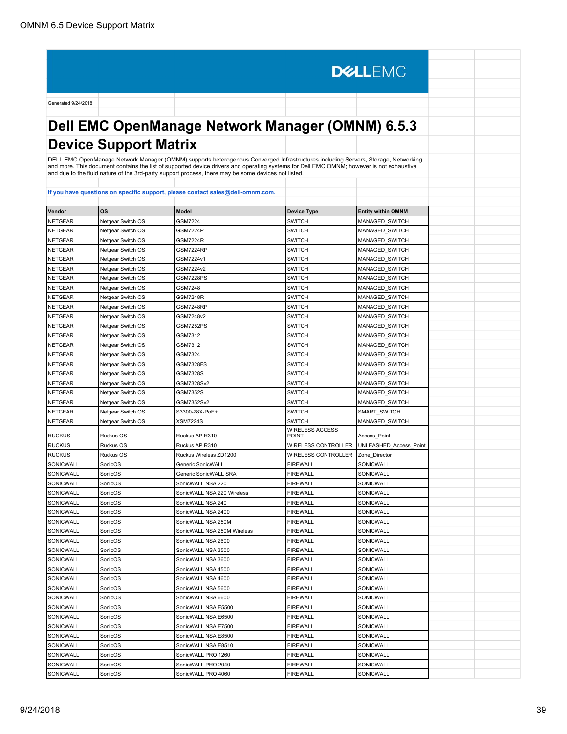Generated 9/24/2018

# Dell EMC OpenManage Network Manager (OMNM) 6.5.3 Device Support Matrix

DELL EMC OpenManage Network Manager (OMNM) supports heterogenous Converged Infrastructures including Servers, Storage, Networking and more. This document contains the list of supported device drivers and operating systems for Dell EMC OMNM; however is not exhaustive and due to the fluid nature of the 3rd-party support process, there may be some devices not listed.

[If you have questions on specific support, please contact sales@dell-omnm.com.](mailto:sales@dell-omnm.com)

| Vendor | OS | Model | Device Type | Entity within OMNM |
|---|---|---|---|---|
| NETGEAR | Netgear Switch OS | GSM7224 | SWITCH | MANAGED_SWITCH |
| NETGEAR | Netgear Switch OS | GSM7224P | SWITCH | MANAGED_SWITCH |
| NETGEAR | Netgear Switch OS | GSM7224R | SWITCH | MANAGED_SWITCH |
| NETGEAR | Netgear Switch OS | GSM7224RP | SWITCH | MANAGED_SWITCH |
| NETGEAR | Netgear Switch OS | GSM7224v1 | SWITCH | MANAGED_SWITCH |
| NETGEAR | Netgear Switch OS | GSM7224v2 | SWITCH | MANAGED_SWITCH |
| NETGEAR | Netgear Switch OS | GSM7228PS | SWITCH | MANAGED_SWITCH |
| NETGEAR | Netgear Switch OS | GSM7248 | SWITCH | MANAGED_SWITCH |
| NETGEAR | Netgear Switch OS | GSM7248R | SWITCH | MANAGED_SWITCH |
| NETGEAR | Netgear Switch OS | GSM7248RP | SWITCH | MANAGED_SWITCH |
| NETGEAR | Netgear Switch OS | GSM7248v2 | SWITCH | MANAGED_SWITCH |
| NETGEAR | Netgear Switch OS | GSM7252PS | SWITCH | MANAGED_SWITCH |
| NETGEAR | Netgear Switch OS | GSM7312 | SWITCH | MANAGED_SWITCH |
| NETGEAR | Netgear Switch OS | GSM7312 | SWITCH | MANAGED_SWITCH |
| NETGEAR | Netgear Switch OS | GSM7324 | SWITCH | MANAGED_SWITCH |
| NETGEAR | Netgear Switch OS | GSM7328FS | SWITCH | MANAGED_SWITCH |
| NETGEAR | Netgear Switch OS | GSM7328S | SWITCH | MANAGED_SWITCH |
| NETGEAR | Netgear Switch OS | GSM7328Sv2 | SWITCH | MANAGED_SWITCH |
| NETGEAR | Netgear Switch OS | GSM7352S | SWITCH | MANAGED_SWITCH |
| NETGEAR | Netgear Switch OS | GSM7352Sv2 | SWITCH | MANAGED_SWITCH |
| NETGEAR | Netgear Switch OS | S3300-28X-PoE+ | SWITCH | SMART_SWITCH |
| NETGEAR | Netgear Switch OS | XSM7224S | SWITCH | MANAGED_SWITCH |
| RUCKUS | Ruckus OS | Ruckus AP R310 | WIRELESS ACCESS POINT | Access_Point |
| RUCKUS | Ruckus OS | Ruckus AP R310 | WIRELESS CONTROLLER | UNLEASHED_Access_Point |
| RUCKUS | Ruckus OS | Ruckus Wireless ZD1200 | WIRELESS CONTROLLER | Zone_Director |
| SONICWALL | SonicOS | Generic SonicWALL | FIREWALL | SONICWALL |
| SONICWALL | SonicOS | Generic SonicWALL SRA | FIREWALL | SONICWALL |
| SONICWALL | SonicOS | SonicWALL NSA 220 | FIREWALL | SONICWALL |
| SONICWALL | SonicOS | SonicWALL NSA 220 Wireless | FIREWALL | SONICWALL |
| SONICWALL | SonicOS | SonicWALL NSA 240 | FIREWALL | SONICWALL |
| SONICWALL | SonicOS | SonicWALL NSA 2400 | FIREWALL | SONICWALL |
| SONICWALL | SonicOS | SonicWALL NSA 250M | FIREWALL | SONICWALL |
| SONICWALL | SonicOS | SonicWALL NSA 250M Wireless | FIREWALL | SONICWALL |
| SONICWALL | SonicOS | SonicWALL NSA 2600 | FIREWALL | SONICWALL |
| SONICWALL | SonicOS | SonicWALL NSA 3500 | FIREWALL | SONICWALL |
| SONICWALL | SonicOS | SonicWALL NSA 3600 | FIREWALL | SONICWALL |
| SONICWALL | SonicOS | SonicWALL NSA 4500 | FIREWALL | SONICWALL |
| SONICWALL | SonicOS | SonicWALL NSA 4600 | FIREWALL | SONICWALL |
| SONICWALL | SonicOS | SonicWALL NSA 5600 | FIREWALL | SONICWALL |
| SONICWALL | SonicOS | SonicWALL NSA 6600 | FIREWALL | SONICWALL |
| SONICWALL | SonicOS | SonicWALL NSA E5500 | FIREWALL | SONICWALL |
| SONICWALL | SonicOS | SonicWALL NSA E6500 | FIREWALL | SONICWALL |
| SONICWALL | SonicOS | SonicWALL NSA E7500 | FIREWALL | SONICWALL |
| SONICWALL | SonicOS | SonicWALL NSA E8500 | FIREWALL | SONICWALL |
| SONICWALL | SonicOS | SonicWALL NSA E8510 | FIREWALL | SONICWALL |
| SONICWALL | SonicOS | SonicWALL PRO 1260 | FIREWALL | SONICWALL |
| SONICWALL | SonicOS | SonicWALL PRO 2040 | FIREWALL | SONICWALL |
| SONICWALL | SonicOS | SonicWALL PRO 4060 | FIREWALL | SONICWALL |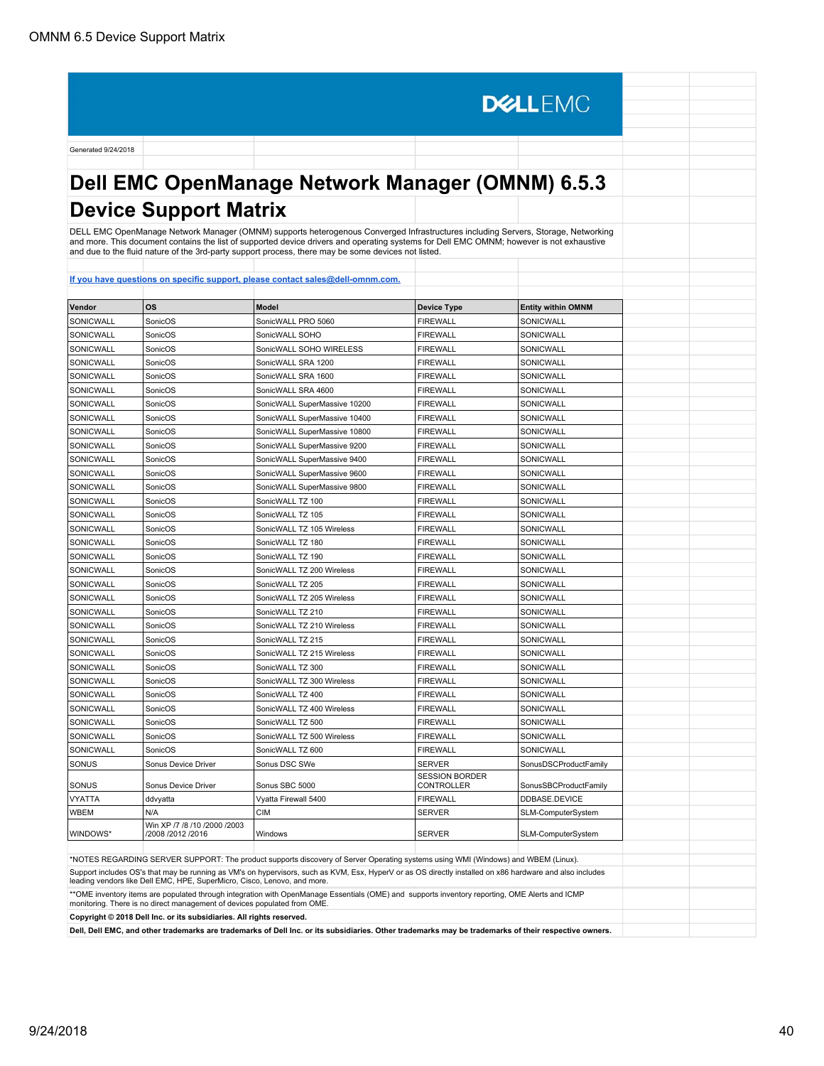DELL EMC

Generated 9/24/2018

# Dell EMC OpenManage Network Manager (OMNM) 6.5.3 Device Support Matrix

DELL EMC OpenManage Network Manager (OMNM) supports heterogenous Converged Infrastructures including Servers, Storage, Networking and more. This document contains the list of supported device drivers and operating systems for Dell EMC OMNM; however is not exhaustive and due to the fluid nature of the 3rd-party support process, there may be some devices not listed.

If you have questions on specific support, please contact sales@dell-omnm.com.

| Vendor | OS | Model | Device Type | Entity within OMNM |
|---|---|---|---|---|
| SONICWALL | SonicOS | SonicWALL PRO 5060 | FIREWALL | SONICWALL |
| SONICWALL | SonicOS | SonicWALL SOHO | FIREWALL | SONICWALL |
| SONICWALL | SonicOS | SonicWALL SOHO WIRELESS | FIREWALL | SONICWALL |
| SONICWALL | SonicOS | SonicWALL SRA 1200 | FIREWALL | SONICWALL |
| SONICWALL | SonicOS | SonicWALL SRA 1600 | FIREWALL | SONICWALL |
| SONICWALL | SonicOS | SonicWALL SRA 4600 | FIREWALL | SONICWALL |
| SONICWALL | SonicOS | SonicWALL SuperMassive 10200 | FIREWALL | SONICWALL |
| SONICWALL | SonicOS | SonicWALL SuperMassive 10400 | FIREWALL | SONICWALL |
| SONICWALL | SonicOS | SonicWALL SuperMassive 10800 | FIREWALL | SONICWALL |
| SONICWALL | SonicOS | SonicWALL SuperMassive 9200 | FIREWALL | SONICWALL |
| SONICWALL | SonicOS | SonicWALL SuperMassive 9400 | FIREWALL | SONICWALL |
| SONICWALL | SonicOS | SonicWALL SuperMassive 9600 | FIREWALL | SONICWALL |
| SONICWALL | SonicOS | SonicWALL SuperMassive 9800 | FIREWALL | SONICWALL |
| SONICWALL | SonicOS | SonicWALL TZ 100 | FIREWALL | SONICWALL |
| SONICWALL | SonicOS | SonicWALL TZ 105 | FIREWALL | SONICWALL |
| SONICWALL | SonicOS | SonicWALL TZ 105 Wireless | FIREWALL | SONICWALL |
| SONICWALL | SonicOS | SonicWALL TZ 180 | FIREWALL | SONICWALL |
| SONICWALL | SonicOS | SonicWALL TZ 190 | FIREWALL | SONICWALL |
| SONICWALL | SonicOS | SonicWALL TZ 200 Wireless | FIREWALL | SONICWALL |
| SONICWALL | SonicOS | SonicWALL TZ 205 | FIREWALL | SONICWALL |
| SONICWALL | SonicOS | SonicWALL TZ 205 Wireless | FIREWALL | SONICWALL |
| SONICWALL | SonicOS | SonicWALL TZ 210 | FIREWALL | SONICWALL |
| SONICWALL | SonicOS | SonicWALL TZ 210 Wireless | FIREWALL | SONICWALL |
| SONICWALL | SonicOS | SonicWALL TZ 215 | FIREWALL | SONICWALL |
| SONICWALL | SonicOS | SonicWALL TZ 215 Wireless | FIREWALL | SONICWALL |
| SONICWALL | SonicOS | SonicWALL TZ 300 | FIREWALL | SONICWALL |
| SONICWALL | SonicOS | SonicWALL TZ 300 Wireless | FIREWALL | SONICWALL |
| SONICWALL | SonicOS | SonicWALL TZ 400 | FIREWALL | SONICWALL |
| SONICWALL | SonicOS | SonicWALL TZ 400 Wireless | FIREWALL | SONICWALL |
| SONICWALL | SonicOS | SonicWALL TZ 500 | FIREWALL | SONICWALL |
| SONICWALL | SonicOS | SonicWALL TZ 500 Wireless | FIREWALL | SONICWALL |
| SONICWALL | SonicOS | SonicWALL TZ 600 | FIREWALL | SONICWALL |
| SONUS | Sonus Device Driver | Sonus DSC SWe | SERVER | SonusDSCProductFamily |
| SONUS | Sonus Device Driver | Sonus SBC 5000 | SESSION BORDER CONTROLLER | SonusSBCProductFamily |
| VYATTA | ddvyatta | Vyatta Firewall 5400 | FIREWALL | DDBASE.DEVICE |
| WBEM | N/A | CIM | SERVER | SLM-ComputerSystem |
| WINDOWS* | Win XP /7 /8 /10 /2000 /2003 /2008 /2012 /2016 | Windows | SERVER | SLM-ComputerSystem |

*NOTES REGARDING SERVER SUPPORT: The product supports discovery of Server Operating systems using WMI (Windows) and WBEM (Linux).

Support includes OS's that may be running as VM's on hypervisors, such as KVM, Esx, HyperV or as OS directly installed on x86 hardware and also includes leading vendors like Dell EMC, HPE, SuperMicro, Cisco, Lenovo, and more.

**OME inventory items are populated through integration with OpenManage Essentials (OME) and supports inventory reporting, OME Alerts and ICMP monitoring. There is no direct management of devices populated from OME.

**Copyright © 2018 Dell Inc. or its subsidiaries. All rights reserved.**

**Dell, Dell EMC, and other trademarks are trademarks of Dell Inc. or its subsidiaries. Other trademarks may be trademarks of their respective owners.**